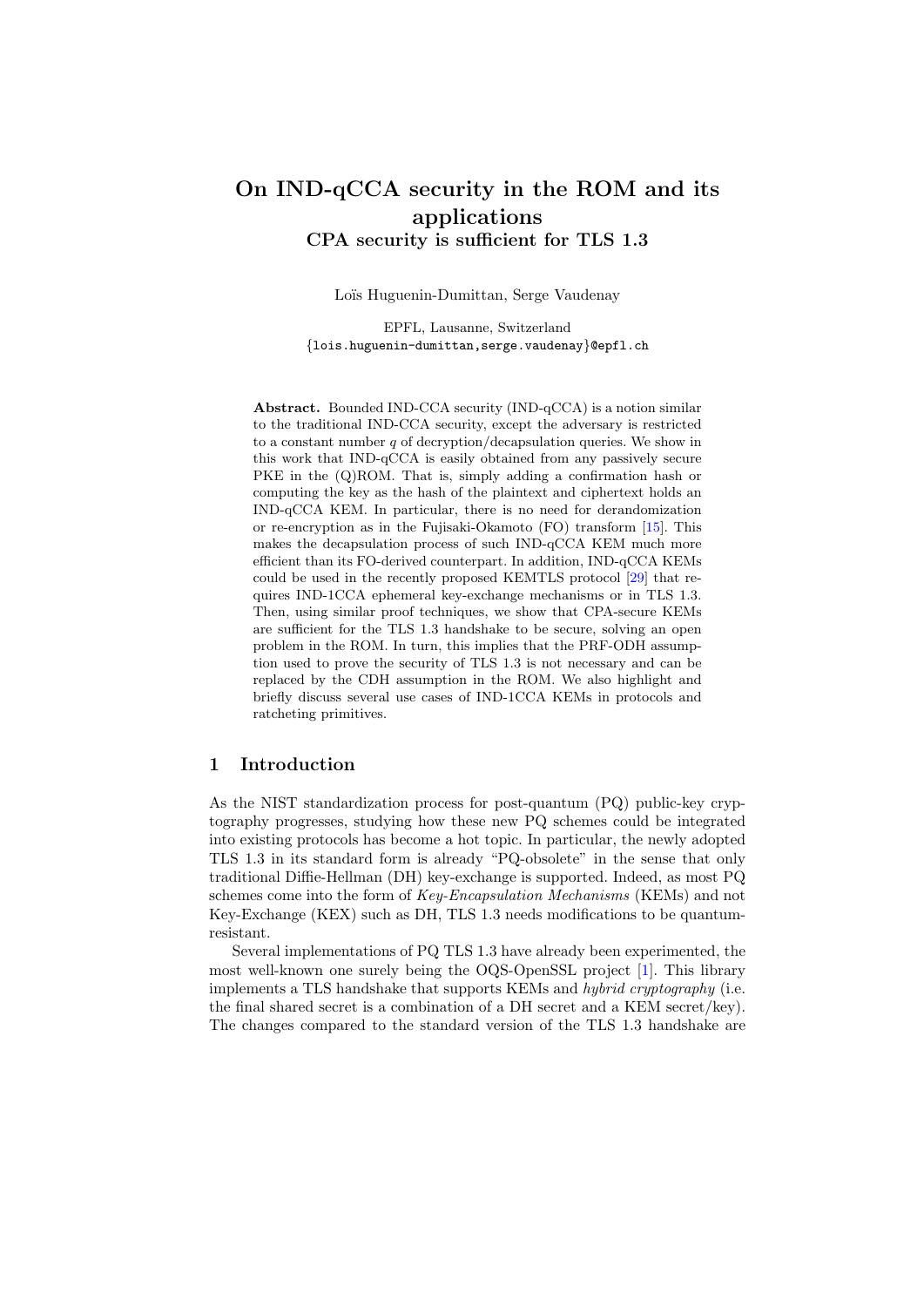# On IND-qCCA security in the ROM and its applications

## CPA security is sufficient for TLS 1.3

Loïs Huguenin-Dumittan, Serge Vaudenay

EPFL, Lausanne, Switzerland
{lois.huguenin-dumittan,serge.vaudenay}@epfl.ch

**Abstract.** Bounded IND-CCA security (IND-qCCA) is a notion similar to the traditional IND-CCA security, except the adversary is restricted to a constant number $q$ of decryption/decapsulation queries. We show in this work that IND-qCCA is easily obtained from any passively secure PKE in the (Q)ROM. That is, simply adding a confirmation hash or computing the key as the hash of the plaintext and ciphertext holds an IND-qCCA KEM. In particular, there is no need for derandomization or re-encryption as in the Fujisaki-Okamoto (FO) transform [15]. This makes the decapsulation process of such IND-qCCA KEM much more efficient than its FO-derived counterpart. In addition, IND-qCCA KEMs could be used in the recently proposed KEMTLS protocol [29] that requires IND-1CCA ephemeral key-exchange mechanisms or in TLS 1.3. Then, using similar proof techniques, we show that CPA-secure KEMs are sufficient for the TLS 1.3 handshake to be secure, solving an open problem in the ROM. In turn, this implies that the PRF-ODH assumption used to prove the security of TLS 1.3 is not necessary and can be replaced by the CDH assumption in the ROM. We also highlight and briefly discuss several use cases of IND-1CCA KEMs in protocols and ratcheting primitives.

## 1 Introduction

As the NIST standardization process for post-quantum (PQ) public-key cryptography progresses, studying how these new PQ schemes could be integrated into existing protocols has become a hot topic. In particular, the newly adopted TLS 1.3 in its standard form is already "PQ-obsolete" in the sense that only traditional Diffie-Hellman (DH) key-exchange is supported. Indeed, as most PQ schemes come into the form of *Key-Encapsulation Mechanisms* (KEMs) and not Key-Exchange (KEX) such as DH, TLS 1.3 needs modifications to be quantum-resistant.

Several implementations of PQ TLS 1.3 have already been experimented, the most well-known one surely being the OQS-OpenSSL project [1]. This library implements a TLS handshake that supports KEMs and *hybrid cryptography* (i.e. the final shared secret is a combination of a DH secret and a KEM secret/key). The changes compared to the standard version of the TLS 1.3 handshake are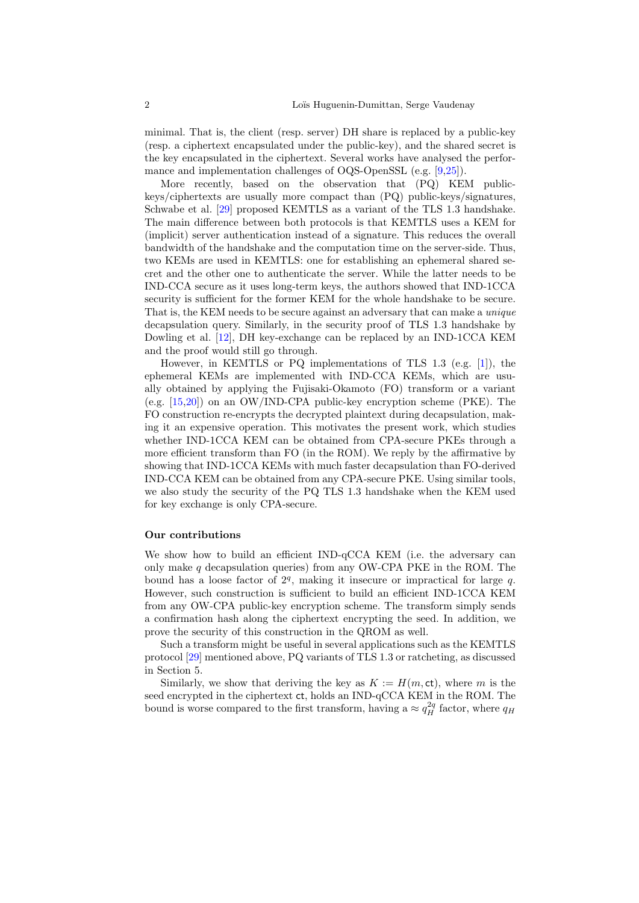minimal. That is, the client (resp. server) DH share is replaced by a public-key (resp. a ciphertext encapsulated under the public-key), and the shared secret is the key encapsulated in the ciphertext. Several works have analysed the performance and implementation challenges of OQS-OpenSSL (e.g. [9,25]).

More recently, based on the observation that (PQ) KEM public-keys/ciphertexts are usually more compact than (PQ) public-keys/signatures, Schwabe et al. [29] proposed KEMTLS as a variant of the TLS 1.3 handshake. The main difference between both protocols is that KEMTLS uses a KEM for (implicit) server authentication instead of a signature. This reduces the overall bandwidth of the handshake and the computation time on the server-side. Thus, two KEMs are used in KEMTLS: one for establishing an ephemeral shared secret and the other one to authenticate the server. While the latter needs to be IND-CCA secure as it uses long-term keys, the authors showed that IND-1CCA security is sufficient for the former KEM for the whole handshake to be secure. That is, the KEM needs to be secure against an adversary that can make a *unique* decapsulation query. Similarly, in the security proof of TLS 1.3 handshake by Dowling et al. [12], DH key-exchange can be replaced by an IND-1CCA KEM and the proof would still go through.

However, in KEMTLS or PQ implementations of TLS 1.3 (e.g. [1]), the ephemeral KEMs are implemented with IND-CCA KEMs, which are usually obtained by applying the Fujisaki-Okamoto (FO) transform or a variant (e.g. [15,20]) on an OW/IND-CPA public-key encryption scheme (PKE). The FO construction re-encrypts the decrypted plaintext during decapsulation, making it an expensive operation. This motivates the present work, which studies whether IND-1CCA KEM can be obtained from CPA-secure PKEs through a more efficient transform than FO (in the ROM). We reply by the affirmative by showing that IND-1CCA KEMs with much faster decapsulation than FO-derived IND-CCA KEM can be obtained from any CPA-secure PKE. Using similar tools, we also study the security of the PQ TLS 1.3 handshake when the KEM used for key exchange is only CPA-secure.

**Our contributions**

We show how to build an efficient IND-qCCA KEM (i.e. the adversary can only make $q$ decapsulation queries) from any OW-CPA PKE in the ROM. The bound has a loose factor of $2^q$, making it insecure or impractical for large $q$. However, such construction is sufficient to build an efficient IND-1CCA KEM from any OW-CPA public-key encryption scheme. The transform simply sends a confirmation hash along the ciphertext encrypting the seed. In addition, we prove the security of this construction in the QROM as well.

Such a transform might be useful in several applications such as the KEMTLS protocol [29] mentioned above, PQ variants of TLS 1.3 or ratcheting, as discussed in Section 5.

Similarly, we show that deriving the key as $K := H(m, \mathsf{ct})$, where $m$ is the seed encrypted in the ciphertext $\mathsf{ct}$, holds an IND-qCCA KEM in the ROM. The bound is worse compared to the first transform, having a $\approx q_H^{2q}$ factor, where $q_H$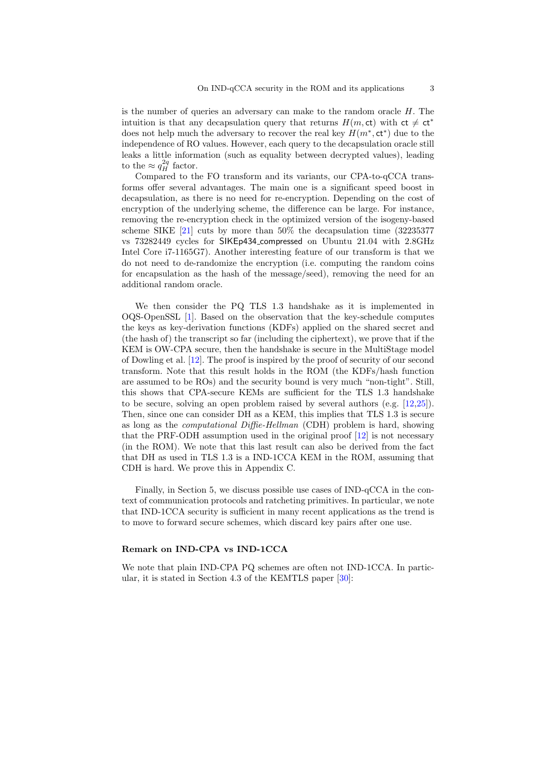is the number of queries an adversary can make to the random oracle $H$. The intuition is that any decapsulation query that returns $H(m, \mathsf{ct})$ with $\mathsf{ct} \neq \mathsf{ct}^*$ does not help much the adversary to recover the real key $H(m^*, \mathsf{ct}^*)$ due to the independence of RO values. However, each query to the decapsulation oracle still leaks a little information (such as equality between decrypted values), leading to the $\approx q_H^{2q}$ factor.

Compared to the FO transform and its variants, our CPA-to-qCCA transforms offer several advantages. The main one is a significant speed boost in decapsulation, as there is no need for re-encryption. Depending on the cost of encryption of the underlying scheme, the difference can be large. For instance, removing the re-encryption check in the optimized version of the isogeny-based scheme SIKE [21] cuts by more than 50% the decapsulation time (32235377 vs 73282449 cycles for SIKEp434_compressed on Ubuntu 21.04 with 2.8GHz Intel Core i7-1165G7). Another interesting feature of our transform is that we do not need to de-randomize the encryption (i.e. computing the random coins for encapsulation as the hash of the message/seed), removing the need for an additional random oracle.

We then consider the PQ TLS 1.3 handshake as it is implemented in OQS-OpenSSL [1]. Based on the observation that the key-schedule computes the keys as key-derivation functions (KDFs) applied on the shared secret and (the hash of) the transcript so far (including the ciphertext), we prove that if the KEM is OW-CPA secure, then the handshake is secure in the MultiStage model of Dowling et al. [12]. The proof is inspired by the proof of security of our second transform. Note that this result holds in the ROM (the KDFs/hash function are assumed to be ROs) and the security bound is very much "non-tight". Still, this shows that CPA-secure KEMs are sufficient for the TLS 1.3 handshake to be secure, solving an open problem raised by several authors (e.g. [12,25]). Then, since one can consider DH as a KEM, this implies that TLS 1.3 is secure as long as the *computational Diffie-Hellman* (CDH) problem is hard, showing that the PRF-ODH assumption used in the original proof [12] is not necessary (in the ROM). We note that this last result can also be derived from the fact that DH as used in TLS 1.3 is a IND-1CCA KEM in the ROM, assuming that CDH is hard. We prove this in Appendix C.

Finally, in Section 5, we discuss possible use cases of IND-qCCA in the context of communication protocols and ratcheting primitives. In particular, we note that IND-1CCA security is sufficient in many recent applications as the trend is to move to forward secure schemes, which discard key pairs after one use.

#### Remark on IND-CPA vs IND-1CCA

We note that plain IND-CPA PQ schemes are often not IND-1CCA. In particular, it is stated in Section 4.3 of the KEMTLS paper [30]: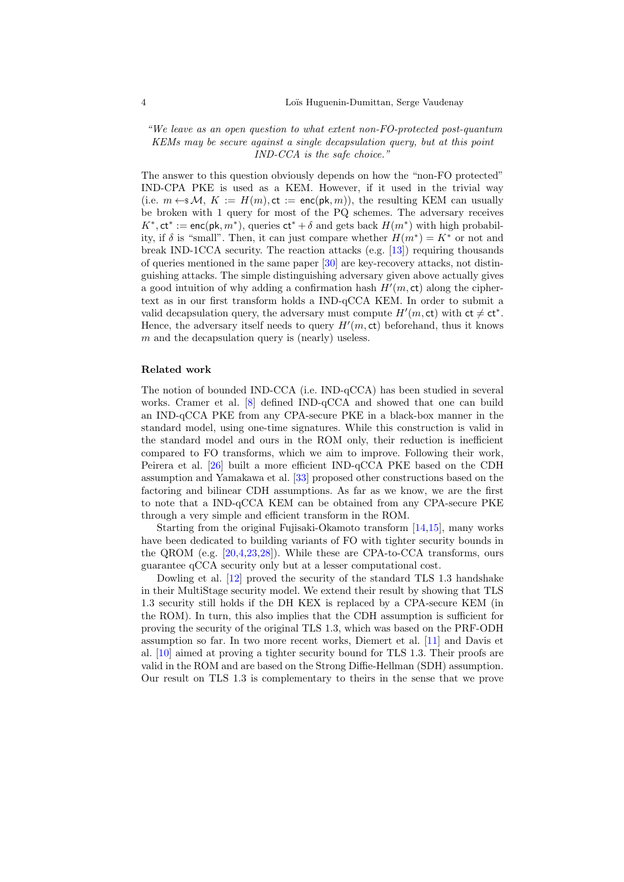*"We leave as an open question to what extent non-FO-protected post-quantum KEMs may be secure against a single decapsulation query, but at this point IND-CCA is the safe choice."*

The answer to this question obviously depends on how the "non-FO protected" IND-CPA PKE is used as a KEM. However, if it used in the trivial way (i.e. $m \leftarrow\!\!\$\, \mathcal{M}$, $K := H(m), \mathsf{ct} := \mathsf{enc}(\mathsf{pk}, m)$), the resulting KEM can usually be broken with 1 query for most of the PQ schemes. The adversary receives $K^*, \mathsf{ct}^* := \mathsf{enc}(\mathsf{pk}, m^*)$, queries $\mathsf{ct}^* + \delta$ and gets back $H(m^*)$ with high probability, if $\delta$ is "small". Then, it can just compare whether $H(m^*) = K^*$ or not and break IND-1CCA security. The reaction attacks (e.g. [13]) requiring thousands of queries mentioned in the same paper [30] are key-recovery attacks, not distinguishing attacks. The simple distinguishing adversary given above actually gives a good intuition of why adding a confirmation hash $H'(m, \mathsf{ct})$ along the ciphertext as in our first transform holds a IND-qCCA KEM. In order to submit a valid decapsulation query, the adversary must compute $H'(m, \mathsf{ct})$ with $\mathsf{ct} \neq \mathsf{ct}^*$. Hence, the adversary itself needs to query $H'(m, \mathsf{ct})$ beforehand, thus it knows $m$ and the decapsulation query is (nearly) useless.

**Related work**

The notion of bounded IND-CCA (i.e. IND-qCCA) has been studied in several works. Cramer et al. [8] defined IND-qCCA and showed that one can build an IND-qCCA PKE from any CPA-secure PKE in a black-box manner in the standard model, using one-time signatures. While this construction is valid in the standard model and ours in the ROM only, their reduction is inefficient compared to FO transforms, which we aim to improve. Following their work, Peirera et al. [26] built a more efficient IND-qCCA PKE based on the CDH assumption and Yamakawa et al. [33] proposed other constructions based on the factoring and bilinear CDH assumptions. As far as we know, we are the first to note that a IND-qCCA KEM can be obtained from any CPA-secure PKE through a very simple and efficient transform in the ROM.

Starting from the original Fujisaki-Okamoto transform [14,15], many works have been dedicated to building variants of FO with tighter security bounds in the QROM (e.g. [20,4,23,28]). While these are CPA-to-CCA transforms, ours guarantee qCCA security only but at a lesser computational cost.

Dowling et al. [12] proved the security of the standard TLS 1.3 handshake in their MultiStage security model. We extend their result by showing that TLS 1.3 security still holds if the DH KEX is replaced by a CPA-secure KEM (in the ROM). In turn, this also implies that the CDH assumption is sufficient for proving the security of the original TLS 1.3, which was based on the PRF-ODH assumption so far. In two more recent works, Diemert et al. [11] and Davis et al. [10] aimed at proving a tighter security bound for TLS 1.3. Their proofs are valid in the ROM and are based on the Strong Diffie-Hellman (SDH) assumption. Our result on TLS 1.3 is complementary to theirs in the sense that we prove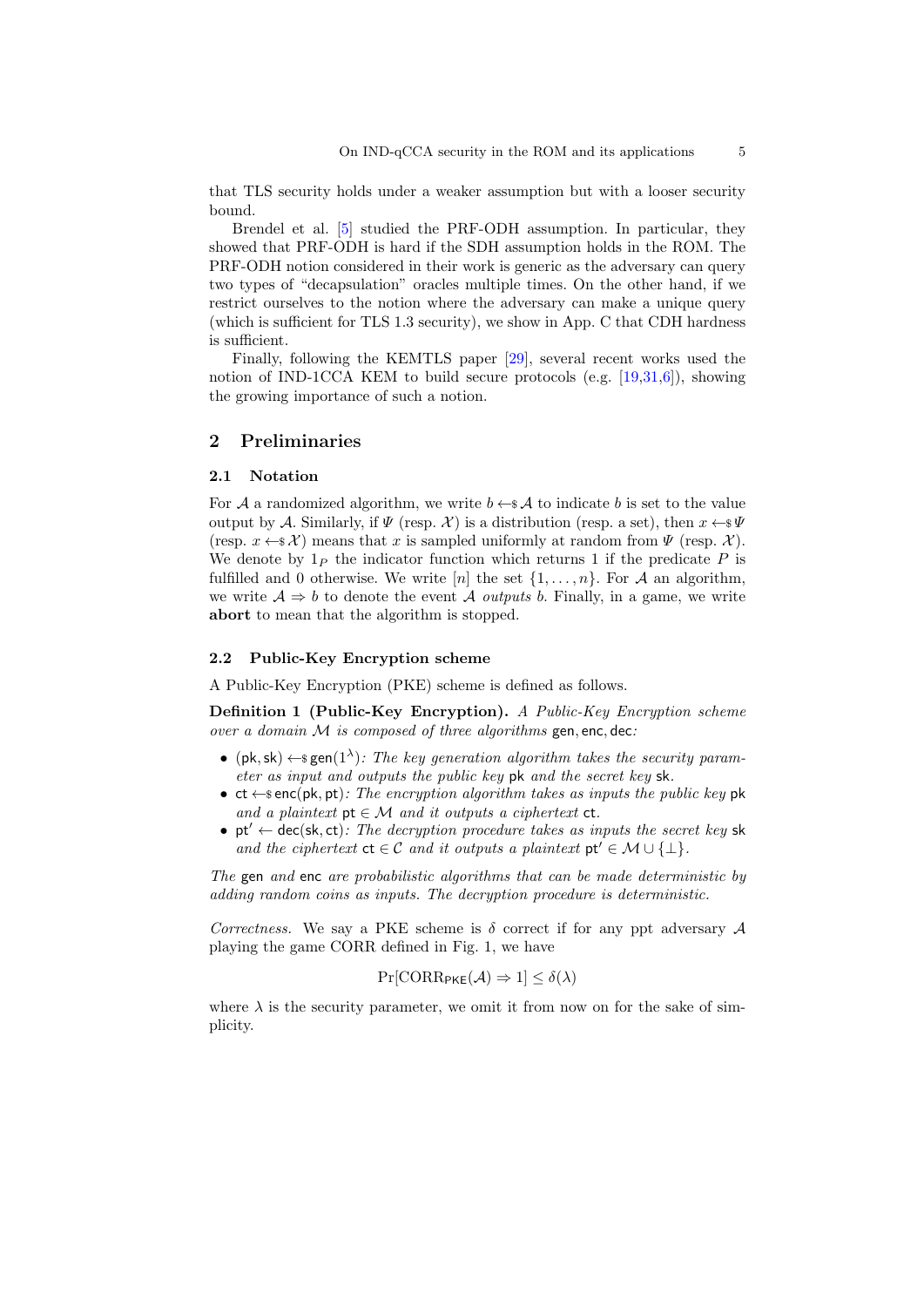that TLS security holds under a weaker assumption but with a looser security bound.

Brendel et al. [5] studied the PRF-ODH assumption. In particular, they showed that PRF-ODH is hard if the SDH assumption holds in the ROM. The PRF-ODH notion considered in their work is generic as the adversary can query two types of "decapsulation" oracles multiple times. On the other hand, if we restrict ourselves to the notion where the adversary can make a unique query (which is sufficient for TLS 1.3 security), we show in App. C that CDH hardness is sufficient.

Finally, following the KEMTLS paper [29], several recent works used the notion of IND-1CCA KEM to build secure protocols (e.g. [19,31,6]), showing the growing importance of such a notion.

## 2 Preliminaries

### 2.1 Notation

For $\mathcal{A}$ a randomized algorithm, we write $b \leftarrow\!\$\, \mathcal{A}$ to indicate $b$ is set to the value output by $\mathcal{A}$. Similarly, if $\Psi$ (resp. $\mathcal{X}$) is a distribution (resp. a set), then $x \leftarrow\!\$\, \Psi$ (resp. $x \leftarrow\!\$\, \mathcal{X}$) means that $x$ is sampled uniformly at random from $\Psi$ (resp. $\mathcal{X}$). We denote by $1_P$ the indicator function which returns 1 if the predicate $P$ is fulfilled and 0 otherwise. We write $[n]$ the set $\{1, \ldots, n\}$. For $\mathcal{A}$ an algorithm, we write $\mathcal{A} \Rightarrow b$ to denote the event $\mathcal{A}$ *outputs* $b$. Finally, in a game, we write **abort** to mean that the algorithm is stopped.

### 2.2 Public-Key Encryption scheme

A Public-Key Encryption (PKE) scheme is defined as follows.

**Definition 1 (Public-Key Encryption).** *A Public-Key Encryption scheme over a domain $\mathcal{M}$ is composed of three algorithms* $\mathsf{gen}, \mathsf{enc}, \mathsf{dec}$*:*

- $(\mathsf{pk}, \mathsf{sk}) \leftarrow\!\$\, \mathsf{gen}(1^\lambda)$*: The key generation algorithm takes the security parameter as input and outputs the public key* $\mathsf{pk}$ *and the secret key* $\mathsf{sk}$*.*
- $\mathsf{ct} \leftarrow\!\$\, \mathsf{enc}(\mathsf{pk}, \mathsf{pt})$*: The encryption algorithm takes as inputs the public key* $\mathsf{pk}$ *and a plaintext* $\mathsf{pt} \in \mathcal{M}$ *and it outputs a ciphertext* $\mathsf{ct}$*.*
- $\mathsf{pt}' \leftarrow \mathsf{dec}(\mathsf{sk}, \mathsf{ct})$*: The decryption procedure takes as inputs the secret key* $\mathsf{sk}$ *and the ciphertext* $\mathsf{ct} \in \mathcal{C}$ *and it outputs a plaintext* $\mathsf{pt}' \in \mathcal{M} \cup \{\bot\}$*.*

*The* $\mathsf{gen}$ *and* $\mathsf{enc}$ *are probabilistic algorithms that can be made deterministic by adding random coins as inputs. The decryption procedure is deterministic.*

*Correctness.* We say a PKE scheme is $\delta$ correct if for any ppt adversary $\mathcal{A}$ playing the game CORR defined in Fig. 1, we have

$$\Pr[\mathrm{CORR}_{\mathsf{PKE}}(\mathcal{A}) \Rightarrow 1] \leq \delta(\lambda)$$

where $\lambda$ is the security parameter, we omit it from now on for the sake of simplicity.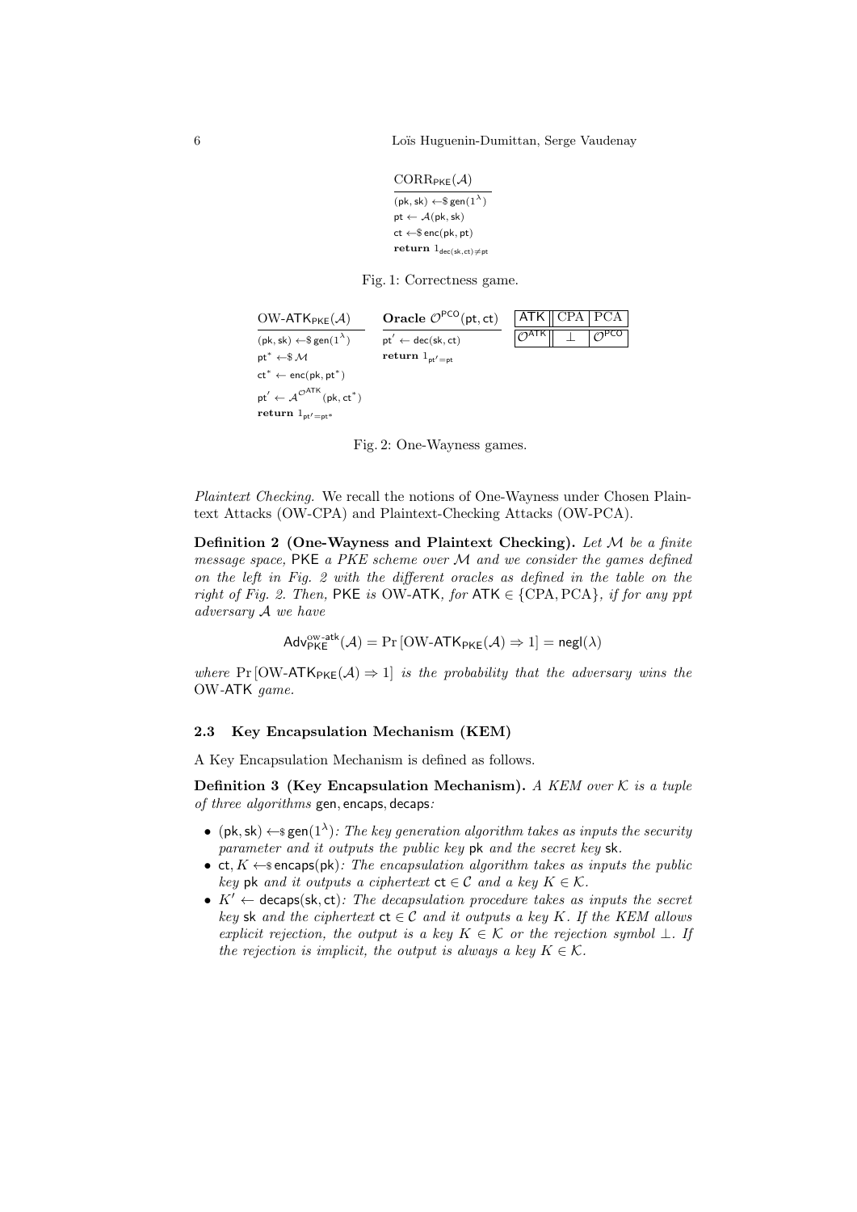$\mathrm{CORR}_{\mathsf{PKE}}(\mathcal{A})$

$(\mathsf{pk}, \mathsf{sk}) \leftarrow\$ \mathsf{gen}(1^\lambda)$
$\mathsf{pt} \leftarrow \mathcal{A}(\mathsf{pk}, \mathsf{sk})$
$\mathsf{ct} \leftarrow\$ \mathsf{enc}(\mathsf{pk}, \mathsf{pt})$
**return** $1_{\mathsf{dec}(\mathsf{sk},\mathsf{ct}) \neq \mathsf{pt}}$

Fig. 1: Correctness game.

$\mathrm{OW}\text{-}\mathsf{ATK}_{\mathsf{PKE}}(\mathcal{A})$

$(\mathsf{pk}, \mathsf{sk}) \leftarrow\$ \mathsf{gen}(1^\lambda)$
$\mathsf{pt}^* \leftarrow\$ \mathcal{M}$
$\mathsf{ct}^* \leftarrow \mathsf{enc}(\mathsf{pk}, \mathsf{pt}^*)$
$\mathsf{pt}' \leftarrow \mathcal{A}^{\mathcal{O}^{\mathsf{ATK}}}(\mathsf{pk}, \mathsf{ct}^*)$
**return** $1_{\mathsf{pt}' = \mathsf{pt}^*}$

**Oracle** $\mathcal{O}^{\mathsf{PCO}}(\mathsf{pt}, \mathsf{ct})$

$\mathsf{pt}' \leftarrow \mathsf{dec}(\mathsf{sk}, \mathsf{ct})$
**return** $1_{\mathsf{pt}' = \mathsf{pt}}$

| ATK | CPA | PCA |
|---|---|---|
| $\mathcal{O}^{\mathsf{ATK}}$ | $\perp$ | $\mathcal{O}^{\mathsf{PCO}}$ |

Fig. 2: One-Wayness games.

*Plaintext Checking.* We recall the notions of One-Wayness under Chosen Plaintext Attacks (OW-CPA) and Plaintext-Checking Attacks (OW-PCA).

**Definition 2 (One-Wayness and Plaintext Checking).** *Let $\mathcal{M}$ be a finite message space,* PKE *a PKE scheme over $\mathcal{M}$ and we consider the games defined on the left in Fig. 2 with the different oracles as defined in the table on the right of Fig. 2. Then,* PKE *is* OW-ATK*, for* $\mathsf{ATK} \in \{\mathrm{CPA}, \mathrm{PCA}\}$*, if for any ppt adversary $\mathcal{A}$ we have*

$$\mathsf{Adv}^{\text{ow-atk}}_{\mathsf{PKE}}(\mathcal{A}) = \Pr\left[\mathrm{OW}\text{-}\mathsf{ATK}_{\mathsf{PKE}}(\mathcal{A}) \Rightarrow 1\right] = \mathsf{negl}(\lambda)$$

*where* $\Pr\left[\mathrm{OW}\text{-}\mathsf{ATK}_{\mathsf{PKE}}(\mathcal{A}) \Rightarrow 1\right]$ *is the probability that the adversary wins the* OW-ATK *game.*

### 2.3 Key Encapsulation Mechanism (KEM)

A Key Encapsulation Mechanism is defined as follows.

**Definition 3 (Key Encapsulation Mechanism).** *A KEM over $\mathcal{K}$ is a tuple of three algorithms* gen, encaps, decaps*:*

- $(\mathsf{pk}, \mathsf{sk}) \leftarrow\$ \mathsf{gen}(1^\lambda)$*: The key generation algorithm takes as inputs the security parameter and it outputs the public key* pk *and the secret key* sk*.*
- $\mathsf{ct}, K \leftarrow\$ \mathsf{encaps}(\mathsf{pk})$*: The encapsulation algorithm takes as inputs the public key* pk *and it outputs a ciphertext $\mathsf{ct} \in \mathcal{C}$ and a key $K \in \mathcal{K}$.*
- $K' \leftarrow \mathsf{decaps}(\mathsf{sk}, \mathsf{ct})$*: The decapsulation procedure takes as inputs the secret key* sk *and the ciphertext $\mathsf{ct} \in \mathcal{C}$ and it outputs a key $K$. If the KEM allows explicit rejection, the output is a key $K \in \mathcal{K}$ or the rejection symbol $\perp$. If the rejection is implicit, the output is always a key $K \in \mathcal{K}$.*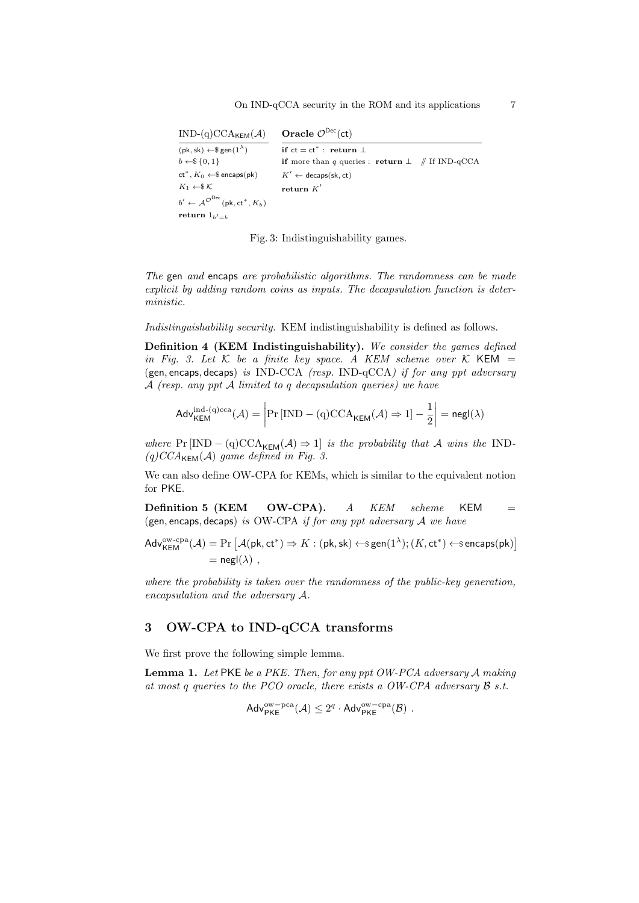| $\text{IND-(q)CCA}_{\mathsf{KEM}}(\mathcal{A})$ | **Oracle** $\mathcal{O}^{\mathsf{Dec}}(\mathsf{ct})$ |
|---|---|
| $(\mathsf{pk}, \mathsf{sk}) \leftarrow\$ \mathsf{gen}(1^\lambda)$ | **if** $\mathsf{ct} = \mathsf{ct}^*$ : **return** $\bot$ |
| $b \leftarrow\$ \{0, 1\}$ | **if** more than $q$ queries : **return** $\bot$ // If IND-qCCA |
| $\mathsf{ct}^*, K_0 \leftarrow\$ \mathsf{encaps}(\mathsf{pk})$ | $K' \leftarrow \mathsf{decaps}(\mathsf{sk}, \mathsf{ct})$ |
| $K_1 \leftarrow\$ \mathcal{K}$ | **return** $K'$ |
| $b' \leftarrow \mathcal{A}^{\mathcal{O}^{\mathsf{Dec}}}(\mathsf{pk}, \mathsf{ct}^*, K_b)$ | |
| **return** $1_{b'=b}$ | |

Fig. 3: Indistinguishability games.

*The* gen *and* encaps *are probabilistic algorithms. The randomness can be made explicit by adding random coins as inputs. The decapsulation function is deterministic.*

*Indistinguishability security.* KEM indistinguishability is defined as follows.

**Definition 4 (KEM Indistinguishability).** *We consider the games defined in Fig. 3. Let $\mathcal{K}$ be a finite key space. A KEM scheme over $\mathcal{K}$ $\mathsf{KEM} = (\mathsf{gen}, \mathsf{encaps}, \mathsf{decaps})$ is IND-CCA (resp. IND-qCCA) if for any ppt adversary $\mathcal{A}$ (resp. any ppt $\mathcal{A}$ limited to $q$ decapsulation queries) we have*

$$\mathsf{Adv}^{\text{ind-(q)cca}}_{\mathsf{KEM}}(\mathcal{A}) = \left| \Pr\left[\text{IND} - (\text{q})\text{CCA}_{\mathsf{KEM}}(\mathcal{A}) \Rightarrow 1\right] - \frac{1}{2} \right| = \mathsf{negl}(\lambda)$$

*where $\Pr\left[\text{IND} - (\text{q})\text{CCA}_{\mathsf{KEM}}(\mathcal{A}) \Rightarrow 1\right]$ is the probability that $\mathcal{A}$ wins the IND-(q)CCA$_{\mathsf{KEM}}(\mathcal{A})$ game defined in Fig. 3.*

We can also define OW-CPA for KEMs, which is similar to the equivalent notion for PKE.

**Definition 5 (KEM OW-CPA).** *A KEM scheme $\mathsf{KEM} = (\mathsf{gen}, \mathsf{encaps}, \mathsf{decaps})$ is OW-CPA if for any ppt adversary $\mathcal{A}$ we have*

$$\begin{aligned}\mathsf{Adv}^{\text{ow-cpa}}_{\mathsf{KEM}}(\mathcal{A}) &= \Pr\left[\mathcal{A}(\mathsf{pk}, \mathsf{ct}^*) \Rightarrow K : (\mathsf{pk}, \mathsf{sk}) \leftarrow\$ \mathsf{gen}(1^\lambda); (K, \mathsf{ct}^*) \leftarrow\$ \mathsf{encaps}(\mathsf{pk})\right] \\ &= \mathsf{negl}(\lambda)\ ,\end{aligned}$$

*where the probability is taken over the randomness of the public-key generation, encapsulation and the adversary $\mathcal{A}$.*

## 3 OW-CPA to IND-qCCA transforms

We first prove the following simple lemma.

**Lemma 1.** *Let* PKE *be a PKE. Then, for any ppt OW-PCA adversary $\mathcal{A}$ making at most $q$ queries to the PCO oracle, there exists a OW-CPA adversary $\mathcal{B}$ s.t.*

$$\mathsf{Adv}^{\mathrm{ow-pca}}_{\mathsf{PKE}}(\mathcal{A}) \leq 2^q \cdot \mathsf{Adv}^{\mathrm{ow-cpa}}_{\mathsf{PKE}}(\mathcal{B})\ .$$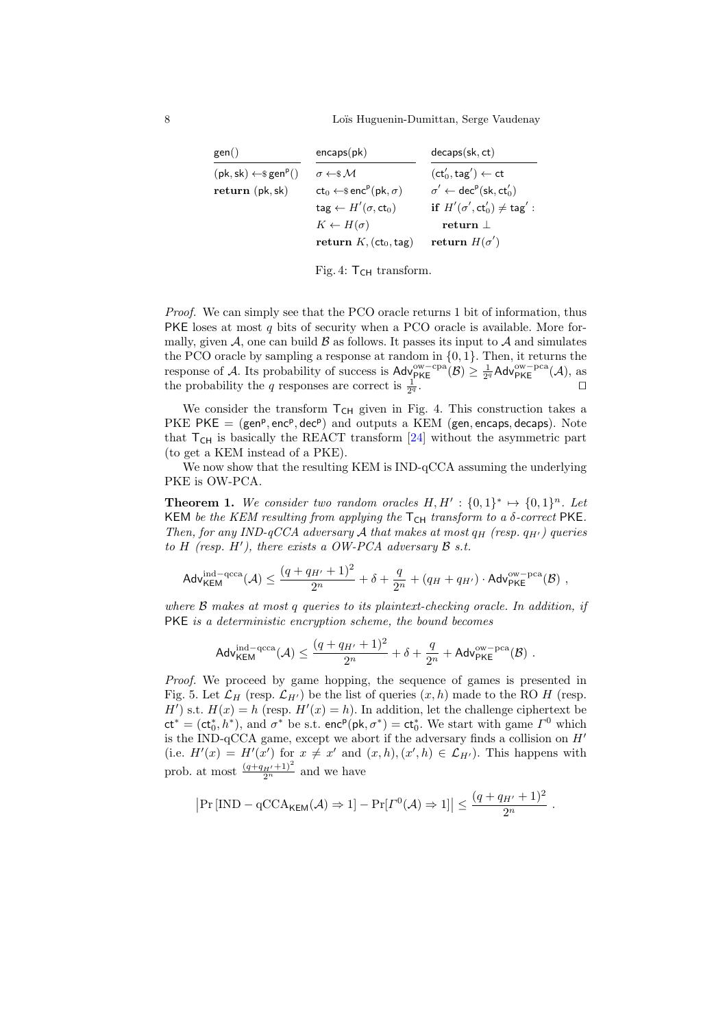| gen() | encaps(pk) | decaps(sk, ct) |
| --- | --- | --- |
| $(\mathsf{pk}, \mathsf{sk}) \leftarrow\$ \mathsf{gen}^{\mathsf{p}}()$ | $\sigma \leftarrow\$ \mathcal{M}$ | $(\mathsf{ct}_0', \mathsf{tag}') \leftarrow \mathsf{ct}$ |
| **return** $(\mathsf{pk}, \mathsf{sk})$ | $\mathsf{ct}_0 \leftarrow\$ \mathsf{enc}^{\mathsf{p}}(\mathsf{pk}, \sigma)$ | $\sigma' \leftarrow \mathsf{dec}^{\mathsf{p}}(\mathsf{sk}, \mathsf{ct}_0')$ |
| | $\mathsf{tag} \leftarrow H'(\sigma, \mathsf{ct}_0)$ | **if** $H'(\sigma', \mathsf{ct}_0') \neq \mathsf{tag}'$ : |
| | $K \leftarrow H(\sigma)$ | **return** $\perp$ |
| | **return** $K, (\mathsf{ct}_0, \mathsf{tag})$ | **return** $H(\sigma')$ |

Fig. 4: $\mathsf{T}_{\mathsf{CH}}$ transform.

*Proof.* We can simply see that the PCO oracle returns 1 bit of information, thus PKE loses at most $q$ bits of security when a PCO oracle is available. More formally, given $\mathcal{A}$, one can build $\mathcal{B}$ as follows. It passes its input to $\mathcal{A}$ and simulates the PCO oracle by sampling a response at random in $\{0, 1\}$. Then, it returns the response of $\mathcal{A}$. Its probability of success is $\mathsf{Adv}^{\mathrm{ow-cpa}}_{\mathsf{PKE}}(\mathcal{B}) \geq \frac{1}{2^q} \mathsf{Adv}^{\mathrm{ow-pca}}_{\mathsf{PKE}}(\mathcal{A})$, as the probability the $q$ responses are correct is $\frac{1}{2^q}$. ☐

We consider the transform $\mathsf{T}_{\mathsf{CH}}$ given in Fig. 4. This construction takes a PKE $\mathsf{PKE} = (\mathsf{gen}^{\mathsf{p}}, \mathsf{enc}^{\mathsf{p}}, \mathsf{dec}^{\mathsf{p}})$ and outputs a KEM $(\mathsf{gen}, \mathsf{encaps}, \mathsf{decaps})$. Note that $\mathsf{T}_{\mathsf{CH}}$ is basically the REACT transform [24] without the asymmetric part (to get a KEM instead of a PKE).

We now show that the resulting KEM is IND-qCCA assuming the underlying PKE is OW-PCA.

**Theorem 1.** *We consider two random oracles $H, H' : \{0, 1\}^* \mapsto \{0, 1\}^n$. Let* KEM *be the KEM resulting from applying the $\mathsf{T}_{\mathsf{CH}}$ transform to a $\delta$-correct* PKE. *Then, for any IND-qCCA adversary $\mathcal{A}$ that makes at most $q_H$ (resp. $q_{H'}$) queries to $H$ (resp. $H'$), there exists a OW-PCA adversary $\mathcal{B}$ s.t.*

$$\mathsf{Adv}^{\mathrm{ind-qcca}}_{\mathsf{KEM}}(\mathcal{A}) \leq \frac{(q + q_{H'} + 1)^2}{2^n} + \delta + \frac{q}{2^n} + (q_H + q_{H'}) \cdot \mathsf{Adv}^{\mathrm{ow-pca}}_{\mathsf{PKE}}(\mathcal{B}) \ ,$$

*where $\mathcal{B}$ makes at most $q$ queries to its plaintext-checking oracle. In addition, if* PKE *is a deterministic encryption scheme, the bound becomes*

$$\mathsf{Adv}^{\mathrm{ind-qcca}}_{\mathsf{KEM}}(\mathcal{A}) \leq \frac{(q + q_{H'} + 1)^2}{2^n} + \delta + \frac{q}{2^n} + \mathsf{Adv}^{\mathrm{ow-pca}}_{\mathsf{PKE}}(\mathcal{B}) \ .$$

*Proof.* We proceed by game hopping, the sequence of games is presented in Fig. 5. Let $\mathcal{L}_H$ (resp. $\mathcal{L}_{H'}$) be the list of queries $(x, h)$ made to the RO $H$ (resp. $H'$) s.t. $H(x) = h$ (resp. $H'(x) = h$). In addition, let the challenge ciphertext be $\mathsf{ct}^* = (\mathsf{ct}_0^*, h^*)$, and $\sigma^*$ be s.t. $\mathsf{enc}^{\mathsf{p}}(\mathsf{pk}, \sigma^*) = \mathsf{ct}_0^*$. We start with game $\Gamma^0$ which is the IND-qCCA game, except we abort if the adversary finds a collision on $H'$ (i.e. $H'(x) = H'(x')$ for $x \neq x'$ and $(x, h), (x', h) \in \mathcal{L}_{H'}$). This happens with prob. at most $\frac{(q + q_{H'} + 1)^2}{2^n}$ and we have

$$\left| \Pr\left[\mathrm{IND} - \mathrm{qCCA}_{\mathsf{KEM}}(\mathcal{A}) \Rightarrow 1\right] - \Pr[\Gamma^0(\mathcal{A}) \Rightarrow 1] \right| \leq \frac{(q + q_{H'} + 1)^2}{2^n} \ .$$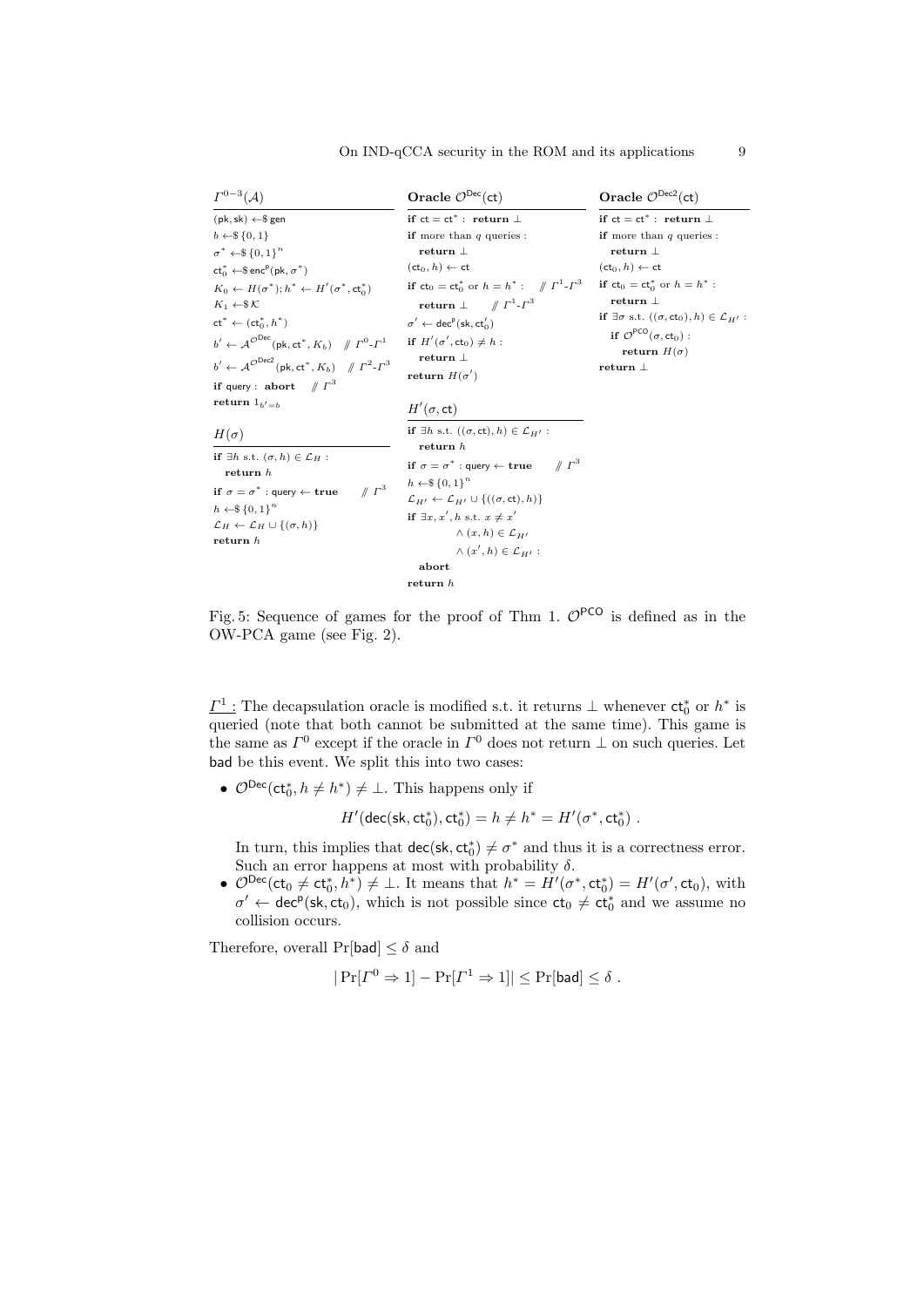```
Γ^{0-3}(A)
(pk, sk) ←$ gen
b ←$ {0,1}
σ* ←$ {0,1}^n
ct*_0 ←$ enc^P(pk, σ*)
K_0 ← H(σ*); h* ← H'(σ*, ct*_0)
K_1 ←$ K
ct* ← (ct*_0, h*)
b' ← A^{O^Dec}(pk, ct*, K_b)      // Γ^0-Γ^1
b' ← A^{O^Dec2}(pk, ct*, K_b)     // Γ^2-Γ^3
if query : abort     // Γ^3
return 1_{b'=b}

H(σ)
if ∃h s.t. (σ, h) ∈ L_H :
  return h
if σ = σ* : query ← true     // Γ^3
h ←$ {0,1}^n
L_H ← L_H ∪ {(σ, h)}
return h

Oracle O^Dec(ct)
if ct = ct* : return ⊥
if more than q queries :
  return ⊥
(ct_0, h) ← ct
if ct_0 = ct*_0 or h = h* :     // Γ^1-Γ^3
  return ⊥     // Γ^1-Γ^3
σ' ← dec^P(sk, ct'_0)
if H'(σ', ct_0) ≠ h :
  return ⊥
return H(σ')

H'(σ, ct)
if ∃h s.t. ((σ, ct), h) ∈ L_{H'} :
  return h
if σ = σ* : query ← true     // Γ^3
h ←$ {0,1}^n
L_{H'} ← L_{H'} ∪ {((σ, ct), h)}
if ∃x, x', h s.t. x ≠ x'
      ∧ (x, h) ∈ L_{H'}
      ∧ (x', h) ∈ L_{H'} :
  abort
return h

Oracle O^Dec2(ct)
if ct = ct* : return ⊥
if more than q queries :
  return ⊥
(ct_0, h) ← ct
if ct_0 = ct*_0 or h = h* :
  return ⊥
if ∃σ s.t. ((σ, ct_0), h) ∈ L_{H'} :
  if O^PCO(σ, ct_0) :
    return H(σ)
return ⊥
```

Fig. 5: Sequence of games for the proof of Thm 1. $\mathcal{O}^{\mathsf{PCO}}$ is defined as in the OW-PCA game (see Fig. 2).

$\underline{\Gamma^1:}$ The decapsulation oracle is modified s.t. it returns $\perp$ whenever $\mathsf{ct}_0^*$ or $h^*$ is queried (note that both cannot be submitted at the same time). This game is the same as $\Gamma^0$ except if the oracle in $\Gamma^0$ does not return $\perp$ on such queries. Let $\mathsf{bad}$ be this event. We split this into two cases:

- $\mathcal{O}^{\mathsf{Dec}}(\mathsf{ct}_0^*, h \neq h^*) \neq \perp$. This happens only if

$$H'(\mathsf{dec}(\mathsf{sk}, \mathsf{ct}_0^*), \mathsf{ct}_0^*) = h \neq h^* = H'(\sigma^*, \mathsf{ct}_0^*) \ .$$

  In turn, this implies that $\mathsf{dec}(\mathsf{sk}, \mathsf{ct}_0^*) \neq \sigma^*$ and thus it is a correctness error. Such an error happens at most with probability $\delta$.
- $\mathcal{O}^{\mathsf{Dec}}(\mathsf{ct}_0 \neq \mathsf{ct}_0^*, h^*) \neq \perp$. It means that $h^* = H'(\sigma^*, \mathsf{ct}_0^*) = H'(\sigma', \mathsf{ct}_0)$, with $\sigma' \leftarrow \mathsf{dec}^{\mathsf{P}}(\mathsf{sk}, \mathsf{ct}_0)$, which is not possible since $\mathsf{ct}_0 \neq \mathsf{ct}_0^*$ and we assume no collision occurs.

Therefore, overall $\Pr[\mathsf{bad}] \leq \delta$ and

$$|\Pr[\Gamma^0 \Rightarrow 1] - \Pr[\Gamma^1 \Rightarrow 1]| \leq \Pr[\mathsf{bad}] \leq \delta \ .$$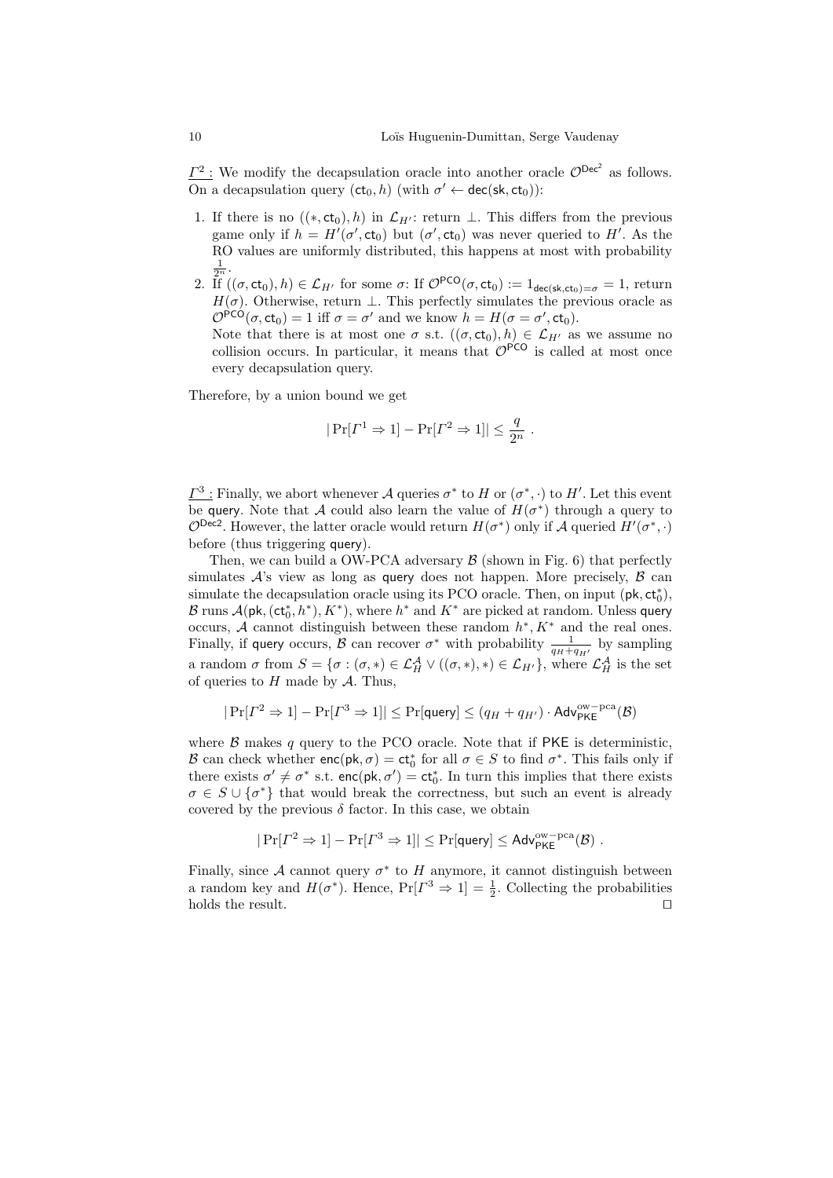$\underline{\Gamma^2:}$ We modify the decapsulation oracle into another oracle $\mathcal{O}^{\mathsf{Dec}^2}$ as follows. On a decapsulation query $(\mathsf{ct}_0, h)$ (with $\sigma' \leftarrow \mathsf{dec}(\mathsf{sk}, \mathsf{ct}_0)$):

1. If there is no $((*, \mathsf{ct}_0), h)$ in $\mathcal{L}_{H'}$: return $\perp$. This differs from the previous game only if $h = H'(\sigma', \mathsf{ct}_0)$ but $(\sigma', \mathsf{ct}_0)$ was never queried to $H'$. As the RO values are uniformly distributed, this happens at most with probability $\frac{1}{2^n}$.
2. If $((\sigma, \mathsf{ct}_0), h) \in \mathcal{L}_{H'}$ for some $\sigma$: If $\mathcal{O}^{\mathsf{PCO}}(\sigma, \mathsf{ct}_0) := 1_{\mathsf{dec}(\mathsf{sk}, \mathsf{ct}_0) = \sigma} = 1$, return $H(\sigma)$. Otherwise, return $\perp$. This perfectly simulates the previous oracle as $\mathcal{O}^{\mathsf{PCO}}(\sigma, \mathsf{ct}_0) = 1$ iff $\sigma = \sigma'$ and we know $h = H(\sigma = \sigma', \mathsf{ct}_0)$.
   Note that there is at most one $\sigma$ s.t. $((\sigma, \mathsf{ct}_0), h) \in \mathcal{L}_{H'}$ as we assume no collision occurs. In particular, it means that $\mathcal{O}^{\mathsf{PCO}}$ is called at most once every decapsulation query.

Therefore, by a union bound we get

$$|\Pr[\Gamma^1 \Rightarrow 1] - \Pr[\Gamma^2 \Rightarrow 1]| \leq \frac{q}{2^n} \ .$$

$\underline{\Gamma^3:}$ Finally, we abort whenever $\mathcal{A}$ queries $\sigma^*$ to $H$ or $(\sigma^*, \cdot)$ to $H'$. Let this event be $\mathsf{query}$. Note that $\mathcal{A}$ could also learn the value of $H(\sigma^*)$ through a query to $\mathcal{O}^{\mathsf{Dec2}}$. However, the latter oracle would return $H(\sigma^*)$ only if $\mathcal{A}$ queried $H'(\sigma^*, \cdot)$ before (thus triggering $\mathsf{query}$).

Then, we can build a OW-PCA adversary $\mathcal{B}$ (shown in Fig. 6) that perfectly simulates $\mathcal{A}$'s view as long as $\mathsf{query}$ does not happen. More precisely, $\mathcal{B}$ can simulate the decapsulation oracle using its PCO oracle. Then, on input $(\mathsf{pk}, \mathsf{ct}_0^*)$, $\mathcal{B}$ runs $\mathcal{A}(\mathsf{pk}, (\mathsf{ct}_0^*, h^*), K^*)$, where $h^*$ and $K^*$ are picked at random. Unless $\mathsf{query}$ occurs, $\mathcal{A}$ cannot distinguish between these random $h^*, K^*$ and the real ones. Finally, if $\mathsf{query}$ occurs, $\mathcal{B}$ can recover $\sigma^*$ with probability $\frac{1}{q_H + q_{H'}}$ by sampling a random $\sigma$ from $S = \{\sigma : (\sigma, *) \in \mathcal{L}_H^{\mathcal{A}} \vee ((\sigma, *), *) \in \mathcal{L}_{H'}\}$, where $\mathcal{L}_H^{\mathcal{A}}$ is the set of queries to $H$ made by $\mathcal{A}$. Thus,

$$|\Pr[\Gamma^2 \Rightarrow 1] - \Pr[\Gamma^3 \Rightarrow 1]| \leq \Pr[\mathsf{query}] \leq (q_H + q_{H'}) \cdot \mathsf{Adv}_{\mathsf{PKE}}^{\mathrm{ow-pca}}(\mathcal{B})$$

where $\mathcal{B}$ makes $q$ query to the PCO oracle. Note that if $\mathsf{PKE}$ is deterministic, $\mathcal{B}$ can check whether $\mathsf{enc}(\mathsf{pk}, \sigma) = \mathsf{ct}_0^*$ for all $\sigma \in S$ to find $\sigma^*$. This fails only if there exists $\sigma' \neq \sigma^*$ s.t. $\mathsf{enc}(\mathsf{pk}, \sigma') = \mathsf{ct}_0^*$. In turn this implies that there exists $\sigma \in S \cup \{\sigma^*\}$ that would break the correctness, but such an event is already covered by the previous $\delta$ factor. In this case, we obtain

$$|\Pr[\Gamma^2 \Rightarrow 1] - \Pr[\Gamma^3 \Rightarrow 1]| \leq \Pr[\mathsf{query}] \leq \mathsf{Adv}_{\mathsf{PKE}}^{\mathrm{ow-pca}}(\mathcal{B}) \ .$$

Finally, since $\mathcal{A}$ cannot query $\sigma^*$ to $H$ anymore, it cannot distinguish between a random key and $H(\sigma^*)$. Hence, $\Pr[\Gamma^3 \Rightarrow 1] = \frac{1}{2}$. Collecting the probabilities holds the result. $\square$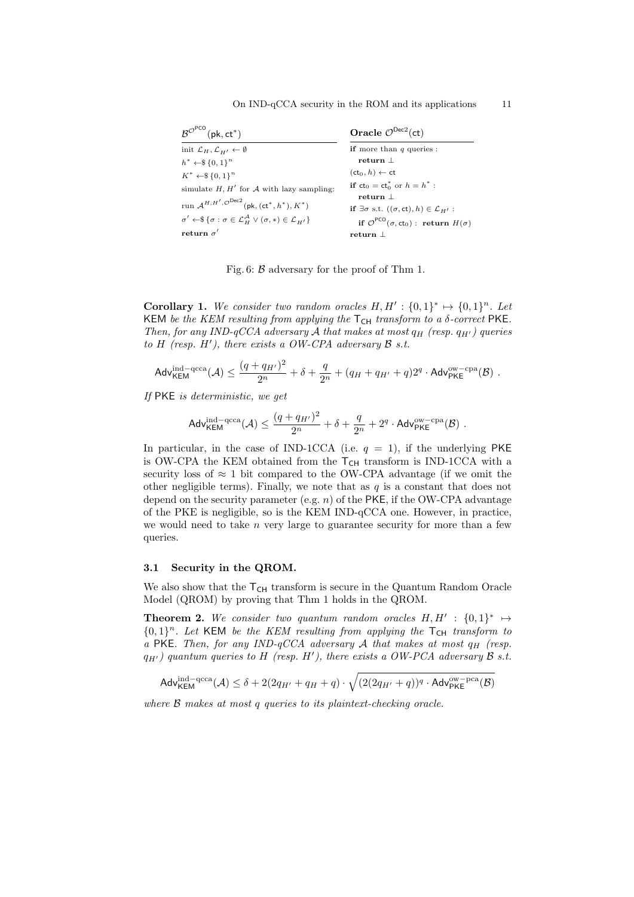| $\mathcal{B}^{\mathcal{O}^{\mathsf{PCO}}}(\mathsf{pk}, \mathsf{ct}^*)$ | **Oracle** $\mathcal{O}^{\mathsf{Dec2}}(\mathsf{ct})$ |
|---|---|
| init $\mathcal{L}_H, \mathcal{L}_{H'} \leftarrow \emptyset$ | **if** more than $q$ queries : |
| $h^* \leftarrow\$ \{0,1\}^n$ | **return** $\perp$ |
| $K^* \leftarrow\$ \{0,1\}^n$ | $(\mathsf{ct}_0, h) \leftarrow \mathsf{ct}$ |
| simulate $H, H'$ for $\mathcal{A}$ with lazy sampling: | **if** $\mathsf{ct}_0 = \mathsf{ct}_0^*$ or $h = h^*$ : |
| run $\mathcal{A}^{H,H',\mathcal{O}^{\mathsf{Dec2}}}(\mathsf{pk}, (\mathsf{ct}^*, h^*), K^*)$ | **return** $\perp$ |
| $\sigma' \leftarrow\$ \{\sigma : \sigma \in \mathcal{L}_H^{\mathcal{A}} \vee (\sigma, *) \in \mathcal{L}_{H'}\}$ | **if** $\exists \sigma$ s.t. $((\sigma, \mathsf{ct}), h) \in \mathcal{L}_{H'}$ : |
| **return** $\sigma'$ | **if** $\mathcal{O}^{\mathsf{PCO}}(\sigma, \mathsf{ct}_0)$ : **return** $H(\sigma)$ |
| | **return** $\perp$ |

Fig. 6: $\mathcal{B}$ adversary for the proof of Thm 1.

**Corollary 1.** *We consider two random oracles $H, H' : \{0,1\}^* \mapsto \{0,1\}^n$. Let* $\mathsf{KEM}$ *be the KEM resulting from applying the* $\mathsf{T}_{\mathsf{CH}}$ *transform to a $\delta$-correct* $\mathsf{PKE}$. *Then, for any IND-qCCA adversary $\mathcal{A}$ that makes at most $q_H$ (resp. $q_{H'}$) queries to $H$ (resp. $H'$), there exists a OW-CPA adversary $\mathcal{B}$ s.t.*

$$\mathsf{Adv}_{\mathsf{KEM}}^{\mathrm{ind-qcca}}(\mathcal{A}) \leq \frac{(q+q_{H'})^2}{2^n} + \delta + \frac{q}{2^n} + (q_H + q_{H'} + q)2^q \cdot \mathsf{Adv}_{\mathsf{PKE}}^{\mathrm{ow-cpa}}(\mathcal{B}) \ .$$

*If* $\mathsf{PKE}$ *is deterministic, we get*

$$\mathsf{Adv}_{\mathsf{KEM}}^{\mathrm{ind-qcca}}(\mathcal{A}) \leq \frac{(q+q_{H'})^2}{2^n} + \delta + \frac{q}{2^n} + 2^q \cdot \mathsf{Adv}_{\mathsf{PKE}}^{\mathrm{ow-cpa}}(\mathcal{B}) \ .$$

In particular, in the case of IND-1CCA (i.e. $q = 1$), if the underlying $\mathsf{PKE}$ is OW-CPA the KEM obtained from the $\mathsf{T}_{\mathsf{CH}}$ transform is IND-1CCA with a security loss of $\approx 1$ bit compared to the OW-CPA advantage (if we omit the other negligible terms). Finally, we note that as $q$ is a constant that does not depend on the security parameter (e.g. $n$) of the $\mathsf{PKE}$, if the OW-CPA advantage of the PKE is negligible, so is the KEM IND-qCCA one. However, in practice, we would need to take $n$ very large to guarantee security for more than a few queries.

### 3.1 Security in the QROM.

We also show that the $\mathsf{T}_{\mathsf{CH}}$ transform is secure in the Quantum Random Oracle Model (QROM) by proving that Thm 1 holds in the QROM.

**Theorem 2.** *We consider two quantum random oracles $H, H' : \{0,1\}^* \mapsto \{0,1\}^n$. Let* $\mathsf{KEM}$ *be the KEM resulting from applying the* $\mathsf{T}_{\mathsf{CH}}$ *transform to a* $\mathsf{PKE}$. *Then, for any IND-qCCA adversary $\mathcal{A}$ that makes at most $q_H$ (resp. $q_{H'}$) quantum queries to $H$ (resp. $H'$), there exists a OW-PCA adversary $\mathcal{B}$ s.t.*

$$\mathsf{Adv}_{\mathsf{KEM}}^{\mathrm{ind-qcca}}(\mathcal{A}) \leq \delta + 2(2q_{H'} + q_H + q) \cdot \sqrt{(2(2q_{H'} + q))^q \cdot \mathsf{Adv}_{\mathsf{PKE}}^{\mathrm{ow-pca}}(\mathcal{B})}$$

*where $\mathcal{B}$ makes at most $q$ queries to its plaintext-checking oracle.*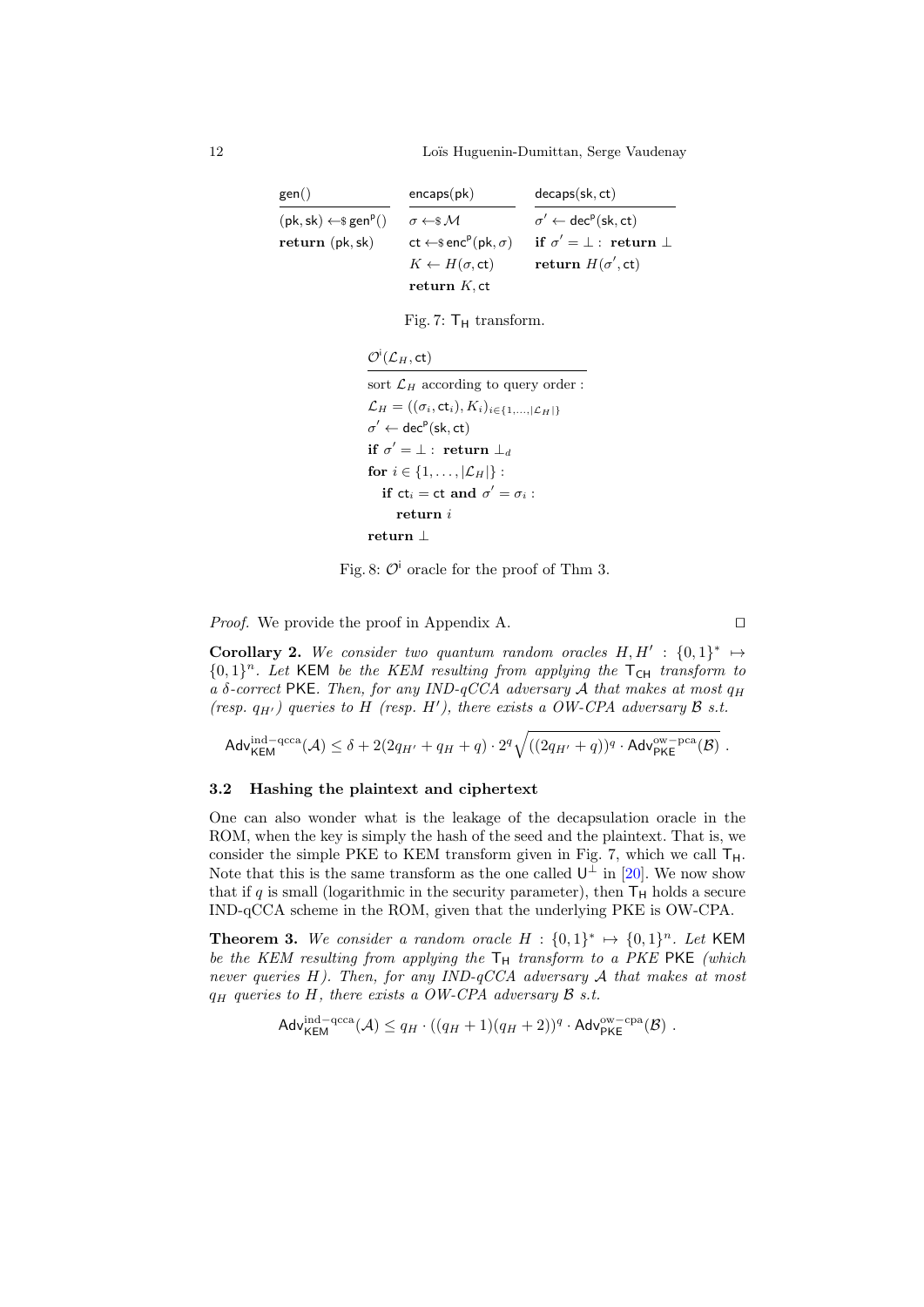| $\mathsf{gen}()$ | $\mathsf{encaps}(\mathsf{pk})$ | $\mathsf{decaps}(\mathsf{sk}, \mathsf{ct})$ |
|---|---|---|
| $(\mathsf{pk}, \mathsf{sk}) \leftarrow\$ \mathsf{gen}^{\mathsf{P}}()$ | $\sigma \leftarrow\$ \mathcal{M}$ | $\sigma' \leftarrow \mathsf{dec}^{\mathsf{P}}(\mathsf{sk}, \mathsf{ct})$ |
| **return** $(\mathsf{pk}, \mathsf{sk})$ | $\mathsf{ct} \leftarrow\$ \mathsf{enc}^{\mathsf{P}}(\mathsf{pk}, \sigma)$ | **if** $\sigma' = \bot$ : **return** $\bot$ |
| | $K \leftarrow H(\sigma, \mathsf{ct})$ | **return** $H(\sigma', \mathsf{ct})$ |
| | **return** $K, \mathsf{ct}$ | |

Fig. 7: $\mathsf{T_H}$ transform.

```
O^i(L_H, ct)
---------------------------------------------
sort L_H according to query order :
L_H = ((σ_i, ct_i), K_i)_{i ∈ {1,...,|L_H|}}
σ' ← dec^P(sk, ct)
if σ' = ⊥ : return ⊥_d
for i ∈ {1, ..., |L_H|} :
    if ct_i = ct and σ' = σ_i :
        return i
return ⊥
```

Fig. 8: $\mathcal{O}^{\mathsf{i}}$ oracle for the proof of Thm 3.

*Proof.* We provide the proof in Appendix A. ◻

**Corollary 2.** *We consider two quantum random oracles $H, H' : \{0,1\}^* \mapsto \{0,1\}^n$. Let* KEM *be the KEM resulting from applying the $\mathsf{T_{CH}}$ transform to a $\delta$-correct* PKE*. Then, for any IND-qCCA adversary $\mathcal{A}$ that makes at most $q_H$ (resp. $q_{H'}$) queries to $H$ (resp. $H'$), there exists a OW-CPA adversary $\mathcal{B}$ s.t.*

$$\mathsf{Adv}_{\mathsf{KEM}}^{\mathrm{ind-qcca}}(\mathcal{A}) \leq \delta + 2(2q_{H'} + q_H + q) \cdot 2^q \sqrt{((2q_{H'} + q))^q \cdot \mathsf{Adv}_{\mathsf{PKE}}^{\mathrm{ow-pca}}(\mathcal{B})} \ .$$

### 3.2 Hashing the plaintext and ciphertext

One can also wonder what is the leakage of the decapsulation oracle in the ROM, when the key is simply the hash of the seed and the plaintext. That is, we consider the simple PKE to KEM transform given in Fig. 7, which we call $\mathsf{T_H}$. Note that this is the same transform as the one called $\mathsf{U}^{\bot}$ in [20]. We now show that if $q$ is small (logarithmic in the security parameter), then $\mathsf{T_H}$ holds a secure IND-qCCA scheme in the ROM, given that the underlying PKE is OW-CPA.

**Theorem 3.** *We consider a random oracle $H : \{0,1\}^* \mapsto \{0,1\}^n$. Let* KEM *be the KEM resulting from applying the $\mathsf{T_H}$ transform to a PKE* PKE *(which never queries $H$). Then, for any IND-qCCA adversary $\mathcal{A}$ that makes at most $q_H$ queries to $H$, there exists a OW-CPA adversary $\mathcal{B}$ s.t.*

$$\mathsf{Adv}_{\mathsf{KEM}}^{\mathrm{ind-qcca}}(\mathcal{A}) \leq q_H \cdot ((q_H + 1)(q_H + 2))^q \cdot \mathsf{Adv}_{\mathsf{PKE}}^{\mathrm{ow-cpa}}(\mathcal{B}) \ .$$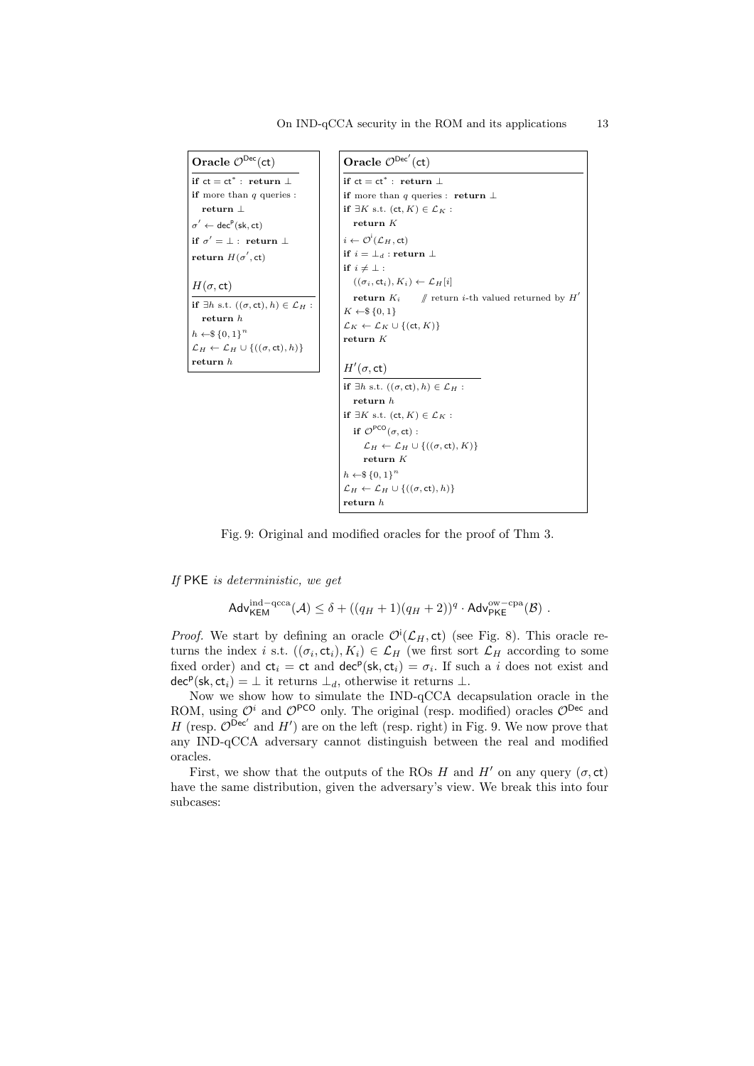**Oracle $\mathcal{O}^{\mathsf{Dec}}(\mathsf{ct})$**

```
if ct = ct* : return ⊥
if more than q queries :
  return ⊥
σ' ← dec^p(sk, ct)
if σ' = ⊥ : return ⊥
return H(σ', ct)
```

**$H(\sigma, \mathsf{ct})$**

```
if ∃h s.t. ((σ, ct), h) ∈ L_H :
  return h
h ←$ {0,1}^n
L_H ← L_H ∪ {((σ, ct), h)}
return h
```

**Oracle $\mathcal{O}^{\mathsf{Dec}'}(\mathsf{ct})$**

```
if ct = ct* : return ⊥
if more than q queries : return ⊥
if ∃K s.t. (ct, K) ∈ L_K :
  return K
i ← O^i(L_H, ct)
if i = ⊥_d : return ⊥
if i ≠ ⊥ :
  ((σ_i, ct_i), K_i) ← L_H[i]
  return K_i      // return i-th valued returned by H'
K ←$ {0,1}
L_K ← L_K ∪ {(ct, K)}
return K
```

**$H'(\sigma, \mathsf{ct})$**

```
if ∃h s.t. ((σ, ct), h) ∈ L_H :
  return h
if ∃K s.t. (ct, K) ∈ L_K :
  if O^PCO(σ, ct) :
    L_H ← L_H ∪ {((σ, ct), K)}
    return K
h ←$ {0,1}^n
L_H ← L_H ∪ {((σ, ct), h)}
return h
```

Fig. 9: Original and modified oracles for the proof of Thm 3.

*If* $\mathsf{PKE}$ *is deterministic, we get*

$$\mathsf{Adv}^{\text{ind-qcca}}_{\mathsf{KEM}}(\mathcal{A}) \le \delta + ((q_H+1)(q_H+2))^q \cdot \mathsf{Adv}^{\text{ow-cpa}}_{\mathsf{PKE}}(\mathcal{B}) \ .$$

*Proof.* We start by defining an oracle $\mathcal{O}^{\mathsf{i}}(\mathcal{L}_H, \mathsf{ct})$ (see Fig. 8). This oracle returns the index $i$ s.t. $((\sigma_i, \mathsf{ct}_i), K_i) \in \mathcal{L}_H$ (we first sort $\mathcal{L}_H$ according to some fixed order) and $\mathsf{ct}_i = \mathsf{ct}$ and $\mathsf{dec}^{\mathsf{p}}(\mathsf{sk}, \mathsf{ct}_i) = \sigma_i$. If such a $i$ does not exist and $\mathsf{dec}^{\mathsf{p}}(\mathsf{sk}, \mathsf{ct}_i) = \bot$ it returns $\bot_d$, otherwise it returns $\bot$.

Now we show how to simulate the IND-qCCA decapsulation oracle in the ROM, using $\mathcal{O}^i$ and $\mathcal{O}^{\mathsf{PCO}}$ only. The original (resp. modified) oracles $\mathcal{O}^{\mathsf{Dec}}$ and $H$ (resp. $\mathcal{O}^{\mathsf{Dec}'}$ and $H'$) are on the left (resp. right) in Fig. 9. We now prove that any IND-qCCA adversary cannot distinguish between the real and modified oracles.

First, we show that the outputs of the ROs $H$ and $H'$ on any query $(\sigma, \mathsf{ct})$ have the same distribution, given the adversary's view. We break this into four subcases: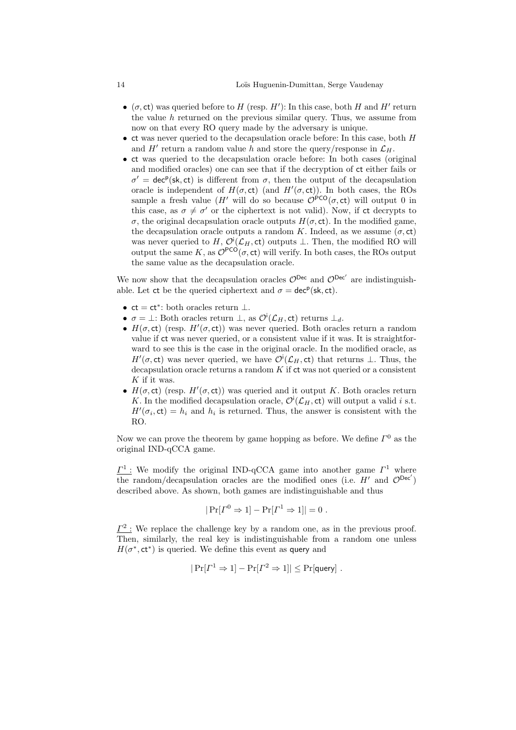- $(\sigma, \mathsf{ct})$ was queried before to $H$ (resp. $H'$): In this case, both $H$ and $H'$ return the value $h$ returned on the previous similar query. Thus, we assume from now on that every RO query made by the adversary is unique.
- $\mathsf{ct}$ was never queried to the decapsulation oracle before: In this case, both $H$ and $H'$ return a random value $h$ and store the query/response in $\mathcal{L}_H$.
- $\mathsf{ct}$ was queried to the decapsulation oracle before: In both cases (original and modified oracles) one can see that if the decryption of $\mathsf{ct}$ either fails or $\sigma' = \mathsf{dec}^{\mathsf{p}}(\mathsf{sk}, \mathsf{ct})$ is different from $\sigma$, then the output of the decapsulation oracle is independent of $H(\sigma, \mathsf{ct})$ (and $H'(\sigma, \mathsf{ct})$). In both cases, the ROs sample a fresh value ($H'$ will do so because $\mathcal{O}^{\mathsf{PCO}}(\sigma, \mathsf{ct})$ will output 0 in this case, as $\sigma \neq \sigma'$ or the ciphertext is not valid). Now, if $\mathsf{ct}$ decrypts to $\sigma$, the original decapsulation oracle outputs $H(\sigma, \mathsf{ct})$. In the modified game, the decapsulation oracle outputs a random $K$. Indeed, as we assume $(\sigma, \mathsf{ct})$ was never queried to $H$, $\mathcal{O}^{\mathsf{i}}(\mathcal{L}_H, \mathsf{ct})$ outputs $\perp$. Then, the modified RO will output the same $K$, as $\mathcal{O}^{\mathsf{PCO}}(\sigma, \mathsf{ct})$ will verify. In both cases, the ROs output the same value as the decapsulation oracle.

We now show that the decapsulation oracles $\mathcal{O}^{\mathsf{Dec}}$ and $\mathcal{O}^{\mathsf{Dec}'}$ are indistinguishable. Let $\mathsf{ct}$ be the queried ciphertext and $\sigma = \mathsf{dec}^{\mathsf{p}}(\mathsf{sk}, \mathsf{ct})$.

- $\mathsf{ct} = \mathsf{ct}^*$: both oracles return $\perp$.
- $\sigma = \perp$: Both oracles return $\perp$, as $\mathcal{O}^{\mathsf{i}}(\mathcal{L}_H, \mathsf{ct})$ returns $\perp_d$.
- $H(\sigma, \mathsf{ct})$ (resp. $H'(\sigma, \mathsf{ct})$) was never queried. Both oracles return a random value if $\mathsf{ct}$ was never queried, or a consistent value if it was. It is straightforward to see this is the case in the original oracle. In the modified oracle, as $H'(\sigma, \mathsf{ct})$ was never queried, we have $\mathcal{O}^{\mathsf{i}}(\mathcal{L}_H, \mathsf{ct})$ that returns $\perp$. Thus, the decapsulation oracle returns a random $K$ if $\mathsf{ct}$ was not queried or a consistent $K$ if it was.
- $H(\sigma, \mathsf{ct})$ (resp. $H'(\sigma, \mathsf{ct})$) was queried and it output $K$. Both oracles return $K$. In the modified decapsulation oracle, $\mathcal{O}^{\mathsf{i}}(\mathcal{L}_H, \mathsf{ct})$ will output a valid $i$ s.t. $H'(\sigma_i, \mathsf{ct}) = h_i$ and $h_i$ is returned. Thus, the answer is consistent with the RO.

Now we can prove the theorem by game hopping as before. We define $\Gamma^0$ as the original IND-qCCA game.

$\underline{\Gamma^1:}$ We modify the original IND-qCCA game into another game $\Gamma^1$ where the random/decapsulation oracles are the modified ones (i.e. $H'$ and $\mathcal{O}^{\mathsf{Dec}'}$) described above. As shown, both games are indistinguishable and thus

$$|\Pr[\Gamma^0 \Rightarrow 1] - \Pr[\Gamma^1 \Rightarrow 1]| = 0 \ .$$

$\underline{\Gamma^2:}$ We replace the challenge key by a random one, as in the previous proof. Then, similarly, the real key is indistinguishable from a random one unless $H(\sigma^*, \mathsf{ct}^*)$ is queried. We define this event as $\mathsf{query}$ and

$$|\Pr[\Gamma^1 \Rightarrow 1] - \Pr[\Gamma^2 \Rightarrow 1]| \leq \Pr[\mathsf{query}] \ .$$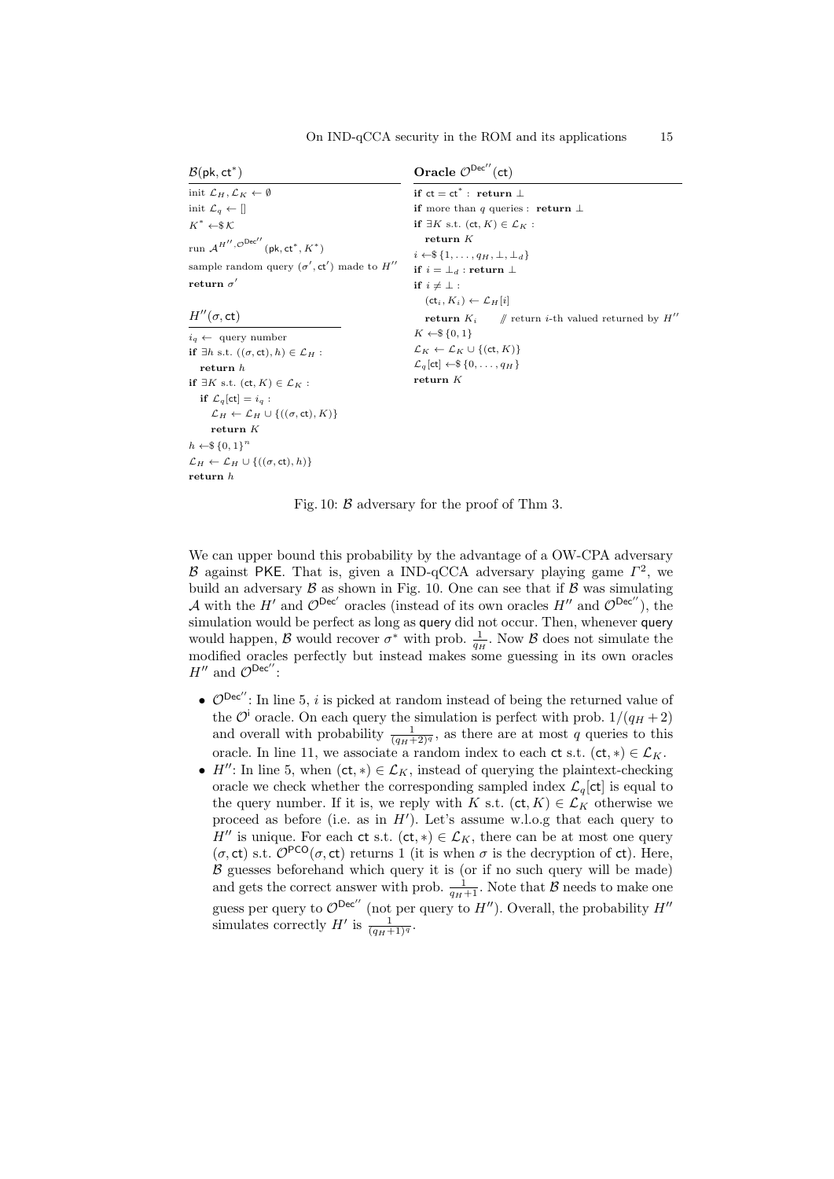```
B(pk, ct*)
init L_H, L_K ← ∅
init L_q ← []
K* ←$ K
run A^{H'', O^{Dec''}}(pk, ct*, K*)
sample random query (σ', ct') made to H''
return σ'

H''(σ, ct)
i_q ← query number
if ∃h s.t. ((σ, ct), h) ∈ L_H :
  return h
if ∃K s.t. (ct, K) ∈ L_K :
  if L_q[ct] = i_q :
    L_H ← L_H ∪ {((σ, ct), K)}
    return K
h ←$ {0,1}^n
L_H ← L_H ∪ {((σ, ct), h)}
return h

Oracle O^{Dec''}(ct)
if ct = ct* : return ⊥
if more than q queries : return ⊥
if ∃K s.t. (ct, K) ∈ L_K :
  return K
i ←$ {1, ..., q_H, ⊥, ⊥_d}
if i = ⊥_d : return ⊥
if i ≠ ⊥ :
  (ct_i, K_i) ← L_H[i]
  return K_i      // return i-th valued returned by H''
K ←$ {0,1}
L_K ← L_K ∪ {(ct, K)}
L_q[ct] ←$ {0, ..., q_H}
return K
```

Fig. 10: $\mathcal{B}$ adversary for the proof of Thm 3.

We can upper bound this probability by the advantage of a OW-CPA adversary $\mathcal{B}$ against PKE. That is, given a IND-qCCA adversary playing game $\Gamma^2$, we build an adversary $\mathcal{B}$ as shown in Fig. 10. One can see that if $\mathcal{B}$ was simulating $\mathcal{A}$ with the $H'$ and $\mathcal{O}^{\mathsf{Dec}'}$ oracles (instead of its own oracles $H''$ and $\mathcal{O}^{\mathsf{Dec}''}$), the simulation would be perfect as long as query did not occur. Then, whenever query would happen, $\mathcal{B}$ would recover $\sigma^*$ with prob. $\frac{1}{q_H}$. Now $\mathcal{B}$ does not simulate the modified oracles perfectly but instead makes some guessing in its own oracles $H''$ and $\mathcal{O}^{\mathsf{Dec}''}$:

- $\mathcal{O}^{\mathsf{Dec}''}$: In line 5, $i$ is picked at random instead of being the returned value of the $\mathcal{O}^{\mathsf{i}}$ oracle. On each query the simulation is perfect with prob. $1/(q_H+2)$ and overall with probability $\frac{1}{(q_H+2)^q}$, as there are at most $q$ queries to this oracle. In line 11, we associate a random index to each ct s.t. $(\mathsf{ct}, *) \in \mathcal{L}_K$.
- $H''$: In line 5, when $(\mathsf{ct}, *) \in \mathcal{L}_K$, instead of querying the plaintext-checking oracle we check whether the corresponding sampled index $\mathcal{L}_q[\mathsf{ct}]$ is equal to the query number. If it is, we reply with $K$ s.t. $(\mathsf{ct}, K) \in \mathcal{L}_K$ otherwise we proceed as before (i.e. as in $H'$). Let's assume w.l.o.g that each query to $H''$ is unique. For each ct s.t. $(\mathsf{ct}, *) \in \mathcal{L}_K$, there can be at most one query $(\sigma, \mathsf{ct})$ s.t. $\mathcal{O}^{\mathsf{PCO}}(\sigma, \mathsf{ct})$ returns 1 (it is when $\sigma$ is the decryption of ct). Here, $\mathcal{B}$ guesses beforehand which query it is (or if no such query will be made) and gets the correct answer with prob. $\frac{1}{q_H+1}$. Note that $\mathcal{B}$ needs to make one guess per query to $\mathcal{O}^{\mathsf{Dec}''}$ (not per query to $H''$). Overall, the probability $H''$ simulates correctly $H'$ is $\frac{1}{(q_H+1)^q}$.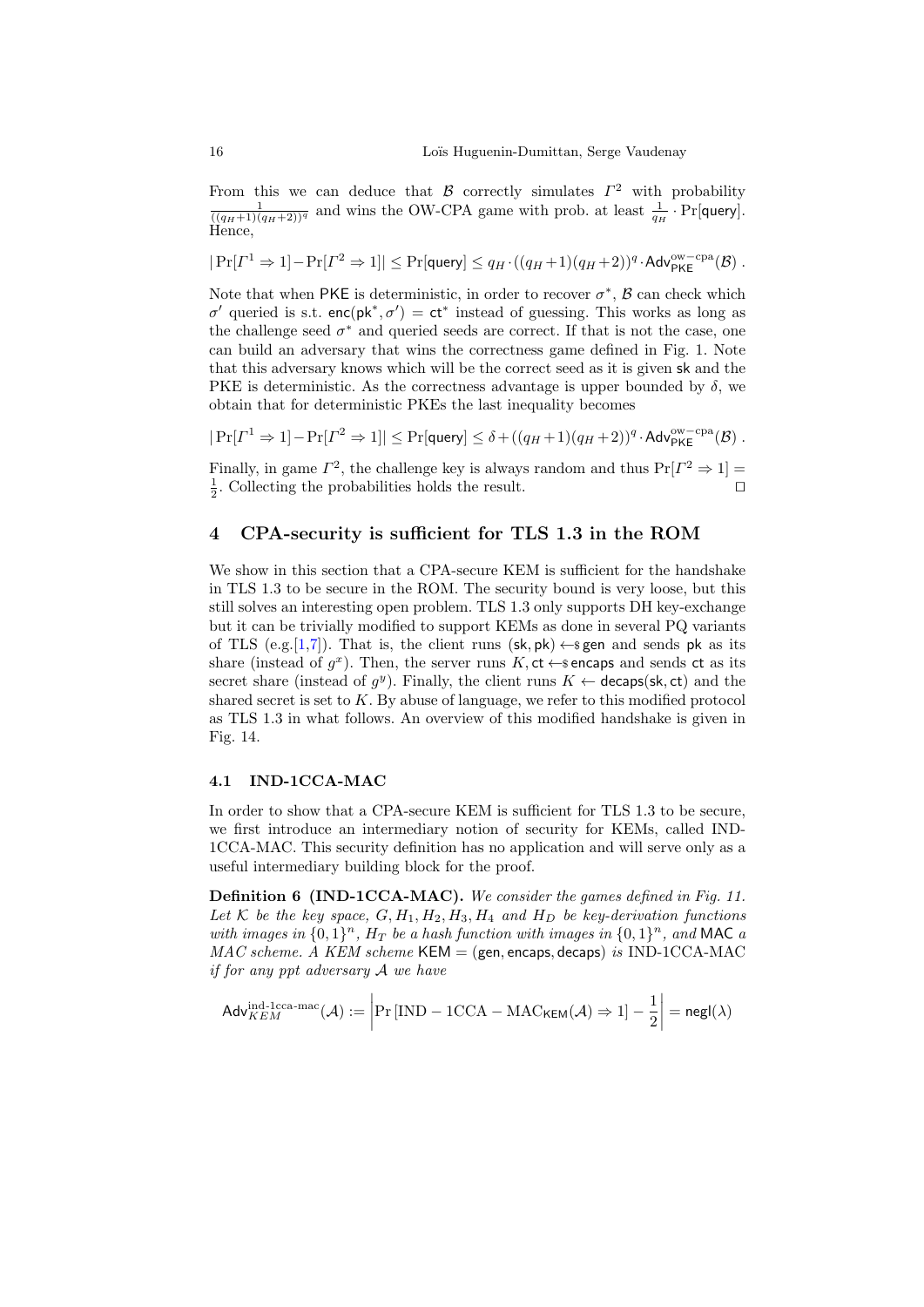From this we can deduce that $\mathcal{B}$ correctly simulates $\Gamma^2$ with probability $\frac{1}{((q_H+1)(q_H+2))^q}$ and wins the OW-CPA game with prob. at least $\frac{1}{q_H} \cdot \Pr[\mathsf{query}]$. Hence,

$$|\Pr[\Gamma^1 \Rightarrow 1] - \Pr[\Gamma^2 \Rightarrow 1]| \leq \Pr[\mathsf{query}] \leq q_H \cdot ((q_H+1)(q_H+2))^q \cdot \mathsf{Adv}^{\mathrm{ow-cpa}}_{\mathsf{PKE}}(\mathcal{B}) \ .$$

Note that when PKE is deterministic, in order to recover $\sigma^*$, $\mathcal{B}$ can check which $\sigma'$ queried is s.t. $\mathsf{enc}(\mathsf{pk}^*, \sigma') = \mathsf{ct}^*$ instead of guessing. This works as long as the challenge seed $\sigma^*$ and queried seeds are correct. If that is not the case, one can build an adversary that wins the correctness game defined in Fig. 1. Note that this adversary knows which will be the correct seed as it is given sk and the PKE is deterministic. As the correctness advantage is upper bounded by $\delta$, we obtain that for deterministic PKEs the last inequality becomes

$$|\Pr[\Gamma^1 \Rightarrow 1] - \Pr[\Gamma^2 \Rightarrow 1]| \leq \Pr[\mathsf{query}] \leq \delta + ((q_H+1)(q_H+2))^q \cdot \mathsf{Adv}^{\mathrm{ow-cpa}}_{\mathsf{PKE}}(\mathcal{B}) \ .$$

Finally, in game $\Gamma^2$, the challenge key is always random and thus $\Pr[\Gamma^2 \Rightarrow 1] = \frac{1}{2}$. Collecting the probabilities holds the result. □

## 4 CPA-security is sufficient for TLS 1.3 in the ROM

We show in this section that a CPA-secure KEM is sufficient for the handshake in TLS 1.3 to be secure in the ROM. The security bound is very loose, but this still solves an interesting open problem. TLS 1.3 only supports DH key-exchange but it can be trivially modified to support KEMs as done in several PQ variants of TLS (e.g.[1,7]). That is, the client runs $(\mathsf{sk}, \mathsf{pk}) \leftarrow\$ \mathsf{gen}$ and sends pk as its share (instead of $g^x$). Then, the server runs $K, \mathsf{ct} \leftarrow\$ \mathsf{encaps}$ and sends ct as its secret share (instead of $g^y$). Finally, the client runs $K \leftarrow \mathsf{decaps}(\mathsf{sk}, \mathsf{ct})$ and the shared secret is set to $K$. By abuse of language, we refer to this modified protocol as TLS 1.3 in what follows. An overview of this modified handshake is given in Fig. 14.

### 4.1 IND-1CCA-MAC

In order to show that a CPA-secure KEM is sufficient for TLS 1.3 to be secure, we first introduce an intermediary notion of security for KEMs, called IND-1CCA-MAC. This security definition has no application and will serve only as a useful intermediary building block for the proof.

**Definition 6 (IND-1CCA-MAC).** *We consider the games defined in Fig. 11. Let $\mathcal{K}$ be the key space, $G, H_1, H_2, H_3, H_4$ and $H_D$ be key-derivation functions with images in $\{0,1\}^n$, $H_T$ be a hash function with images in $\{0,1\}^n$, and* MAC *a MAC scheme. A KEM scheme* $\mathsf{KEM} = (\mathsf{gen}, \mathsf{encaps}, \mathsf{decaps})$ *is* IND-1CCA-MAC *if for any ppt adversary $\mathcal{A}$ we have*

$$\mathsf{Adv}^{\mathrm{ind\text{-}1cca\text{-}mac}}_{KEM}(\mathcal{A}) := \left|\Pr\left[\mathrm{IND-1CCA-MAC}_{\mathsf{KEM}}(\mathcal{A}) \Rightarrow 1\right] - \frac{1}{2}\right| = \mathsf{negl}(\lambda)$$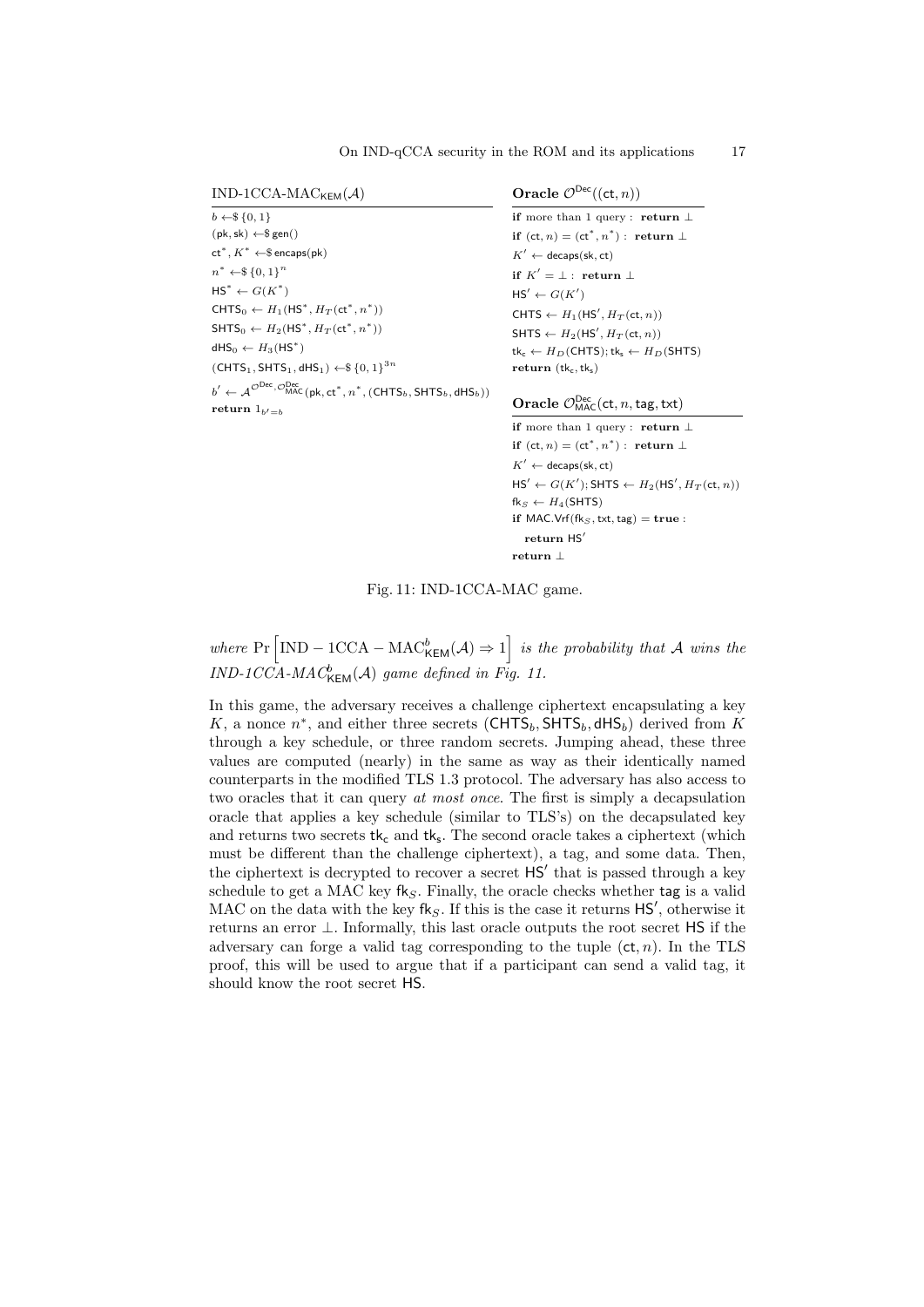**IND-1CCA-MAC$_{\mathsf{KEM}}(\mathcal{A})$**

```
b ←$ {0,1}
(pk, sk) ←$ gen()
ct*, K* ←$ encaps(pk)
n* ←$ {0,1}^n
HS* ← G(K*)
CHTS_0 ← H_1(HS*, H_T(ct*, n*))
SHTS_0 ← H_2(HS*, H_T(ct*, n*))
dHS_0 ← H_3(HS*)
(CHTS_1, SHTS_1, dHS_1) ←$ {0,1}^{3n}
b' ← A^{O^Dec, O^Dec_MAC}(pk, ct*, n*, (CHTS_b, SHTS_b, dHS_b))
return 1_{b'=b}
```

**Oracle $\mathcal{O}^{\mathsf{Dec}}((\mathsf{ct}, n))$**

```
if more than 1 query : return ⊥
if (ct, n) = (ct*, n*) : return ⊥
K' ← decaps(sk, ct)
if K' = ⊥ : return ⊥
HS' ← G(K')
CHTS ← H_1(HS', H_T(ct, n))
SHTS ← H_2(HS', H_T(ct, n))
tk_c ← H_D(CHTS); tk_s ← H_D(SHTS)
return (tk_c, tk_s)
```

**Oracle $\mathcal{O}^{\mathsf{Dec}}_{\mathsf{MAC}}(\mathsf{ct}, n, \mathsf{tag}, \mathsf{txt})$**

```
if more than 1 query : return ⊥
if (ct, n) = (ct*, n*) : return ⊥
K' ← decaps(sk, ct)
HS' ← G(K'); SHTS ← H_2(HS', H_T(ct, n))
fk_S ← H_4(SHTS)
if MAC.Vrf(fk_S, txt, tag) = true :
    return HS'
return ⊥
```

Fig. 11: IND-1CCA-MAC game.

*where* $\Pr\left[\mathrm{IND-1CCA-MAC}^b_{\mathsf{KEM}}(\mathcal{A}) \Rightarrow 1\right]$ *is the probability that* $\mathcal{A}$ *wins the IND-1CCA-MAC*$^b_{\mathsf{KEM}}(\mathcal{A})$ *game defined in Fig. 11.*

In this game, the adversary receives a challenge ciphertext encapsulating a key $K$, a nonce $n^*$, and either three secrets $(\mathsf{CHTS}_b, \mathsf{SHTS}_b, \mathsf{dHS}_b)$ derived from $K$ through a key schedule, or three random secrets. Jumping ahead, these three values are computed (nearly) in the same as way as their identically named counterparts in the modified TLS 1.3 protocol. The adversary has also access to two oracles that it can query *at most once*. The first is simply a decapsulation oracle that applies a key schedule (similar to TLS's) on the decapsulated key and returns two secrets $\mathsf{tk_c}$ and $\mathsf{tk_s}$. The second oracle takes a ciphertext (which must be different than the challenge ciphertext), a tag, and some data. Then, the ciphertext is decrypted to recover a secret $\mathsf{HS}'$ that is passed through a key schedule to get a MAC key $\mathsf{fk}_S$. Finally, the oracle checks whether $\mathsf{tag}$ is a valid MAC on the data with the key $\mathsf{fk}_S$. If this is the case it returns $\mathsf{HS}'$, otherwise it returns an error $\perp$. Informally, this last oracle outputs the root secret $\mathsf{HS}$ if the adversary can forge a valid tag corresponding to the tuple $(\mathsf{ct}, n)$. In the TLS proof, this will be used to argue that if a participant can send a valid tag, it should know the root secret $\mathsf{HS}$.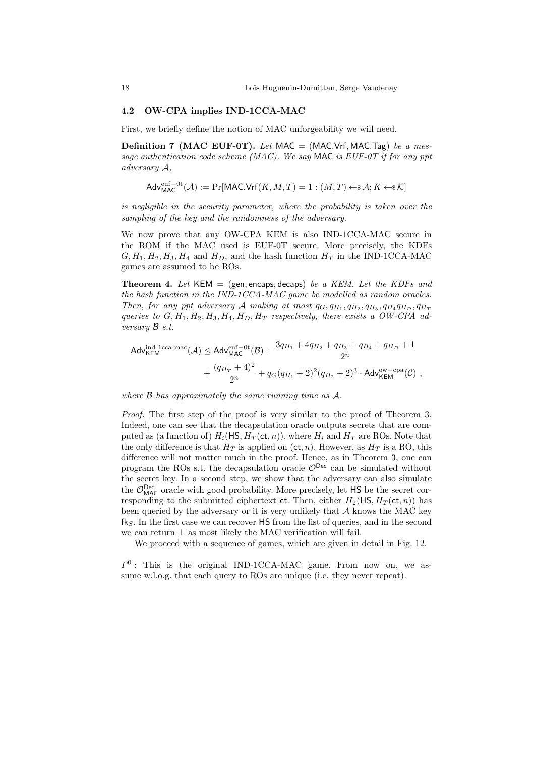### 4.2 OW-CPA implies IND-1CCA-MAC

First, we briefly define the notion of MAC unforgeability we will need.

**Definition 7 (MAC EUF-0T).** *Let* $\mathsf{MAC} = (\mathsf{MAC.Vrf}, \mathsf{MAC.Tag})$ *be a message authentication code scheme (MAC). We say* $\mathsf{MAC}$ *is EUF-0T if for any ppt adversary* $\mathcal{A}$*,*

$$\mathsf{Adv}^{\mathrm{euf-0t}}_{\mathsf{MAC}}(\mathcal{A}) := \Pr[\mathsf{MAC.Vrf}(K, M, T) = 1 : (M, T) \leftarrow\!\!\$\, \mathcal{A}; K \leftarrow\!\!\$\, \mathcal{K}]$$

*is negligible in the security parameter, where the probability is taken over the sampling of the key and the randomness of the adversary.*

We now prove that any OW-CPA KEM is also IND-1CCA-MAC secure in the ROM if the MAC used is EUF-0T secure. More precisely, the KDFs $G, H_1, H_2, H_3, H_4$ and $H_D$, and the hash function $H_T$ in the IND-1CCA-MAC games are assumed to be ROs.

**Theorem 4.** *Let* $\mathsf{KEM} = (\mathsf{gen}, \mathsf{encaps}, \mathsf{decaps})$ *be a KEM. Let the KDFs and the hash function in the IND-1CCA-MAC game be modelled as random oracles. Then, for any ppt adversary* $\mathcal{A}$ *making at most* $q_G, q_{H_1}, q_{H_2}, q_{H_3}, q_{H_4} q_{H_D}, q_{H_T}$ *queries to* $G, H_1, H_2, H_3, H_4, H_D, H_T$ *respectively, there exists a OW-CPA adversary* $\mathcal{B}$ *s.t.*

$$\begin{aligned}\mathsf{Adv}^{\text{ind-1cca-mac}}_{\mathsf{KEM}}(\mathcal{A}) \leq \mathsf{Adv}^{\mathrm{euf-0t}}_{\mathsf{MAC}}(\mathcal{B}) + \frac{3q_{H_1} + 4q_{H_2} + q_{H_3} + q_{H_4} + q_{H_D} + 1}{2^n} \\ + \frac{(q_{H_T} + 4)^2}{2^n} + q_G(q_{H_1} + 2)^2(q_{H_2} + 2)^3 \cdot \mathsf{Adv}^{\mathrm{ow-cpa}}_{\mathsf{KEM}}(\mathcal{C}) \ ,\end{aligned}$$

*where* $\mathcal{B}$ *has approximately the same running time as* $\mathcal{A}$*.*

*Proof.* The first step of the proof is very similar to the proof of Theorem 3. Indeed, one can see that the decapsulation oracle outputs secrets that are computed as (a function of) $H_i(\mathsf{HS}, H_T(\mathsf{ct}, n))$, where $H_i$ and $H_T$ are ROs. Note that the only difference is that $H_T$ is applied on $(\mathsf{ct}, n)$. However, as $H_T$ is a RO, this difference will not matter much in the proof. Hence, as in Theorem 3, one can program the ROs s.t. the decapsulation oracle $\mathcal{O}^{\mathsf{Dec}}$ can be simulated without the secret key. In a second step, we show that the adversary can also simulate the $\mathcal{O}^{\mathsf{Dec}}_{\mathsf{MAC}}$ oracle with good probability. More precisely, let $\mathsf{HS}$ be the secret corresponding to the submitted ciphertext $\mathsf{ct}$. Then, either $H_2(\mathsf{HS}, H_T(\mathsf{ct}, n))$ has been queried by the adversary or it is very unlikely that $\mathcal{A}$ knows the MAC key $\mathsf{fk}_S$. In the first case we can recover $\mathsf{HS}$ from the list of queries, and in the second we can return $\perp$ as most likely the MAC verification will fail.

We proceed with a sequence of games, which are given in detail in Fig. 12.

$\underline{\Gamma^0:}$ This is the original IND-1CCA-MAC game. From now on, we assume w.l.o.g. that each query to ROs are unique (i.e. they never repeat).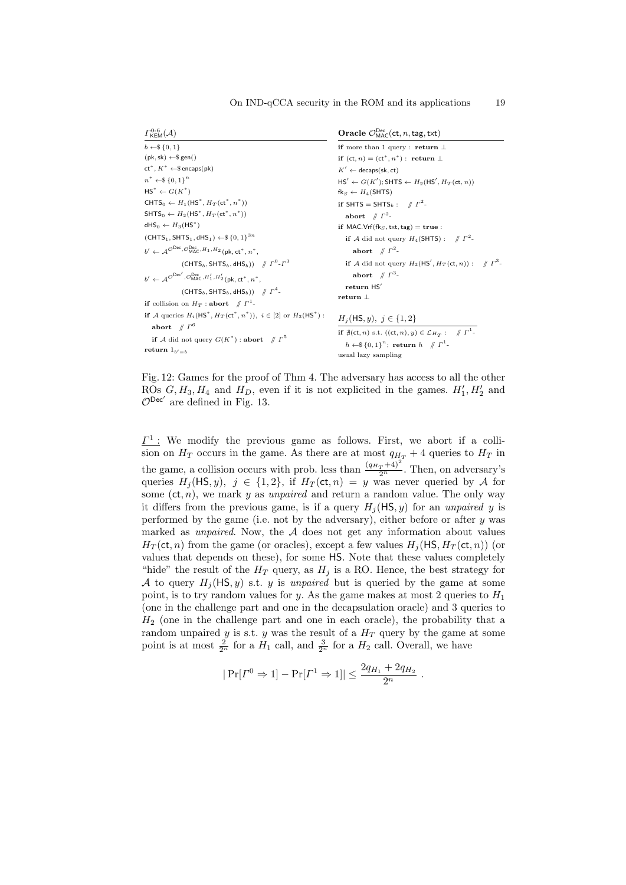```
Γ^{0-6}_KEM(A)
b ←$ {0,1}
(pk, sk) ←$ gen()
ct*, K* ←$ encaps(pk)
n* ←$ {0,1}^n
HS* ← G(K*)
CHTS_0 ← H_1(HS*, H_T(ct*, n*))
SHTS_0 ← H_2(HS*, H_T(ct*, n*))
dHS_0 ← H_3(HS*)
(CHTS_1, SHTS_1, dHS_1) ←$ {0,1}^{3n}
b' ← A^{O^Dec, O^Dec_MAC, H_1, H_2}(pk, ct*, n*,
        (CHTS_b, SHTS_b, dHS_b))   // Γ^0-Γ^3
b' ← A^{O^Dec', O^Dec_MAC, H'_1, H'_2}(pk, ct*, n*,
        (CHTS_b, SHTS_b, dHS_b))   // Γ^4-
if collision on H_T : abort   // Γ^1-
if A queries H_i(HS*, H_T(ct*, n*)), i ∈ [2] or H_3(HS*) :
   abort   // Γ^6
   if A did not query G(K*) : abort   // Γ^5
return 1_{b'=b}
```

```
Oracle O^Dec_MAC(ct, n, tag, txt)
if more than 1 query : return ⊥
if (ct, n) = (ct*, n*) : return ⊥
K' ← decaps(sk, ct)
HS' ← G(K'); SHTS ← H_2(HS', H_T(ct, n))
fk_S ← H_4(SHTS)
if SHTS = SHTS_b :   // Γ^2-
   abort   // Γ^2-
if MAC.Vrf(fk_S, txt, tag) = true :
   if A did not query H_4(SHTS) :   // Γ^2-
      abort   // Γ^2-
   if A did not query H_2(HS', H_T(ct, n)) :   // Γ^3-
      abort   // Γ^3-
   return HS'
return ⊥
```

```
H_j(HS, y), j ∈ {1,2}
if ∄(ct, n) s.t. ((ct, n), y) ∈ L_{H_T} :   // Γ^1-
   h ←$ {0,1}^n; return h   // Γ^1-
usual lazy sampling
```

Fig. 12: Games for the proof of Thm 4. The adversary has access to all the other ROs $G, H_3, H_4$ and $H_D$, even if it is not explicited in the games. $H_1', H_2'$ and $\mathcal{O}^{\mathsf{Dec}'}$ are defined in Fig. 13.

<u>$\Gamma^1$ :</u> We modify the previous game as follows. First, we abort if a collision on $H_T$ occurs in the game. As there are at most $q_{H_T} + 4$ queries to $H_T$ in the game, a collision occurs with prob. less than $\frac{(q_{H_T}+4)^2}{2^n}$. Then, on adversary's queries $H_j(\mathsf{HS}, y),\ j \in \{1, 2\}$, if $H_T(\mathsf{ct}, n) = y$ was never queried by $\mathcal{A}$ for some $(\mathsf{ct}, n)$, we mark $y$ as *unpaired* and return a random value. The only way it differs from the previous game, is if a query $H_j(\mathsf{HS}, y)$ for an *unpaired* $y$ is performed by the game (i.e. not by the adversary), either before or after $y$ was marked as *unpaired*. Now, the $\mathcal{A}$ does not get any information about values $H_T(\mathsf{ct}, n)$ from the game (or oracles), except a few values $H_j(\mathsf{HS}, H_T(\mathsf{ct}, n))$ (or values that depends on these), for some $\mathsf{HS}$. Note that these values completely "hide" the result of the $H_T$ query, as $H_j$ is a RO. Hence, the best strategy for $\mathcal{A}$ to query $H_j(\mathsf{HS}, y)$ s.t. $y$ is *unpaired* but is queried by the game at some point, is to try random values for $y$. As the game makes at most 2 queries to $H_1$ (one in the challenge part and one in the decapsulation oracle) and 3 queries to $H_2$ (one in the challenge part and one in each oracle), the probability that a random unpaired $y$ is s.t. $y$ was the result of a $H_T$ query by the game at some point is at most $\frac{2}{2^n}$ for a $H_1$ call, and $\frac{3}{2^n}$ for a $H_2$ call. Overall, we have

$$|\Pr[\Gamma^0 \Rightarrow 1] - \Pr[\Gamma^1 \Rightarrow 1]| \leq \frac{2q_{H_1} + 2q_{H_2}}{2^n} .$$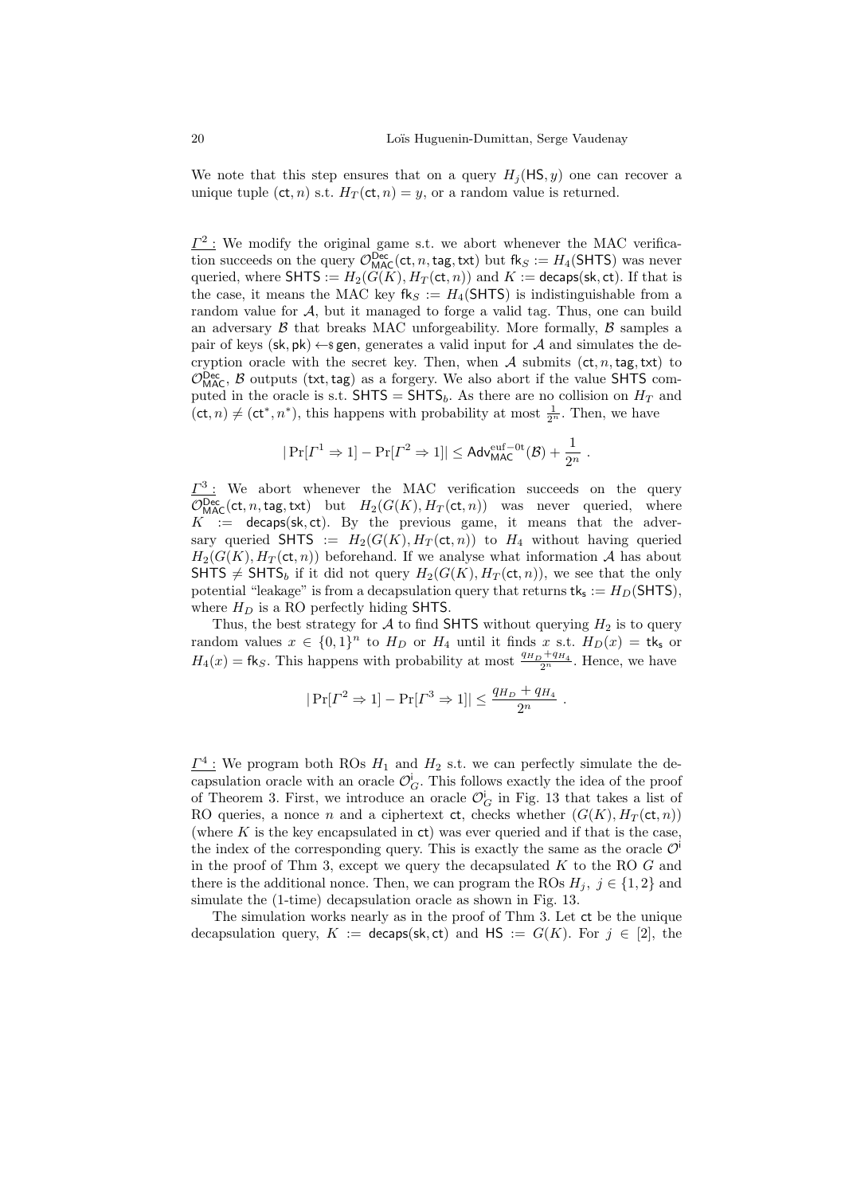We note that this step ensures that on a query $H_j(\mathsf{HS}, y)$ one can recover a unique tuple $(\mathsf{ct}, n)$ s.t. $H_T(\mathsf{ct}, n) = y$, or a random value is returned.

$\underline{\Gamma^2:}$ We modify the original game s.t. we abort whenever the MAC verification succeeds on the query $\mathcal{O}^{\mathsf{Dec}}_{\mathsf{MAC}}(\mathsf{ct}, n, \mathsf{tag}, \mathsf{txt})$ but $\mathsf{fk}_S := H_4(\mathsf{SHTS})$ was never queried, where $\mathsf{SHTS} := H_2(G(K), H_T(\mathsf{ct}, n))$ and $K := \mathsf{decaps}(\mathsf{sk}, \mathsf{ct})$. If that is the case, it means the MAC key $\mathsf{fk}_S := H_4(\mathsf{SHTS})$ is indistinguishable from a random value for $\mathcal{A}$, but it managed to forge a valid tag. Thus, one can build an adversary $\mathcal{B}$ that breaks MAC unforgeability. More formally, $\mathcal{B}$ samples a pair of keys $(\mathsf{sk}, \mathsf{pk}) \leftarrow\!\!\$\, \mathsf{gen}$, generates a valid input for $\mathcal{A}$ and simulates the decryption oracle with the secret key. Then, when $\mathcal{A}$ submits $(\mathsf{ct}, n, \mathsf{tag}, \mathsf{txt})$ to $\mathcal{O}^{\mathsf{Dec}}_{\mathsf{MAC}}$, $\mathcal{B}$ outputs $(\mathsf{txt}, \mathsf{tag})$ as a forgery. We also abort if the value $\mathsf{SHTS}$ computed in the oracle is s.t. $\mathsf{SHTS} = \mathsf{SHTS}_b$. As there are no collision on $H_T$ and $(\mathsf{ct}, n) \neq (\mathsf{ct}^*, n^*)$, this happens with probability at most $\frac{1}{2^n}$. Then, we have

$$|\Pr[\Gamma^1 \Rightarrow 1] - \Pr[\Gamma^2 \Rightarrow 1]| \leq \mathsf{Adv}^{\mathrm{euf-0t}}_{\mathsf{MAC}}(\mathcal{B}) + \frac{1}{2^n} \ .$$

$\underline{\Gamma^3:}$ We abort whenever the MAC verification succeeds on the query $\mathcal{O}^{\mathsf{Dec}}_{\mathsf{MAC}}(\mathsf{ct}, n, \mathsf{tag}, \mathsf{txt})$ but $H_2(G(K), H_T(\mathsf{ct}, n))$ was never queried, where $K := \mathsf{decaps}(\mathsf{sk}, \mathsf{ct})$. By the previous game, it means that the adversary queried $\mathsf{SHTS} := H_2(G(K), H_T(\mathsf{ct}, n))$ to $H_4$ without having queried $H_2(G(K), H_T(\mathsf{ct}, n))$ beforehand. If we analyse what information $\mathcal{A}$ has about $\mathsf{SHTS} \neq \mathsf{SHTS}_b$ if it did not query $H_2(G(K), H_T(\mathsf{ct}, n))$, we see that the only potential "leakage" is from a decapsulation query that returns $\mathsf{tk_s} := H_D(\mathsf{SHTS})$, where $H_D$ is a RO perfectly hiding $\mathsf{SHTS}$.

Thus, the best strategy for $\mathcal{A}$ to find $\mathsf{SHTS}$ without querying $H_2$ is to query random values $x \in \{0,1\}^n$ to $H_D$ or $H_4$ until it finds $x$ s.t. $H_D(x) = \mathsf{tk_s}$ or $H_4(x) = \mathsf{fk}_S$. This happens with probability at most $\frac{q_{H_D} + q_{H_4}}{2^n}$. Hence, we have

$$|\Pr[\Gamma^2 \Rightarrow 1] - \Pr[\Gamma^3 \Rightarrow 1]| \leq \frac{q_{H_D} + q_{H_4}}{2^n} \ .$$

$\underline{\Gamma^4:}$ We program both ROs $H_1$ and $H_2$ s.t. we can perfectly simulate the decapsulation oracle with an oracle $\mathcal{O}^{\mathsf{i}}_G$. This follows exactly the idea of the proof of Theorem 3. First, we introduce an oracle $\mathcal{O}^{\mathsf{i}}_G$ in Fig. 13 that takes a list of RO queries, a nonce $n$ and a ciphertext $\mathsf{ct}$, checks whether $(G(K), H_T(\mathsf{ct}, n))$ (where $K$ is the key encapsulated in $\mathsf{ct}$) was ever queried and if that is the case, the index of the corresponding query. This is exactly the same as the oracle $\mathcal{O}^{\mathsf{i}}$ in the proof of Thm 3, except we query the decapsulated $K$ to the RO $G$ and there is the additional nonce. Then, we can program the ROs $H_j,\ j \in \{1, 2\}$ and simulate the (1-time) decapsulation oracle as shown in Fig. 13.

The simulation works nearly as in the proof of Thm 3. Let $\mathsf{ct}$ be the unique decapsulation query, $K := \mathsf{decaps}(\mathsf{sk}, \mathsf{ct})$ and $\mathsf{HS} := G(K)$. For $j \in [2]$, the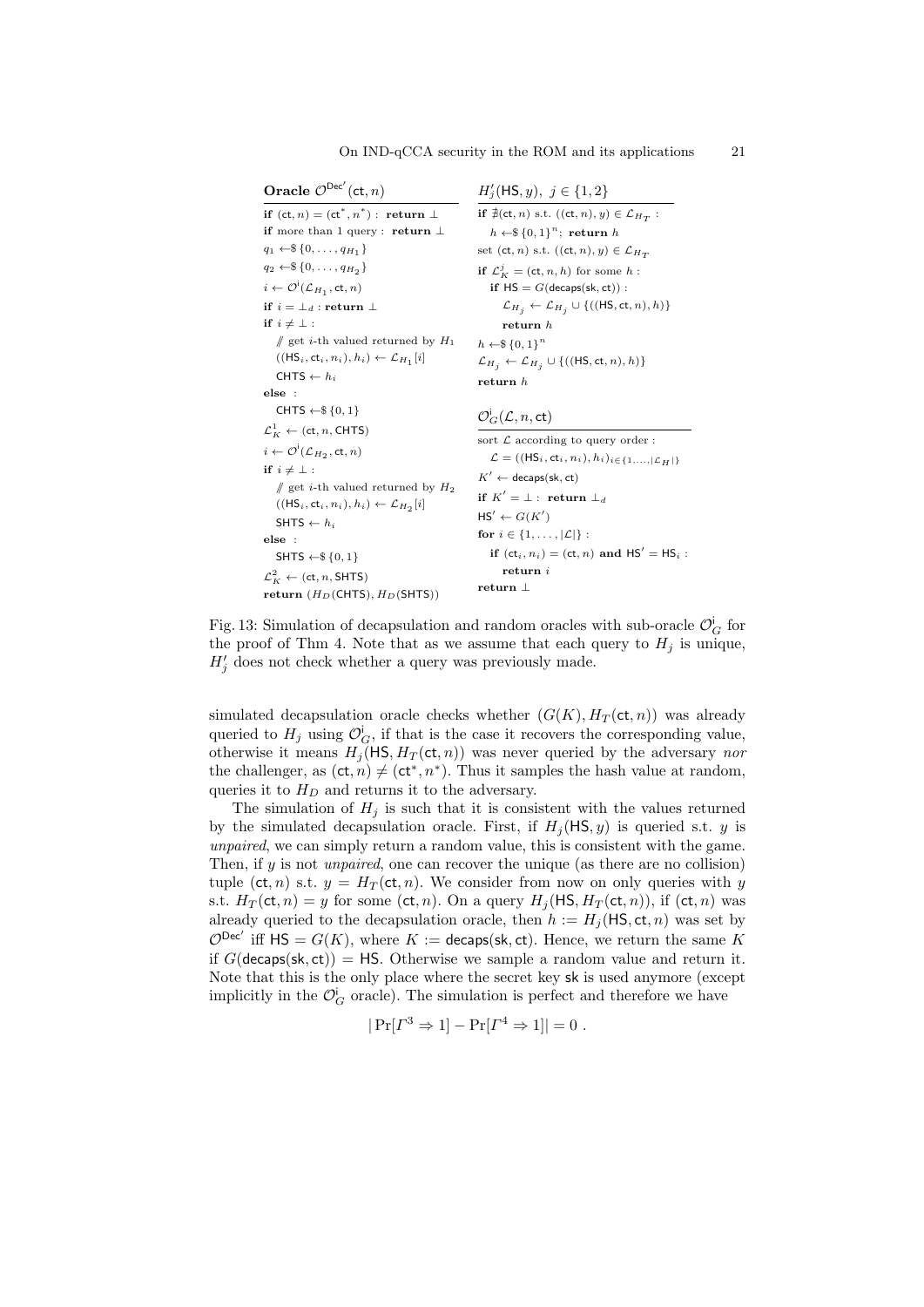**Oracle $\mathcal{O}^{\mathsf{Dec}'}(\mathsf{ct}, n)$**

```
if (ct, n) = (ct*, n*) : return ⊥
if more than 1 query : return ⊥
q_1 ←$ {0, ..., q_{H_1}}
q_2 ←$ {0, ..., q_{H_2}}
i ← O^i(L_{H_1}, ct, n)
if i = ⊥_d : return ⊥
if i ≠ ⊥ :
  // get i-th valued returned by H_1
  ((HS_i, ct_i, n_i), h_i) ← L_{H_1}[i]
  CHTS ← h_i
else :
  CHTS ←$ {0, 1}
L_K^1 ← (ct, n, CHTS)
i ← O^i(L_{H_2}, ct, n)
if i ≠ ⊥ :
  // get i-th valued returned by H_2
  ((HS_i, ct_i, n_i), h_i) ← L_{H_2}[i]
  SHTS ← h_i
else :
  SHTS ←$ {0, 1}
L_K^2 ← (ct, n, SHTS)
return (H_D(CHTS), H_D(SHTS))
```

**$H'_j(\mathsf{HS}, y),\ j \in \{1, 2\}$**

```
if ∄(ct, n) s.t. ((ct, n), y) ∈ L_{H_T} :
  h ←$ {0, 1}^n; return h
set (ct, n) s.t. ((ct, n), y) ∈ L_{H_T}
if L_K^j = (ct, n, h) for some h :
  if HS = G(decaps(sk, ct)) :
    L_{H_j} ← L_{H_j} ∪ {((HS, ct, n), h)}
    return h
h ←$ {0, 1}^n
L_{H_j} ← L_{H_j} ∪ {((HS, ct, n), h)}
return h
```

**$\mathcal{O}^{\mathsf{i}}_G(\mathcal{L}, \mathsf{ct})$**

```
sort L according to query order :
  L = ((HS_i, ct_i, n_i), h_i)_{i ∈ {1,...,|L_H|}}
K' ← decaps(sk, ct)
if K' = ⊥ : return ⊥_d
HS' ← G(K')
for i ∈ {1, ..., |L|} :
  if (ct_i, n_i) = (ct, n) and HS' = HS_i :
    return i
return ⊥
```

Fig. 13: Simulation of decapsulation and random oracles with sub-oracle $\mathcal{O}^{\mathsf{i}}_G$ for the proof of Thm 4. Note that as we assume that each query to $H_j$ is unique, $H'_j$ does not check whether a query was previously made.

simulated decapsulation oracle checks whether $(G(K), H_T(\mathsf{ct}, n))$ was already queried to $H_j$ using $\mathcal{O}^{\mathsf{i}}_G$, if that is the case it recovers the corresponding value, otherwise it means $H_j(\mathsf{HS}, H_T(\mathsf{ct}, n))$ was never queried by the adversary *nor* the challenger, as $(\mathsf{ct}, n) \neq (\mathsf{ct}^*, n^*)$. Thus it samples the hash value at random, queries it to $H_D$ and returns it to the adversary.

The simulation of $H_j$ is such that it is consistent with the values returned by the simulated decapsulation oracle. First, if $H_j(\mathsf{HS}, y)$ is queried s.t. $y$ is *unpaired*, we can simply return a random value, this is consistent with the game. Then, if $y$ is not *unpaired*, one can recover the unique (as there are no collision) tuple $(\mathsf{ct}, n)$ s.t. $y = H_T(\mathsf{ct}, n)$. We consider from now on only queries with $y$ s.t. $H_T(\mathsf{ct}, n) = y$ for some $(\mathsf{ct}, n)$. On a query $H_j(\mathsf{HS}, H_T(\mathsf{ct}, n))$, if $(\mathsf{ct}, n)$ was already queried to the decapsulation oracle, then $h := H_j(\mathsf{HS}, \mathsf{ct}, n)$ was set by $\mathcal{O}^{\mathsf{Dec}'}$ iff $\mathsf{HS} = G(K)$, where $K := \mathsf{decaps}(\mathsf{sk}, \mathsf{ct})$. Hence, we return the same $K$ if $G(\mathsf{decaps}(\mathsf{sk}, \mathsf{ct})) = \mathsf{HS}$. Otherwise we sample a random value and return it. Note that this is the only place where the secret key $\mathsf{sk}$ is used anymore (except implicitly in the $\mathcal{O}^{\mathsf{i}}_G$ oracle). The simulation is perfect and therefore we have

$$|\Pr[\Gamma^3 \Rightarrow 1] - \Pr[\Gamma^4 \Rightarrow 1]| = 0 .$$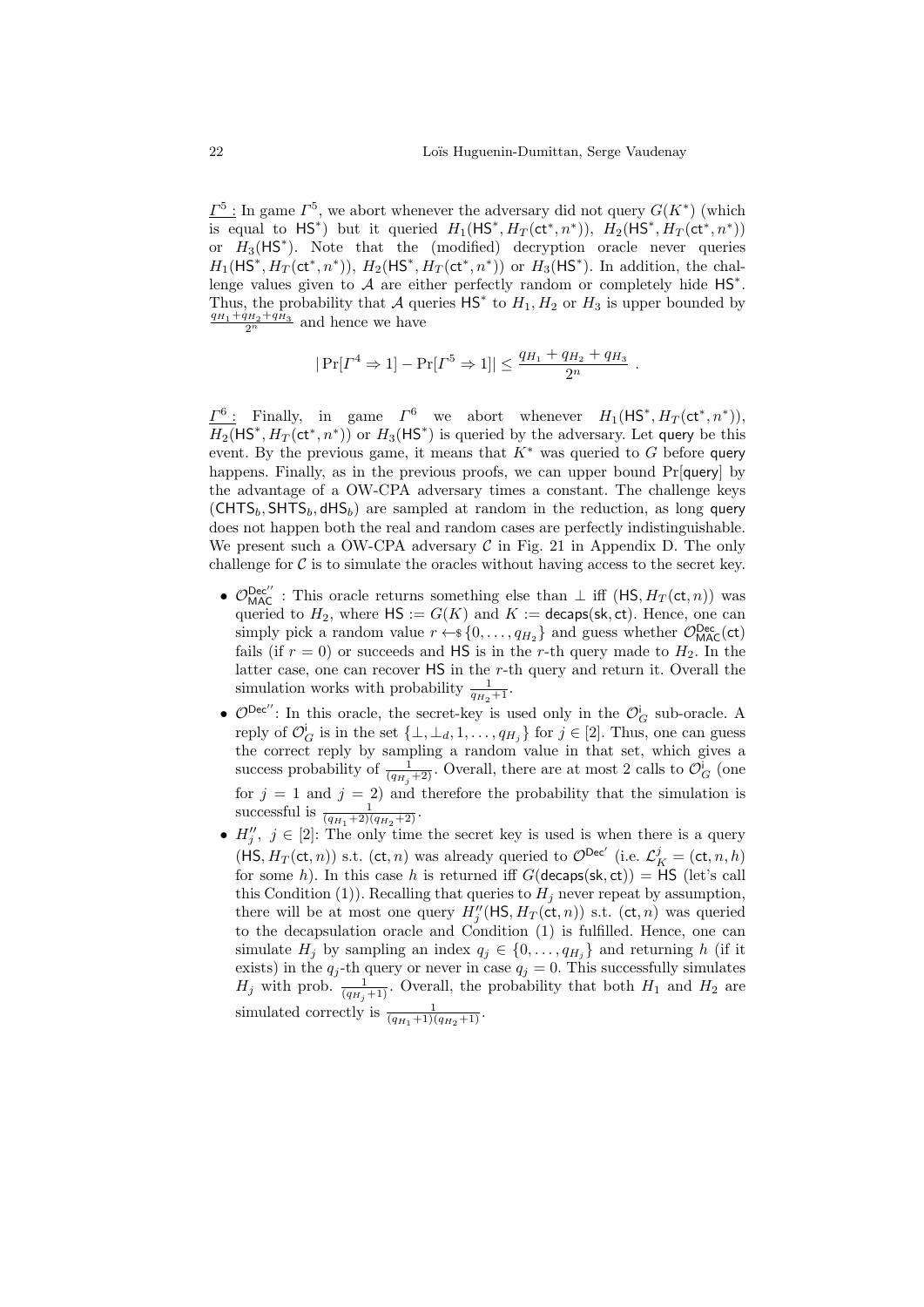$\underline{\Gamma^5}$ : In game $\Gamma^5$, we abort whenever the adversary did not query $G(K^*)$ (which is equal to $\mathsf{HS}^*$) but it queried $H_1(\mathsf{HS}^*, H_T(\mathsf{ct}^*, n^*))$, $H_2(\mathsf{HS}^*, H_T(\mathsf{ct}^*, n^*))$ or $H_3(\mathsf{HS}^*)$. Note that the (modified) decryption oracle never queries $H_1(\mathsf{HS}^*, H_T(\mathsf{ct}^*, n^*))$, $H_2(\mathsf{HS}^*, H_T(\mathsf{ct}^*, n^*))$ or $H_3(\mathsf{HS}^*)$. In addition, the challenge values given to $\mathcal{A}$ are either perfectly random or completely hide $\mathsf{HS}^*$. Thus, the probability that $\mathcal{A}$ queries $\mathsf{HS}^*$ to $H_1, H_2$ or $H_3$ is upper bounded by $\frac{q_{H_1}+q_{H_2}+q_{H_3}}{2^n}$ and hence we have

$$|\Pr[\Gamma^4 \Rightarrow 1] - \Pr[\Gamma^5 \Rightarrow 1]| \leq \frac{q_{H_1} + q_{H_2} + q_{H_3}}{2^n} \ .$$

$\underline{\Gamma^6}$ : Finally, in game $\Gamma^6$ we abort whenever $H_1(\mathsf{HS}^*, H_T(\mathsf{ct}^*, n^*))$, $H_2(\mathsf{HS}^*, H_T(\mathsf{ct}^*, n^*))$ or $H_3(\mathsf{HS}^*)$ is queried by the adversary. Let $\mathsf{query}$ be this event. By the previous game, it means that $K^*$ was queried to $G$ before $\mathsf{query}$ happens. Finally, as in the previous proofs, we can upper bound $\Pr[\mathsf{query}]$ by the advantage of a OW-CPA adversary times a constant. The challenge keys $(\mathsf{CHTS}_b, \mathsf{SHTS}_b, \mathsf{dHS}_b)$ are sampled at random in the reduction, as long $\mathsf{query}$ does not happen both the real and random cases are perfectly indistinguishable. We present such a OW-CPA adversary $\mathcal{C}$ in Fig. 21 in Appendix D. The only challenge for $\mathcal{C}$ is to simulate the oracles without having access to the secret key.

- $\mathcal{O}^{\mathsf{Dec}''}_{\mathsf{MAC}}$ : This oracle returns something else than $\perp$ iff $(\mathsf{HS}, H_T(\mathsf{ct}, n))$ was queried to $H_2$, where $\mathsf{HS} := G(K)$ and $K := \mathsf{decaps}(\mathsf{sk}, \mathsf{ct})$. Hence, one can simply pick a random value $r \leftarrow\$ \{0, \ldots, q_{H_2}\}$ and guess whether $\mathcal{O}^{\mathsf{Dec}}_{\mathsf{MAC}}(\mathsf{ct})$ fails (if $r = 0$) or succeeds and $\mathsf{HS}$ is in the $r$-th query made to $H_2$. In the latter case, one can recover $\mathsf{HS}$ in the $r$-th query and return it. Overall the simulation works with probability $\frac{1}{q_{H_2}+1}$.
- $\mathcal{O}^{\mathsf{Dec}''}$: In this oracle, the secret-key is used only in the $\mathcal{O}^{\mathsf{i}}_G$ sub-oracle. A reply of $\mathcal{O}^{\mathsf{i}}_G$ is in the set $\{\perp, \perp_d, 1, \ldots, q_{H_j}\}$ for $j \in [2]$. Thus, one can guess the correct reply by sampling a random value in that set, which gives a success probability of $\frac{1}{(q_{H_j}+2)}$. Overall, there are at most 2 calls to $\mathcal{O}^{\mathsf{i}}_G$ (one for $j = 1$ and $j = 2$) and therefore the probability that the simulation is successful is $\frac{1}{(q_{H_1}+2)(q_{H_2}+2)}$.
- $H''_j$, $j \in [2]$: The only time the secret key is used is when there is a query $(\mathsf{HS}, H_T(\mathsf{ct}, n))$ s.t. $(\mathsf{ct}, n)$ was already queried to $\mathcal{O}^{\mathsf{Dec}'}$ (i.e. $\mathcal{L}^j_K = (\mathsf{ct}, n, h)$ for some $h$). In this case $h$ is returned iff $G(\mathsf{decaps}(\mathsf{sk}, \mathsf{ct})) = \mathsf{HS}$ (let's call this Condition (1)). Recalling that queries to $H_j$ never repeat by assumption, there will be at most one query $H''_j(\mathsf{HS}, H_T(\mathsf{ct}, n))$ s.t. $(\mathsf{ct}, n)$ was queried to the decapsulation oracle and Condition (1) is fulfilled. Hence, one can simulate $H_j$ by sampling an index $q_j \in \{0, \ldots, q_{H_j}\}$ and returning $h$ (if it exists) in the $q_j$-th query or never in case $q_j = 0$. This successfully simulates $H_j$ with prob. $\frac{1}{(q_{H_j}+1)}$. Overall, the probability that both $H_1$ and $H_2$ are simulated correctly is $\frac{1}{(q_{H_1}+1)(q_{H_2}+1)}$.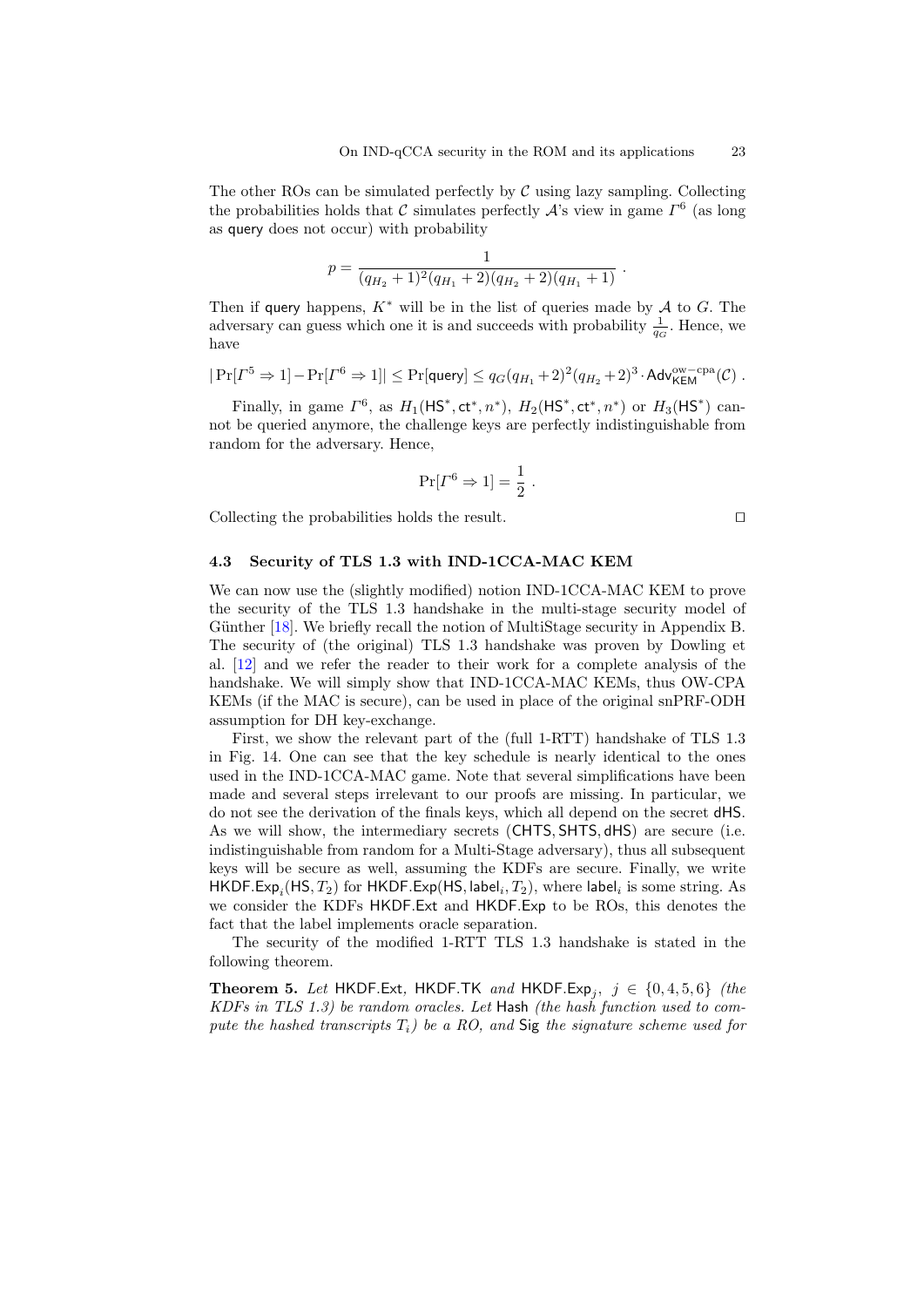The other ROs can be simulated perfectly by $\mathcal{C}$ using lazy sampling. Collecting the probabilities holds that $\mathcal{C}$ simulates perfectly $\mathcal{A}$'s view in game $\Gamma^6$ (as long as $\mathsf{query}$ does not occur) with probability

$$p = \frac{1}{(q_{H_2}+1)^2(q_{H_1}+2)(q_{H_2}+2)(q_{H_1}+1)} \;.$$

Then if $\mathsf{query}$ happens, $K^*$ will be in the list of queries made by $\mathcal{A}$ to $G$. The adversary can guess which one it is and succeeds with probability $\frac{1}{q_G}$. Hence, we have

$$|\Pr[\Gamma^5 \Rightarrow 1] - \Pr[\Gamma^6 \Rightarrow 1]| \leq \Pr[\mathsf{query}] \leq q_G(q_{H_1}+2)^2(q_{H_2}+2)^3 \cdot \mathsf{Adv}^{\mathrm{ow-cpa}}_{\mathsf{KEM}}(\mathcal{C}) \;.$$

Finally, in game $\Gamma^6$, as $H_1(\mathsf{HS}^*, \mathsf{ct}^*, n^*)$, $H_2(\mathsf{HS}^*, \mathsf{ct}^*, n^*)$ or $H_3(\mathsf{HS}^*)$ cannot be queried anymore, the challenge keys are perfectly indistinguishable from random for the adversary. Hence,

$$\Pr[\Gamma^6 \Rightarrow 1] = \frac{1}{2} \;.$$

Collecting the probabilities holds the result. $\square$

### 4.3 Security of TLS 1.3 with IND-1CCA-MAC KEM

We can now use the (slightly modified) notion IND-1CCA-MAC KEM to prove the security of the TLS 1.3 handshake in the multi-stage security model of Günther [18]. We briefly recall the notion of MultiStage security in Appendix B. The security of (the original) TLS 1.3 handshake was proven by Dowling et al. [12] and we refer the reader to their work for a complete analysis of the handshake. We will simply show that IND-1CCA-MAC KEMs, thus OW-CPA KEMs (if the MAC is secure), can be used in place of the original snPRF-ODH assumption for DH key-exchange.

First, we show the relevant part of the (full 1-RTT) handshake of TLS 1.3 in Fig. 14. One can see that the key schedule is nearly identical to the ones used in the IND-1CCA-MAC game. Note that several simplifications have been made and several steps irrelevant to our proofs are missing. In particular, we do not see the derivation of the finals keys, which all depend on the secret $\mathsf{dHS}$. As we will show, the intermediary secrets ($\mathsf{CHTS}, \mathsf{SHTS}, \mathsf{dHS}$) are secure (i.e. indistinguishable from random for a Multi-Stage adversary), thus all subsequent keys will be secure as well, assuming the KDFs are secure. Finally, we write $\mathsf{HKDF.Exp}_i(\mathsf{HS}, T_2)$ for $\mathsf{HKDF.Exp}(\mathsf{HS}, \mathsf{label}_i, T_2)$, where $\mathsf{label}_i$ is some string. As we consider the KDFs $\mathsf{HKDF.Ext}$ and $\mathsf{HKDF.Exp}$ to be ROs, this denotes the fact that the label implements oracle separation.

The security of the modified 1-RTT TLS 1.3 handshake is stated in the following theorem.

**Theorem 5.** *Let* $\mathsf{HKDF.Ext}$, $\mathsf{HKDF.TK}$ *and* $\mathsf{HKDF.Exp}_j$, $j \in \{0, 4, 5, 6\}$ *(the KDFs in TLS 1.3) be random oracles. Let* $\mathsf{Hash}$ *(the hash function used to compute the hashed transcripts* $T_i$*) be a RO, and* $\mathsf{Sig}$ *the signature scheme used for*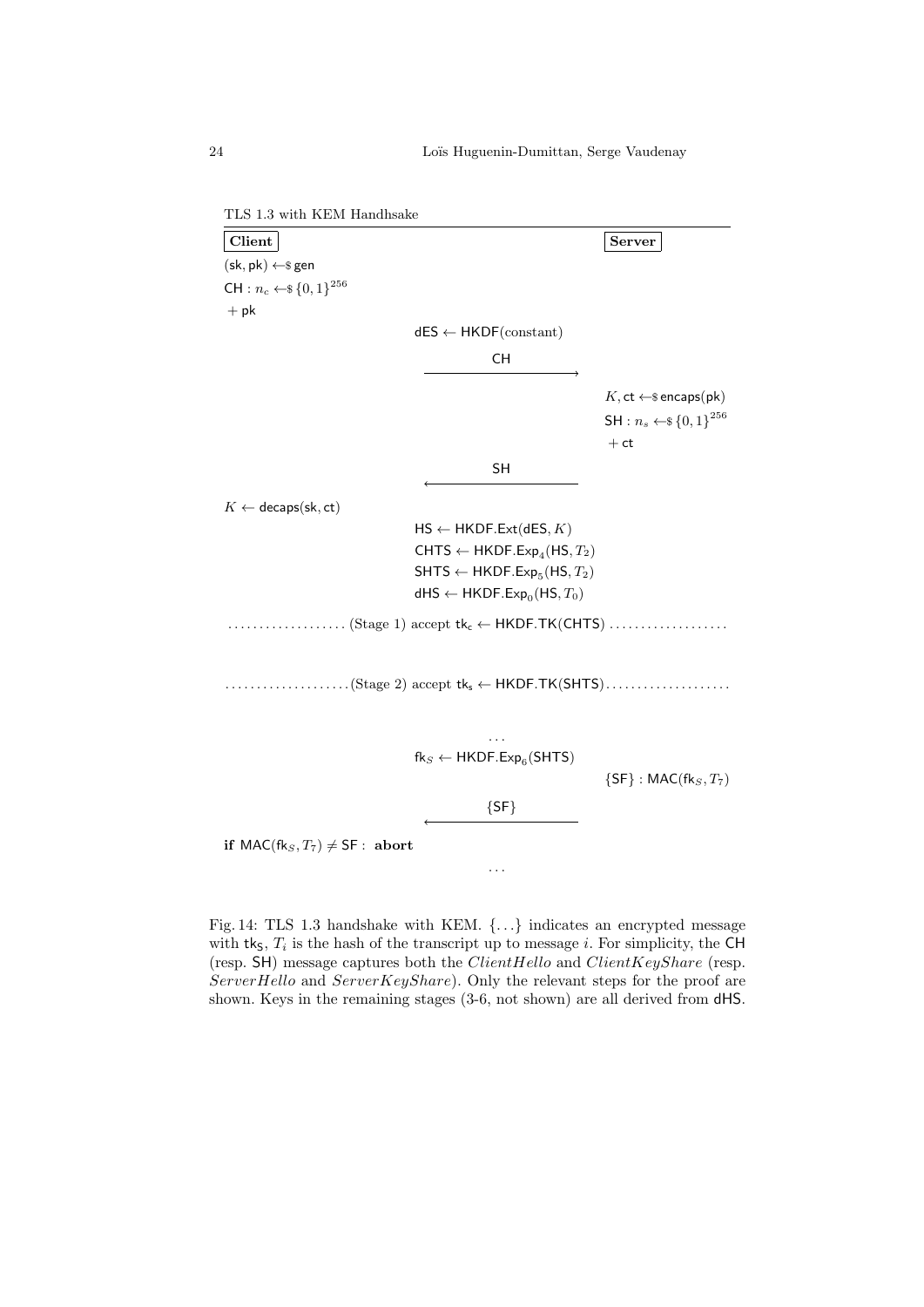TLS 1.3 with KEM Handhsake

| **Client** | | **Server** |
|---|---|---|
| $(\mathsf{sk}, \mathsf{pk}) \leftarrow\$ \mathsf{gen}$ | | |
| $\mathsf{CH} : n_c \leftarrow\$ \{0,1\}^{256}$ | | |
| $+ \mathsf{pk}$ | | |
| | $\mathsf{dES} \leftarrow \mathsf{HKDF}(\text{constant})$ | |
| | $\xrightarrow{\mathsf{CH}}$ | |
| | | $K, \mathsf{ct} \leftarrow\$ \mathsf{encaps}(\mathsf{pk})$ |
| | | $\mathsf{SH} : n_s \leftarrow\$ \{0,1\}^{256}$ |
| | | $+ \mathsf{ct}$ |
| | $\xleftarrow{\mathsf{SH}}$ | |
| $K \leftarrow \mathsf{decaps}(\mathsf{sk}, \mathsf{ct})$ | | |
| | $\mathsf{HS} \leftarrow \mathsf{HKDF.Ext}(\mathsf{dES}, K)$ | |
| | $\mathsf{CHTS} \leftarrow \mathsf{HKDF.Exp}_4(\mathsf{HS}, T_2)$ | |
| | $\mathsf{SHTS} \leftarrow \mathsf{HKDF.Exp}_5(\mathsf{HS}, T_2)$ | |
| | $\mathsf{dHS} \leftarrow \mathsf{HKDF.Exp}_0(\mathsf{HS}, T_0)$ | |
| | ……(Stage 1) accept $\mathsf{tk_c} \leftarrow \mathsf{HKDF.TK}(\mathsf{CHTS})$…… | |
| | ……(Stage 2) accept $\mathsf{tk_s} \leftarrow \mathsf{HKDF.TK}(\mathsf{SHTS})$…… | |
| | ... | |
| | $\mathsf{fk}_S \leftarrow \mathsf{HKDF.Exp}_6(\mathsf{SHTS})$ | |
| | | $\{\mathsf{SF}\} : \mathsf{MAC}(\mathsf{fk}_S, T_7)$ |
| | $\xleftarrow{\{\mathsf{SF}\}}$ | |
| **if** $\mathsf{MAC}(\mathsf{fk}_S, T_7) \neq \mathsf{SF}$ : **abort** | | |
| | ... | |

Fig. 14: TLS 1.3 handshake with KEM. $\{\dots\}$ indicates an encrypted message with $\mathsf{tk_S}$, $T_i$ is the hash of the transcript up to message $i$. For simplicity, the $\mathsf{CH}$ (resp. $\mathsf{SH}$) message captures both the *ClientHello* and *ClientKeyShare* (resp. *ServerHello* and *ServerKeyShare*). Only the relevant steps for the proof are shown. Keys in the remaining stages (3-6, not shown) are all derived from $\mathsf{dHS}$.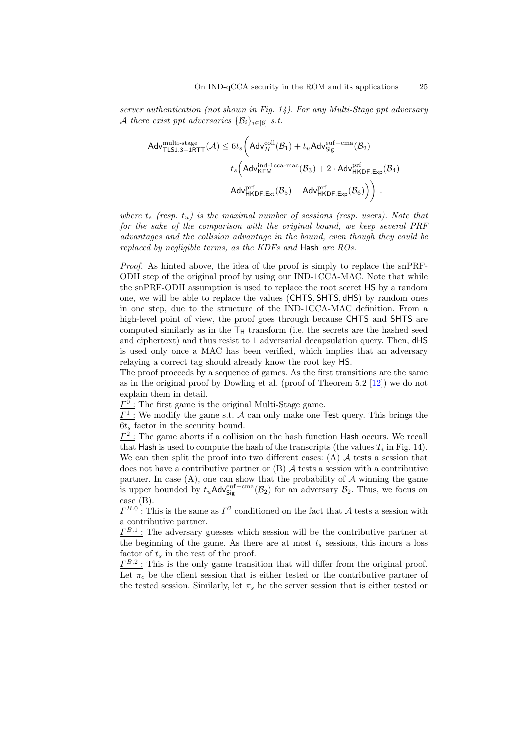*server authentication (not shown in Fig. 14). For any Multi-Stage ppt adversary $\mathcal{A}$ there exist ppt adversaries $\{\mathcal{B}_i\}_{i\in[6]}$ s.t.*

$$\begin{aligned}
\mathsf{Adv}^{\text{multi-stage}}_{\mathsf{TLS1.3-1RTT}}(\mathcal{A}) \leq 6t_s\bigg(&\mathsf{Adv}^{\text{coll}}_{H}(\mathcal{B}_1) + t_u\mathsf{Adv}^{\text{euf}-\text{cma}}_{\mathsf{Sig}}(\mathcal{B}_2)\\
&+ t_s\Big(\mathsf{Adv}^{\text{ind-1cca-mac}}_{\mathsf{KEM}}(\mathcal{B}_3) + 2\cdot\mathsf{Adv}^{\text{prf}}_{\mathsf{HKDF.Exp}}(\mathcal{B}_4)\\
&+ \mathsf{Adv}^{\text{prf}}_{\mathsf{HKDF.Ext}}(\mathcal{B}_5) + \mathsf{Adv}^{\text{prf}}_{\mathsf{HKDF.Exp}}(\mathcal{B}_6)\Big)\bigg)\ .
\end{aligned}$$

*where $t_s$ (resp. $t_u$) is the maximal number of sessions (resp. users). Note that for the sake of the comparison with the original bound, we keep several PRF advantages and the collision advantage in the bound, even though they could be replaced by negligible terms, as the KDFs and* Hash *are ROs.*

*Proof.* As hinted above, the idea of the proof is simply to replace the snPRF-ODH step of the original proof by using our IND-1CCA-MAC. Note that while the snPRF-ODH assumption is used to replace the root secret HS by a random one, we will be able to replace the values (CHTS, SHTS, dHS) by random ones in one step, due to the structure of the IND-1CCA-MAC definition. From a high-level point of view, the proof goes through because CHTS and SHTS are computed similarly as in the $\mathsf{T_H}$ transform (i.e. the secrets are the hashed seed and ciphertext) and thus resist to 1 adversarial decapsulation query. Then, dHS is used only once a MAC has been verified, which implies that an adversary relaying a correct tag should already know the root key HS.

The proof proceeds by a sequence of games. As the first transitions are the same as in the original proof by Dowling et al. (proof of Theorem 5.2 [12]) we do not explain them in detail.

$\underline{\Gamma^0:}$ The first game is the original Multi-Stage game.

$\underline{\Gamma^1:}$ We modify the game s.t. $\mathcal{A}$ can only make one Test query. This brings the $6t_s$ factor in the security bound.

$\underline{\Gamma^2:}$ The game aborts if a collision on the hash function Hash occurs. We recall that Hash is used to compute the hash of the transcripts (the values $T_i$ in Fig. 14). We can then split the proof into two different cases: (A) $\mathcal{A}$ tests a session that does not have a contributive partner or (B) $\mathcal{A}$ tests a session with a contributive partner. In case (A), one can show that the probability of $\mathcal{A}$ winning the game is upper bounded by $t_u\mathsf{Adv}^{\text{euf}-\text{cma}}_{\mathsf{Sig}}(\mathcal{B}_2)$ for an adversary $\mathcal{B}_2$. Thus, we focus on case (B).

$\underline{\Gamma^{B.0}:}$ This is the same as $\Gamma^2$ conditioned on the fact that $\mathcal{A}$ tests a session with a contributive partner.

$\underline{\Gamma^{B.1}:}$ The adversary guesses which session will be the contributive partner at the beginning of the game. As there are at most $t_s$ sessions, this incurs a loss factor of $t_s$ in the rest of the proof.

$\underline{\Gamma^{B.2}:}$ This is the only game transition that will differ from the original proof. Let $\pi_c$ be the client session that is either tested or the contributive partner of the tested session. Similarly, let $\pi_s$ be the server session that is either tested or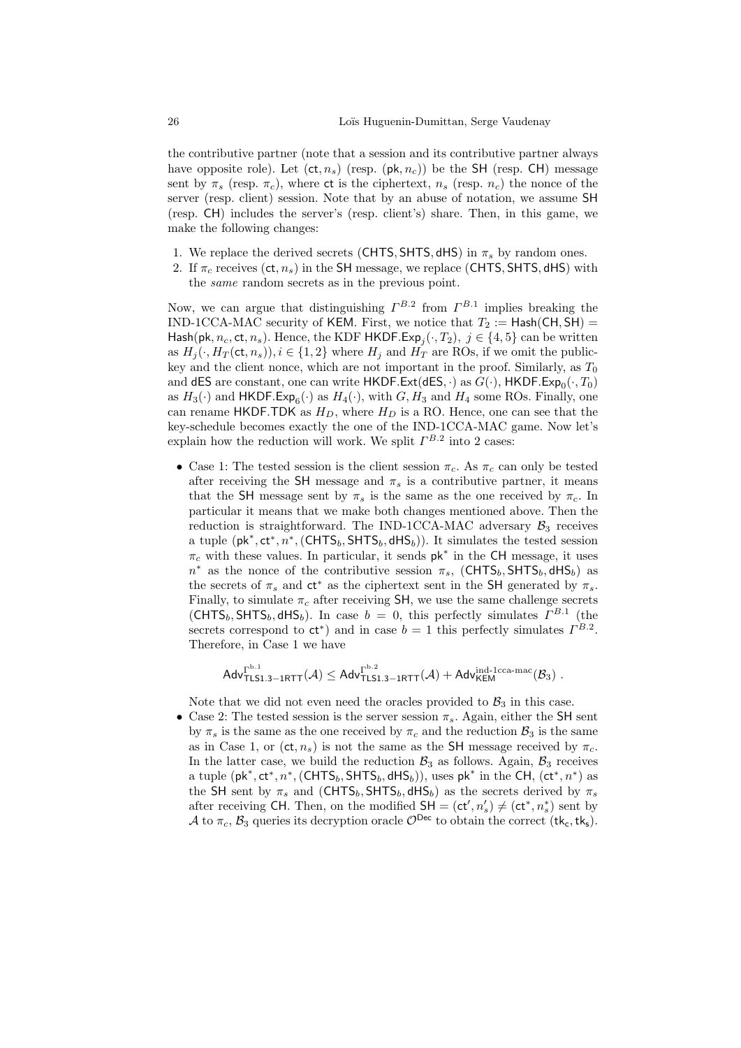the contributive partner (note that a session and its contributive partner always have opposite role). Let $(\mathsf{ct}, n_s)$ (resp. $(\mathsf{pk}, n_c)$) be the $\mathsf{SH}$ (resp. $\mathsf{CH}$) message sent by $\pi_s$ (resp. $\pi_c$), where $\mathsf{ct}$ is the ciphertext, $n_s$ (resp. $n_c$) the nonce of the server (resp. client) session. Note that by an abuse of notation, we assume $\mathsf{SH}$ (resp. $\mathsf{CH}$) includes the server's (resp. client's) share. Then, in this game, we make the following changes:

1. We replace the derived secrets $(\mathsf{CHTS}, \mathsf{SHTS}, \mathsf{dHS})$ in $\pi_s$ by random ones.
2. If $\pi_c$ receives $(\mathsf{ct}, n_s)$ in the $\mathsf{SH}$ message, we replace $(\mathsf{CHTS}, \mathsf{SHTS}, \mathsf{dHS})$ with the *same* random secrets as in the previous point.

Now, we can argue that distinguishing $\Gamma^{B.2}$ from $\Gamma^{B.1}$ implies breaking the IND-1CCA-MAC security of $\mathsf{KEM}$. First, we notice that $T_2 := \mathsf{Hash}(\mathsf{CH}, \mathsf{SH}) = \mathsf{Hash}(\mathsf{pk}, n_c, \mathsf{ct}, n_s)$. Hence, the KDF $\mathsf{HKDF.Exp}_j(\cdot, T_2)$, $j \in \{4, 5\}$ can be written as $H_j(\cdot, H_T(\mathsf{ct}, n_s)), i \in \{1, 2\}$ where $H_j$ and $H_T$ are ROs, if we omit the public-key and the client nonce, which are not important in the proof. Similarly, as $T_0$ and $\mathsf{dES}$ are constant, one can write $\mathsf{HKDF.Ext}(\mathsf{dES}, \cdot)$ as $G(\cdot)$, $\mathsf{HKDF.Exp}_0(\cdot, T_0)$ as $H_3(\cdot)$ and $\mathsf{HKDF.Exp}_6(\cdot)$ as $H_4(\cdot)$, with $G, H_3$ and $H_4$ some ROs. Finally, one can rename $\mathsf{HKDF.TDK}$ as $H_D$, where $H_D$ is a RO. Hence, one can see that the key-schedule becomes exactly the one of the IND-1CCA-MAC game. Now let's explain how the reduction will work. We split $\Gamma^{B.2}$ into 2 cases:

- Case 1: The tested session is the client session $\pi_c$. As $\pi_c$ can only be tested after receiving the $\mathsf{SH}$ message and $\pi_s$ is a contributive partner, it means that the $\mathsf{SH}$ message sent by $\pi_s$ is the same as the one received by $\pi_c$. In particular it means that we make both changes mentioned above. Then the reduction is straightforward. The IND-1CCA-MAC adversary $\mathcal{B}_3$ receives a tuple $(\mathsf{pk}^*, \mathsf{ct}^*, n^*, (\mathsf{CHTS}_b, \mathsf{SHTS}_b, \mathsf{dHS}_b))$. It simulates the tested session $\pi_c$ with these values. In particular, it sends $\mathsf{pk}^*$ in the $\mathsf{CH}$ message, it uses $n^*$ as the nonce of the contributive session $\pi_s$, $(\mathsf{CHTS}_b, \mathsf{SHTS}_b, \mathsf{dHS}_b)$ as the secrets of $\pi_s$ and $\mathsf{ct}^*$ as the ciphertext sent in the $\mathsf{SH}$ generated by $\pi_s$. Finally, to simulate $\pi_c$ after receiving $\mathsf{SH}$, we use the same challenge secrets $(\mathsf{CHTS}_b, \mathsf{SHTS}_b, \mathsf{dHS}_b)$. In case $b = 0$, this perfectly simulates $\Gamma^{B.1}$ (the secrets correspond to $\mathsf{ct}^*$) and in case $b = 1$ this perfectly simulates $\Gamma^{B.2}$. Therefore, in Case 1 we have

$$\mathsf{Adv}^{\Gamma^{b.1}}_{\mathsf{TLS1.3-1RTT}}(\mathcal{A}) \leq \mathsf{Adv}^{\Gamma^{b.2}}_{\mathsf{TLS1.3-1RTT}}(\mathcal{A}) + \mathsf{Adv}^{\text{ind-1cca-mac}}_{\mathsf{KEM}}(\mathcal{B}_3) \ .$$

  Note that we did not even need the oracles provided to $\mathcal{B}_3$ in this case.
- Case 2: The tested session is the server session $\pi_s$. Again, either the $\mathsf{SH}$ sent by $\pi_s$ is the same as the one received by $\pi_c$ and the reduction $\mathcal{B}_3$ is the same as in Case 1, or $(\mathsf{ct}, n_s)$ is not the same as the $\mathsf{SH}$ message received by $\pi_c$. In the latter case, we build the reduction $\mathcal{B}_3$ as follows. Again, $\mathcal{B}_3$ receives a tuple $(\mathsf{pk}^*, \mathsf{ct}^*, n^*, (\mathsf{CHTS}_b, \mathsf{SHTS}_b, \mathsf{dHS}_b))$, uses $\mathsf{pk}^*$ in the $\mathsf{CH}$, $(\mathsf{ct}^*, n^*)$ as the $\mathsf{SH}$ sent by $\pi_s$ and $(\mathsf{CHTS}_b, \mathsf{SHTS}_b, \mathsf{dHS}_b)$ as the secrets derived by $\pi_s$ after receiving $\mathsf{CH}$. Then, on the modified $\mathsf{SH} = (\mathsf{ct}', n_s') \neq (\mathsf{ct}^*, n_s^*)$ sent by $\mathcal{A}$ to $\pi_c$, $\mathcal{B}_3$ queries its decryption oracle $\mathcal{O}^{\mathsf{Dec}}$ to obtain the correct $(\mathsf{tk_c}, \mathsf{tk_s})$.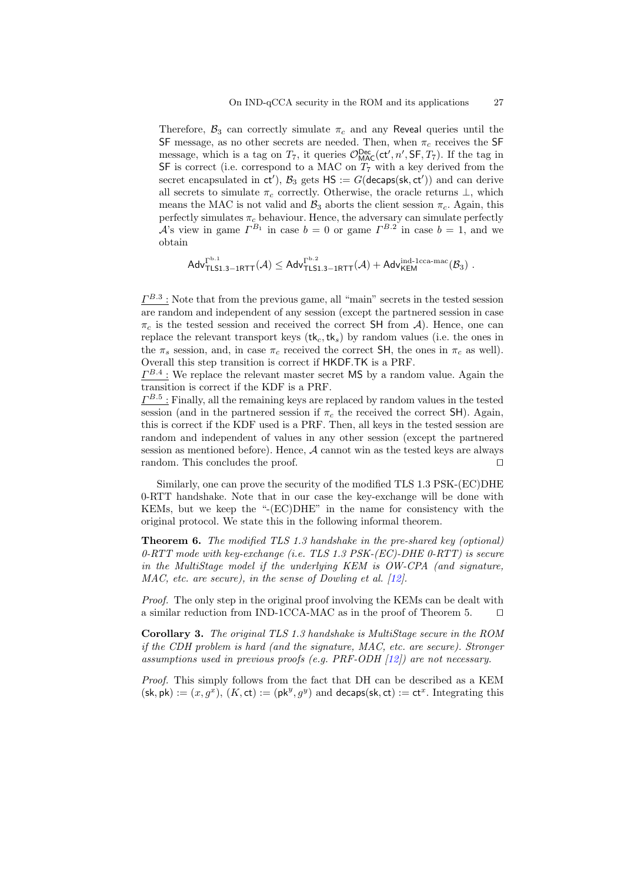Therefore, $\mathcal{B}_3$ can correctly simulate $\pi_c$ and any Reveal queries until the SF message, as no other secrets are needed. Then, when $\pi_c$ receives the SF message, which is a tag on $T_7$, it queries $\mathcal{O}^{\mathsf{Dec}}_{\mathsf{MAC}}(\mathsf{ct}', n', \mathsf{SF}, T_7)$. If the tag in SF is correct (i.e. correspond to a MAC on $T_7$ with a key derived from the secret encapsulated in $\mathsf{ct}'$), $\mathcal{B}_3$ gets $\mathsf{HS} := G(\mathsf{decaps}(\mathsf{sk}, \mathsf{ct}'))$ and can derive all secrets to simulate $\pi_c$ correctly. Otherwise, the oracle returns $\perp$, which means the MAC is not valid and $\mathcal{B}_3$ aborts the client session $\pi_c$. Again, this perfectly simulates $\pi_c$ behaviour. Hence, the adversary can simulate perfectly $\mathcal{A}$'s view in game $\Gamma^{B_1}$ in case $b = 0$ or game $\Gamma^{B.2}$ in case $b = 1$, and we obtain

$$\mathsf{Adv}^{\Gamma^{\mathrm{b.1}}}_{\mathsf{TLS1.3-1RTT}}(\mathcal{A}) \leq \mathsf{Adv}^{\Gamma^{\mathrm{b.2}}}_{\mathsf{TLS1.3-1RTT}}(\mathcal{A}) + \mathsf{Adv}^{\mathrm{ind\text{-}1cca\text{-}mac}}_{\mathsf{KEM}}(\mathcal{B}_3) \ .$$

$\underline{\Gamma^{B.3}:}$ Note that from the previous game, all "main" secrets in the tested session are random and independent of any session (except the partnered session in case $\pi_c$ is the tested session and received the correct SH from $\mathcal{A}$). Hence, one can replace the relevant transport keys $(\mathsf{tk}_c, \mathsf{tk}_s)$ by random values (i.e. the ones in the $\pi_s$ session, and, in case $\pi_c$ received the correct SH, the ones in $\pi_c$ as well). Overall this step transition is correct if HKDF.TK is a PRF.
$\underline{\Gamma^{B.4}:}$ We replace the relevant master secret MS by a random value. Again the transition is correct if the KDF is a PRF.
$\underline{\Gamma^{B.5}:}$ Finally, all the remaining keys are replaced by random values in the tested session (and in the partnered session if $\pi_c$ the received the correct SH). Again, this is correct if the KDF used is a PRF. Then, all keys in the tested session are random and independent of values in any other session (except the partnered session as mentioned before). Hence, $\mathcal{A}$ cannot win as the tested keys are always random. This concludes the proof. $\square$

Similarly, one can prove the security of the modified TLS 1.3 PSK-(EC)DHE 0-RTT handshake. Note that in our case the key-exchange will be done with KEMs, but we keep the "-(EC)DHE" in the name for consistency with the original protocol. We state this in the following informal theorem.

**Theorem 6.** *The modified TLS 1.3 handshake in the pre-shared key (optional) 0-RTT mode with key-exchange (i.e. TLS 1.3 PSK-(EC)-DHE 0-RTT) is secure in the MultiStage model if the underlying KEM is OW-CPA (and signature, MAC, etc. are secure), in the sense of Dowling et al. [12].*

*Proof.* The only step in the original proof involving the KEMs can be dealt with a similar reduction from IND-1CCA-MAC as in the proof of Theorem 5. $\square$

**Corollary 3.** *The original TLS 1.3 handshake is MultiStage secure in the ROM if the CDH problem is hard (and the signature, MAC, etc. are secure). Stronger assumptions used in previous proofs (e.g. PRF-ODH [12]) are not necessary.*

*Proof.* This simply follows from the fact that DH can be described as a KEM $(\mathsf{sk}, \mathsf{pk}) := (x, g^x)$, $(K, \mathsf{ct}) := (\mathsf{pk}^y, g^y)$ and $\mathsf{decaps}(\mathsf{sk}, \mathsf{ct}) := \mathsf{ct}^x$. Integrating this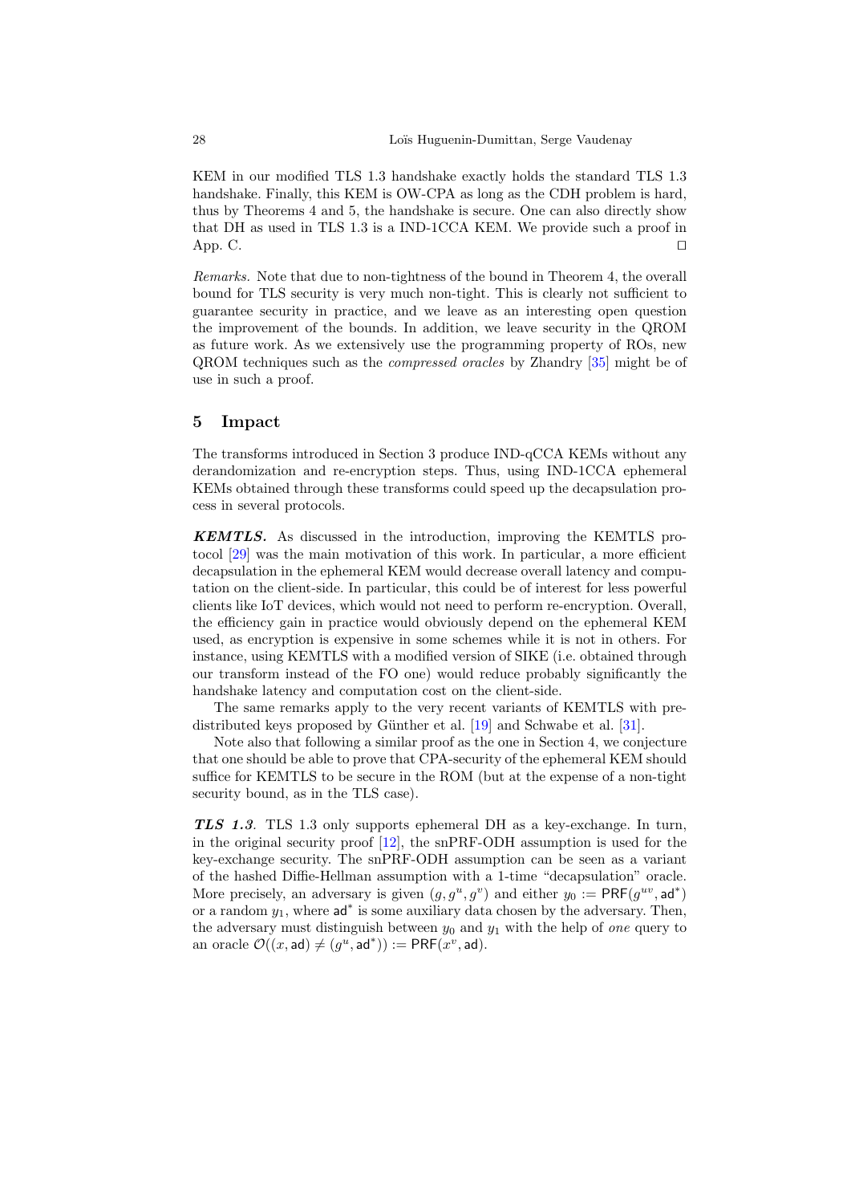KEM in our modified TLS 1.3 handshake exactly holds the standard TLS 1.3 handshake. Finally, this KEM is OW-CPA as long as the CDH problem is hard, thus by Theorems 4 and 5, the handshake is secure. One can also directly show that DH as used in TLS 1.3 is a IND-1CCA KEM. We provide such a proof in App. C. ◻

*Remarks.* Note that due to non-tightness of the bound in Theorem 4, the overall bound for TLS security is very much non-tight. This is clearly not sufficient to guarantee security in practice, and we leave as an interesting open question the improvement of the bounds. In addition, we leave security in the QROM as future work. As we extensively use the programming property of ROs, new QROM techniques such as the *compressed oracles* by Zhandry [35] might be of use in such a proof.

## 5 Impact

The transforms introduced in Section 3 produce IND-qCCA KEMs without any derandomization and re-encryption steps. Thus, using IND-1CCA ephemeral KEMs obtained through these transforms could speed up the decapsulation process in several protocols.

***KEMTLS.*** As discussed in the introduction, improving the KEMTLS protocol [29] was the main motivation of this work. In particular, a more efficient decapsulation in the ephemeral KEM would decrease overall latency and computation on the client-side. In particular, this could be of interest for less powerful clients like IoT devices, which would not need to perform re-encryption. Overall, the efficiency gain in practice would obviously depend on the ephemeral KEM used, as encryption is expensive in some schemes while it is not in others. For instance, using KEMTLS with a modified version of SIKE (i.e. obtained through our transform instead of the FO one) would reduce probably significantly the handshake latency and computation cost on the client-side.

The same remarks apply to the very recent variants of KEMTLS with predistributed keys proposed by Günther et al. [19] and Schwabe et al. [31].

Note also that following a similar proof as the one in Section 4, we conjecture that one should be able to prove that CPA-security of the ephemeral KEM should suffice for KEMTLS to be secure in the ROM (but at the expense of a non-tight security bound, as in the TLS case).

***TLS 1.3.*** TLS 1.3 only supports ephemeral DH as a key-exchange. In turn, in the original security proof [12], the snPRF-ODH assumption is used for the key-exchange security. The snPRF-ODH assumption can be seen as a variant of the hashed Diffie-Hellman assumption with a 1-time "decapsulation" oracle. More precisely, an adversary is given $(g, g^u, g^v)$ and either $y_0 := \mathsf{PRF}(g^{uv}, \mathsf{ad}^*)$ or a random $y_1$, where $\mathsf{ad}^*$ is some auxiliary data chosen by the adversary. Then, the adversary must distinguish between $y_0$ and $y_1$ with the help of *one* query to an oracle $\mathcal{O}((x, \mathsf{ad}) \neq (g^u, \mathsf{ad}^*)) := \mathsf{PRF}(x^v, \mathsf{ad})$.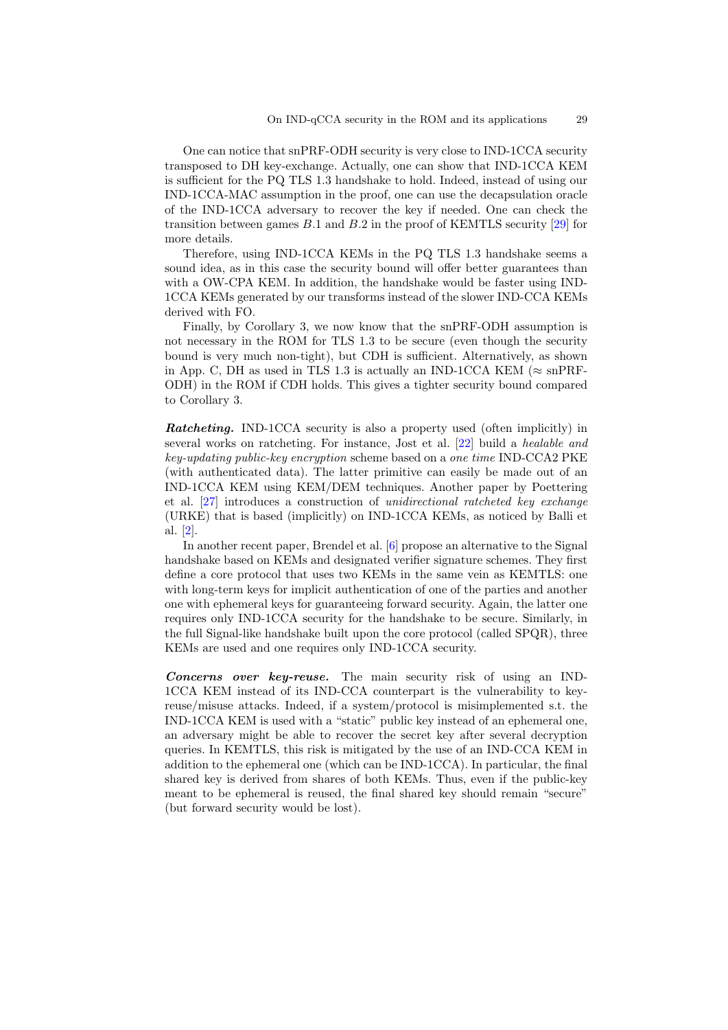One can notice that snPRF-ODH security is very close to IND-1CCA security transposed to DH key-exchange. Actually, one can show that IND-1CCA KEM is sufficient for the PQ TLS 1.3 handshake to hold. Indeed, instead of using our IND-1CCA-MAC assumption in the proof, one can use the decapsulation oracle of the IND-1CCA adversary to recover the key if needed. One can check the transition between games $B.1$ and $B.2$ in the proof of KEMTLS security [29] for more details.

Therefore, using IND-1CCA KEMs in the PQ TLS 1.3 handshake seems a sound idea, as in this case the security bound will offer better guarantees than with a OW-CPA KEM. In addition, the handshake would be faster using IND-1CCA KEMs generated by our transforms instead of the slower IND-CCA KEMs derived with FO.

Finally, by Corollary 3, we now know that the snPRF-ODH assumption is not necessary in the ROM for TLS 1.3 to be secure (even though the security bound is very much non-tight), but CDH is sufficient. Alternatively, as shown in App. C, DH as used in TLS 1.3 is actually an IND-1CCA KEM ($\approx$ snPRF-ODH) in the ROM if CDH holds. This gives a tighter security bound compared to Corollary 3.

***Ratcheting.*** IND-1CCA security is also a property used (often implicitly) in several works on ratcheting. For instance, Jost et al. [22] build a *healable and key-updating public-key encryption* scheme based on a *one time* IND-CCA2 PKE (with authenticated data). The latter primitive can easily be made out of an IND-1CCA KEM using KEM/DEM techniques. Another paper by Poettering et al. [27] introduces a construction of *unidirectional ratcheted key exchange* (URKE) that is based (implicitly) on IND-1CCA KEMs, as noticed by Balli et al. [2].

In another recent paper, Brendel et al. [6] propose an alternative to the Signal handshake based on KEMs and designated verifier signature schemes. They first define a core protocol that uses two KEMs in the same vein as KEMTLS: one with long-term keys for implicit authentication of one of the parties and another one with ephemeral keys for guaranteeing forward security. Again, the latter one requires only IND-1CCA security for the handshake to be secure. Similarly, in the full Signal-like handshake built upon the core protocol (called SPQR), three KEMs are used and one requires only IND-1CCA security.

***Concerns over key-reuse.*** The main security risk of using an IND-1CCA KEM instead of its IND-CCA counterpart is the vulnerability to key-reuse/misuse attacks. Indeed, if a system/protocol is misimplemented s.t. the IND-1CCA KEM is used with a "static" public key instead of an ephemeral one, an adversary might be able to recover the secret key after several decryption queries. In KEMTLS, this risk is mitigated by the use of an IND-CCA KEM in addition to the ephemeral one (which can be IND-1CCA). In particular, the final shared key is derived from shares of both KEMs. Thus, even if the public-key meant to be ephemeral is reused, the final shared key should remain "secure" (but forward security would be lost).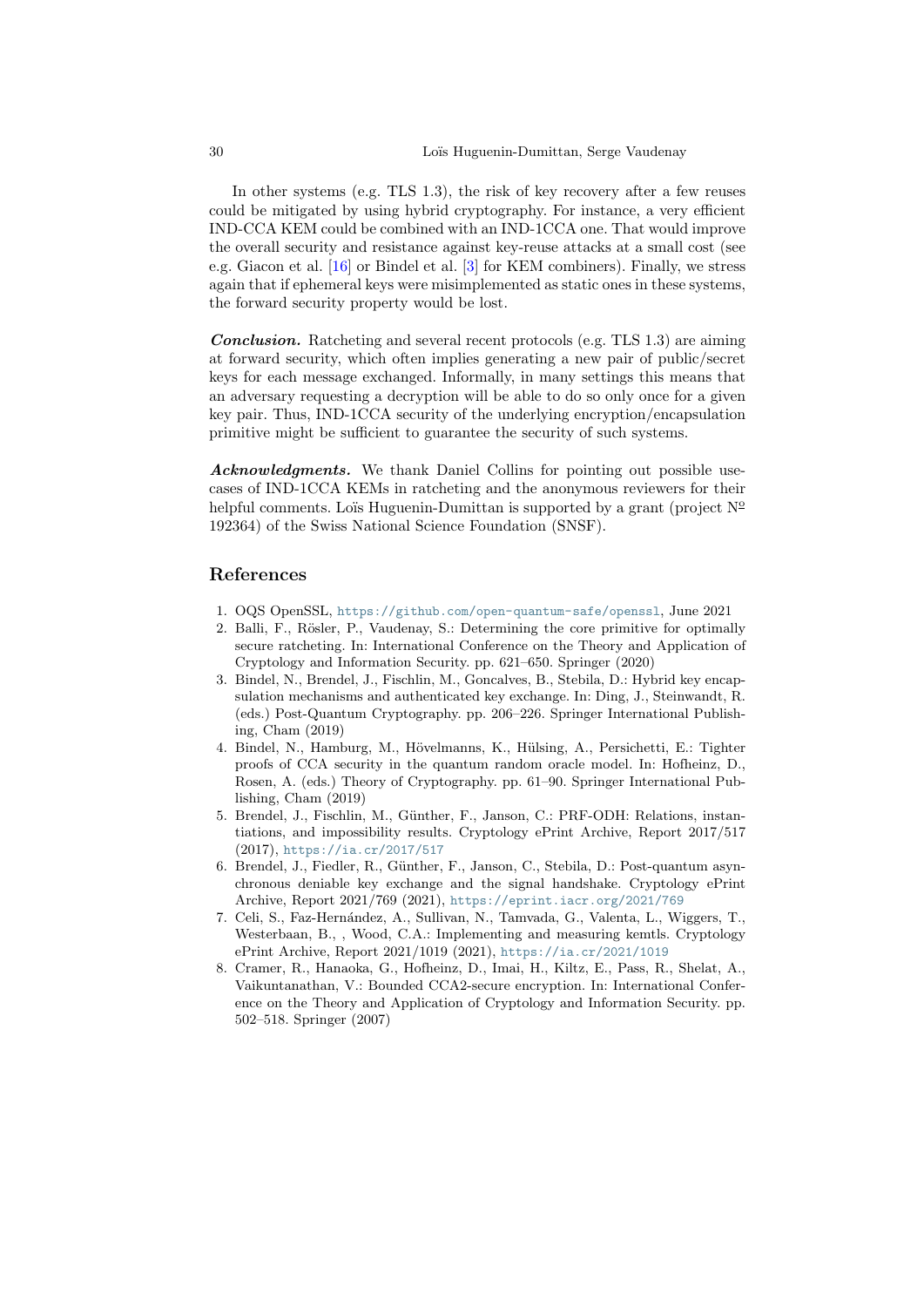In other systems (e.g. TLS 1.3), the risk of key recovery after a few reuses could be mitigated by using hybrid cryptography. For instance, a very efficient IND-CCA KEM could be combined with an IND-1CCA one. That would improve the overall security and resistance against key-reuse attacks at a small cost (see e.g. Giacon et al. [16] or Bindel et al. [3] for KEM combiners). Finally, we stress again that if ephemeral keys were misimplemented as static ones in these systems, the forward security property would be lost.

***Conclusion.*** Ratcheting and several recent protocols (e.g. TLS 1.3) are aiming at forward security, which often implies generating a new pair of public/secret keys for each message exchanged. Informally, in many settings this means that an adversary requesting a decryption will be able to do so only once for a given key pair. Thus, IND-1CCA security of the underlying encryption/encapsulation primitive might be sufficient to guarantee the security of such systems.

***Acknowledgments.*** We thank Daniel Collins for pointing out possible use-cases of IND-1CCA KEMs in ratcheting and the anonymous reviewers for their helpful comments. Loïs Huguenin-Dumittan is supported by a grant (project № 192364) of the Swiss National Science Foundation (SNSF).

## References

1. OQS OpenSSL, https://github.com/open-quantum-safe/openssl, June 2021
2. Balli, F., Rösler, P., Vaudenay, S.: Determining the core primitive for optimally secure ratcheting. In: International Conference on the Theory and Application of Cryptology and Information Security. pp. 621–650. Springer (2020)
3. Bindel, N., Brendel, J., Fischlin, M., Goncalves, B., Stebila, D.: Hybrid key encapsulation mechanisms and authenticated key exchange. In: Ding, J., Steinwandt, R. (eds.) Post-Quantum Cryptography. pp. 206–226. Springer International Publishing, Cham (2019)
4. Bindel, N., Hamburg, M., Hövelmanns, K., Hülsing, A., Persichetti, E.: Tighter proofs of CCA security in the quantum random oracle model. In: Hofheinz, D., Rosen, A. (eds.) Theory of Cryptography. pp. 61–90. Springer International Publishing, Cham (2019)
5. Brendel, J., Fischlin, M., Günther, F., Janson, C.: PRF-ODH: Relations, instantiations, and impossibility results. Cryptology ePrint Archive, Report 2017/517 (2017), https://ia.cr/2017/517
6. Brendel, J., Fiedler, R., Günther, F., Janson, C., Stebila, D.: Post-quantum asynchronous deniable key exchange and the signal handshake. Cryptology ePrint Archive, Report 2021/769 (2021), https://eprint.iacr.org/2021/769
7. Celi, S., Faz-Hernández, A., Sullivan, N., Tamvada, G., Valenta, L., Wiggers, T., Westerbaan, B., , Wood, C.A.: Implementing and measuring kemtls. Cryptology ePrint Archive, Report 2021/1019 (2021), https://ia.cr/2021/1019
8. Cramer, R., Hanaoka, G., Hofheinz, D., Imai, H., Kiltz, E., Pass, R., Shelat, A., Vaikuntanathan, V.: Bounded CCA2-secure encryption. In: International Conference on the Theory and Application of Cryptology and Information Security. pp. 502–518. Springer (2007)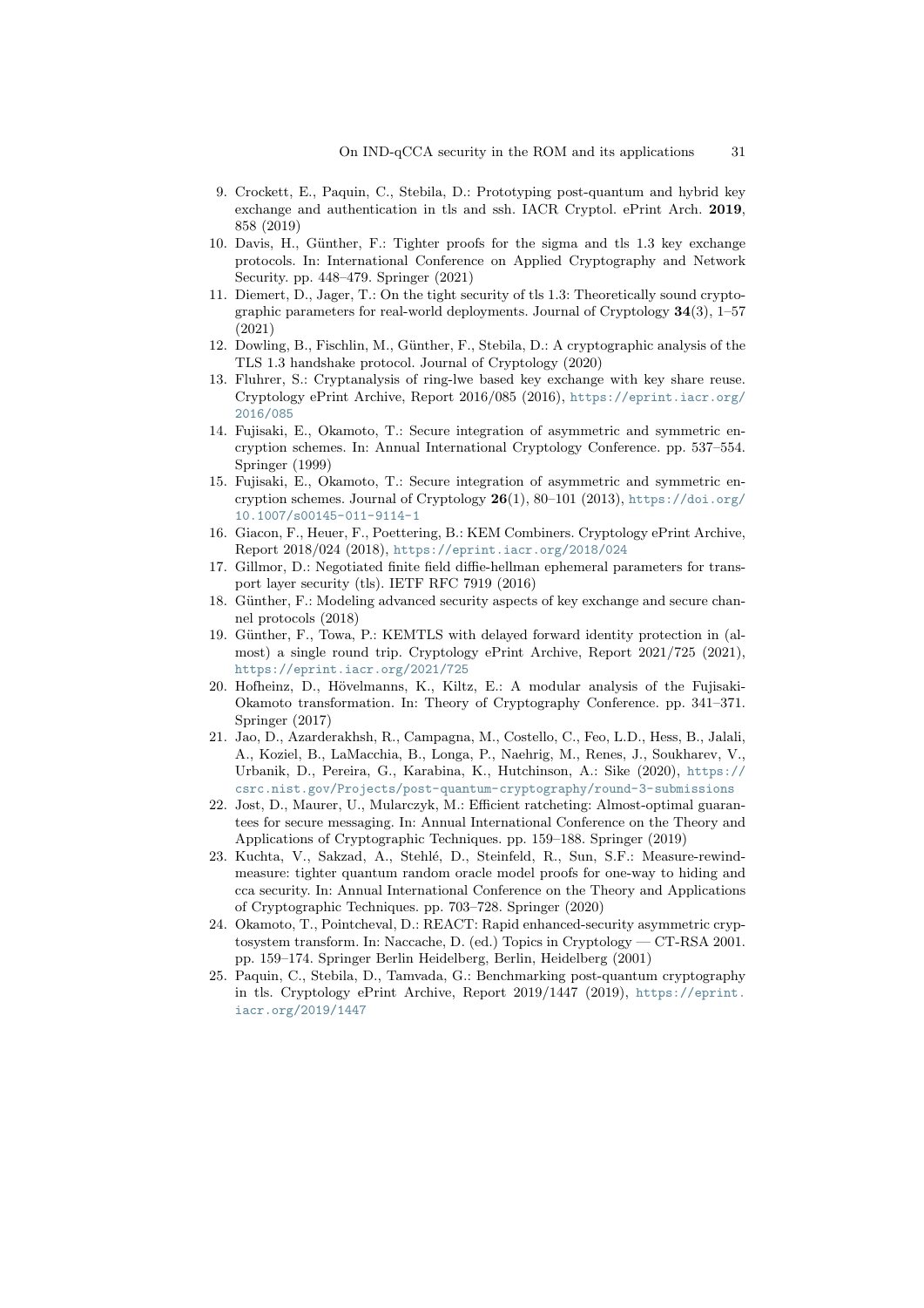9. Crockett, E., Paquin, C., Stebila, D.: Prototyping post-quantum and hybrid key exchange and authentication in tls and ssh. IACR Cryptol. ePrint Arch. **2019**, 858 (2019)
10. Davis, H., Günther, F.: Tighter proofs for the sigma and tls 1.3 key exchange protocols. In: International Conference on Applied Cryptography and Network Security. pp. 448–479. Springer (2021)
11. Diemert, D., Jager, T.: On the tight security of tls 1.3: Theoretically sound cryptographic parameters for real-world deployments. Journal of Cryptology **34**(3), 1–57 (2021)
12. Dowling, B., Fischlin, M., Günther, F., Stebila, D.: A cryptographic analysis of the TLS 1.3 handshake protocol. Journal of Cryptology (2020)
13. Fluhrer, S.: Cryptanalysis of ring-lwe based key exchange with key share reuse. Cryptology ePrint Archive, Report 2016/085 (2016), https://eprint.iacr.org/2016/085
14. Fujisaki, E., Okamoto, T.: Secure integration of asymmetric and symmetric encryption schemes. In: Annual International Cryptology Conference. pp. 537–554. Springer (1999)
15. Fujisaki, E., Okamoto, T.: Secure integration of asymmetric and symmetric encryption schemes. Journal of Cryptology **26**(1), 80–101 (2013), https://doi.org/10.1007/s00145-011-9114-1
16. Giacon, F., Heuer, F., Poettering, B.: KEM Combiners. Cryptology ePrint Archive, Report 2018/024 (2018), https://eprint.iacr.org/2018/024
17. Gillmor, D.: Negotiated finite field diffie-hellman ephemeral parameters for transport layer security (tls). IETF RFC 7919 (2016)
18. Günther, F.: Modeling advanced security aspects of key exchange and secure channel protocols (2018)
19. Günther, F., Towa, P.: KEMTLS with delayed forward identity protection in (almost) a single round trip. Cryptology ePrint Archive, Report 2021/725 (2021), https://eprint.iacr.org/2021/725
20. Hofheinz, D., Hövelmanns, K., Kiltz, E.: A modular analysis of the Fujisaki-Okamoto transformation. In: Theory of Cryptography Conference. pp. 341–371. Springer (2017)
21. Jao, D., Azarderakhsh, R., Campagna, M., Costello, C., Feo, L.D., Hess, B., Jalali, A., Koziel, B., LaMacchia, B., Longa, P., Naehrig, M., Renes, J., Soukharev, V., Urbanik, D., Pereira, G., Karabina, K., Hutchinson, A.: Sike (2020), https://csrc.nist.gov/Projects/post-quantum-cryptography/round-3-submissions
22. Jost, D., Maurer, U., Mularczyk, M.: Efficient ratcheting: Almost-optimal guarantees for secure messaging. In: Annual International Conference on the Theory and Applications of Cryptographic Techniques. pp. 159–188. Springer (2019)
23. Kuchta, V., Sakzad, A., Stehlé, D., Steinfeld, R., Sun, S.F.: Measure-rewind-measure: tighter quantum random oracle model proofs for one-way to hiding and cca security. In: Annual International Conference on the Theory and Applications of Cryptographic Techniques. pp. 703–728. Springer (2020)
24. Okamoto, T., Pointcheval, D.: REACT: Rapid enhanced-security asymmetric cryptosystem transform. In: Naccache, D. (ed.) Topics in Cryptology — CT-RSA 2001. pp. 159–174. Springer Berlin Heidelberg, Berlin, Heidelberg (2001)
25. Paquin, C., Stebila, D., Tamvada, G.: Benchmarking post-quantum cryptography in tls. Cryptology ePrint Archive, Report 2019/1447 (2019), https://eprint.iacr.org/2019/1447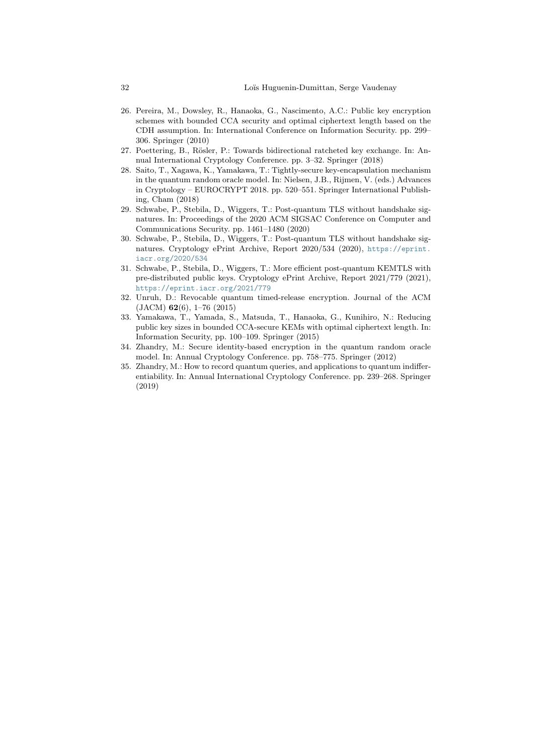26. Pereira, M., Dowsley, R., Hanaoka, G., Nascimento, A.C.: Public key encryption schemes with bounded CCA security and optimal ciphertext length based on the CDH assumption. In: International Conference on Information Security. pp. 299–306. Springer (2010)
27. Poettering, B., Rösler, P.: Towards bidirectional ratcheted key exchange. In: Annual International Cryptology Conference. pp. 3–32. Springer (2018)
28. Saito, T., Xagawa, K., Yamakawa, T.: Tightly-secure key-encapsulation mechanism in the quantum random oracle model. In: Nielsen, J.B., Rijmen, V. (eds.) Advances in Cryptology – EUROCRYPT 2018. pp. 520–551. Springer International Publishing, Cham (2018)
29. Schwabe, P., Stebila, D., Wiggers, T.: Post-quantum TLS without handshake signatures. In: Proceedings of the 2020 ACM SIGSAC Conference on Computer and Communications Security. pp. 1461–1480 (2020)
30. Schwabe, P., Stebila, D., Wiggers, T.: Post-quantum TLS without handshake signatures. Cryptology ePrint Archive, Report 2020/534 (2020), https://eprint.iacr.org/2020/534
31. Schwabe, P., Stebila, D., Wiggers, T.: More efficient post-quantum KEMTLS with pre-distributed public keys. Cryptology ePrint Archive, Report 2021/779 (2021), https://eprint.iacr.org/2021/779
32. Unruh, D.: Revocable quantum timed-release encryption. Journal of the ACM (JACM) **62**(6), 1–76 (2015)
33. Yamakawa, T., Yamada, S., Matsuda, T., Hanaoka, G., Kunihiro, N.: Reducing public key sizes in bounded CCA-secure KEMs with optimal ciphertext length. In: Information Security, pp. 100–109. Springer (2015)
34. Zhandry, M.: Secure identity-based encryption in the quantum random oracle model. In: Annual Cryptology Conference. pp. 758–775. Springer (2012)
35. Zhandry, M.: How to record quantum queries, and applications to quantum indifferentiability. In: Annual International Cryptology Conference. pp. 239–268. Springer (2019)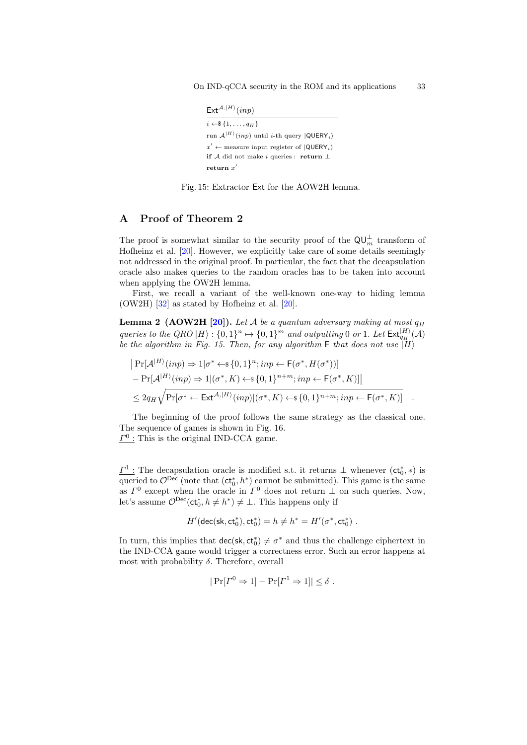```
Ext^{A,|H⟩}(inp)
-----------------------------------------------
i ←$ {1, ..., q_H}
run A^{|H⟩}(inp) until i-th query |QUERY_i⟩
x' ← measure input register of |QUERY_i⟩
if A did not make i queries :  return ⊥
return x'
```

Fig. 15: Extractor $\mathsf{Ext}$ for the AOW2H lemma.

## A Proof of Theorem 2

The proof is somewhat similar to the security proof of the $\mathsf{QU}_m^{\perp}$ transform of Hofheinz et al. [20]. However, we explicitly take care of some details seemingly not addressed in the original proof. In particular, the fact that the decapsulation oracle also makes queries to the random oracles has to be taken into account when applying the OW2H lemma.

First, we recall a variant of the well-known one-way to hiding lemma (OW2H) [32] as stated by Hofheinz et al. [20].

**Lemma 2 (AOW2H [20]).** *Let $\mathcal{A}$ be a quantum adversary making at most $q_H$ queries to the QRO $|H\rangle : \{0,1\}^n \mapsto \{0,1\}^m$ and outputting 0 or 1. Let $\mathsf{Ext}_{q_H}^{|H\rangle}(\mathcal{A})$ be the algorithm in Fig. 15. Then, for any algorithm $\mathsf{F}$ that does not use $|H\rangle$*

$$
\begin{aligned}
&\big|\Pr[\mathcal{A}^{|H\rangle}(inp) \Rightarrow 1 | \sigma^* \leftarrow\$ \{0,1\}^n; inp \leftarrow \mathsf{F}(\sigma^*, H(\sigma^*))] \\
&- \Pr[\mathcal{A}^{|H\rangle}(inp) \Rightarrow 1 | (\sigma^*, K) \leftarrow\$ \{0,1\}^{n+m}; inp \leftarrow \mathsf{F}(\sigma^*, K)]\big| \\
&\leq 2q_H \sqrt{\Pr[\sigma^* \leftarrow \mathsf{Ext}^{\mathcal{A},|H\rangle}(inp) | (\sigma^*, K) \leftarrow\$ \{0,1\}^{n+m}; inp \leftarrow \mathsf{F}(\sigma^*, K)]} \quad .
\end{aligned}
$$

The beginning of the proof follows the same strategy as the classical one. The sequence of games is shown in Fig. 16.

$\underline{\Gamma^0:}$ This is the original IND-CCA game.

$\underline{\Gamma^1:}$ The decapsulation oracle is modified s.t. it returns $\perp$ whenever $(\mathsf{ct}_0^*, *)$ is queried to $\mathcal{O}^{\mathsf{Dec}}$ (note that $(\mathsf{ct}_0^*, h^*)$ cannot be submitted). This game is the same as $\Gamma^0$ except when the oracle in $\Gamma^0$ does not return $\perp$ on such queries. Now, let's assume $\mathcal{O}^{\mathsf{Dec}}(\mathsf{ct}_0^*, h \neq h^*) \neq \perp$. This happens only if

$$
H'(\mathsf{dec}(\mathsf{sk}, \mathsf{ct}_0^*), \mathsf{ct}_0^*) = h \neq h^* = H'(\sigma^*, \mathsf{ct}_0^*) \ .
$$

In turn, this implies that $\mathsf{dec}(\mathsf{sk}, \mathsf{ct}_0^*) \neq \sigma^*$ and thus the challenge ciphertext in the IND-CCA game would trigger a correctness error. Such an error happens at most with probability $\delta$. Therefore, overall

$$
|\Pr[\Gamma^0 \Rightarrow 1] - \Pr[\Gamma^1 \Rightarrow 1]| \leq \delta \ .
$$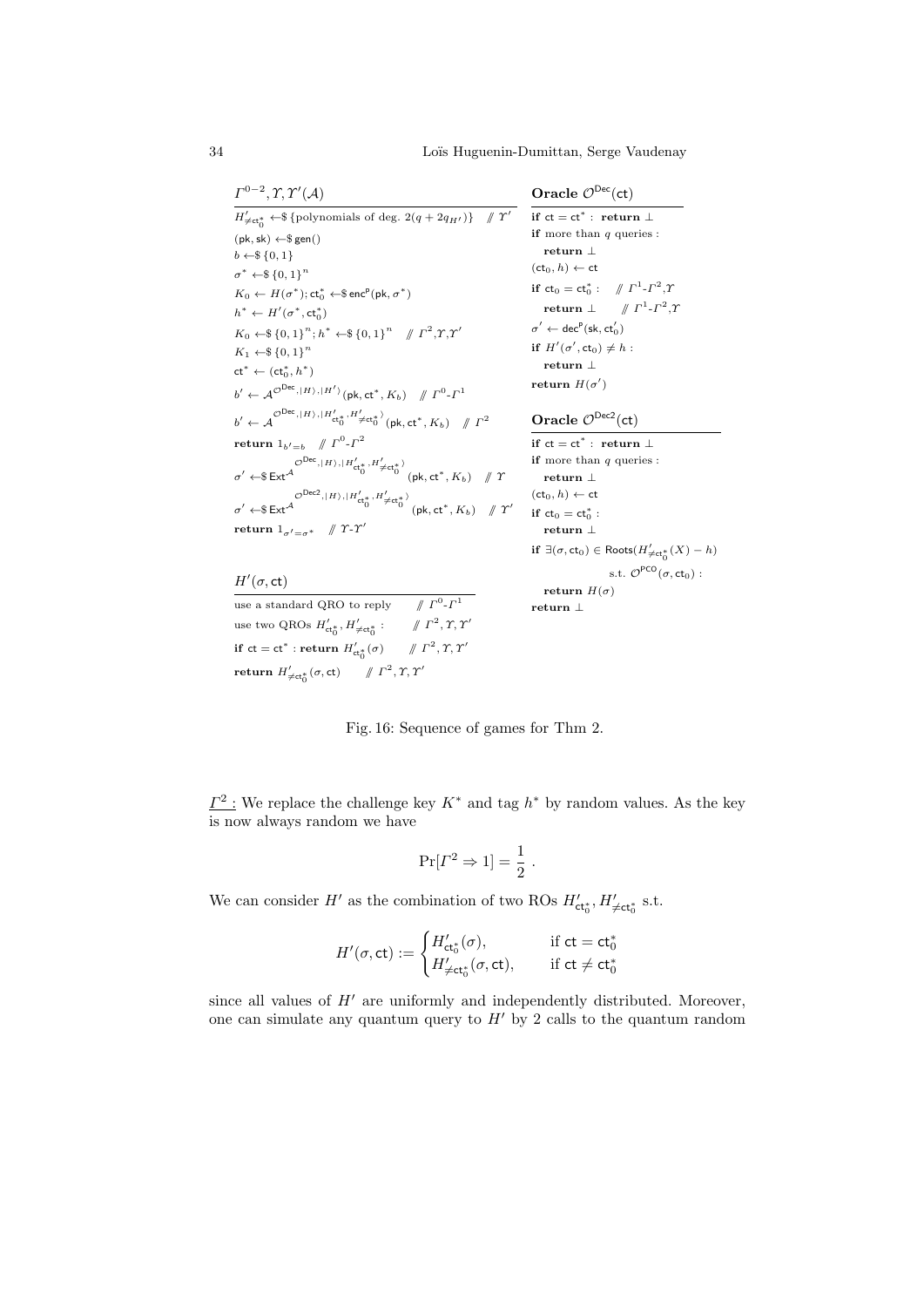**$\Gamma^{0-2}, \Upsilon, \Upsilon'(\mathcal{A})$**

```
H'_{≠ct*_0} ←$ {polynomials of deg. 2(q + 2q_{H'})}     // Υ'
(pk, sk) ←$ gen()
b ←$ {0,1}
σ* ←$ {0,1}^n
K_0 ← H(σ*); ct*_0 ←$ enc^P(pk, σ*)
h* ← H'(σ*, ct*_0)
K_0 ←$ {0,1}^n; h* ←$ {0,1}^n     // Γ^2, Υ, Υ'
K_1 ←$ {0,1}^n
ct* ← (ct*_0, h*)
b' ← A^{O^Dec, |H⟩, |H'⟩}(pk, ct*, K_b)     // Γ^0-Γ^1
b' ← A^{O^Dec, |H⟩, |H'_{ct*_0}, H'_{≠ct*_0}⟩}(pk, ct*, K_b)     // Γ^2
return 1_{b'=b}     // Γ^0-Γ^2
σ' ←$ Ext^{A^{O^Dec, |H⟩, |H'_{ct*_0}, H'_{≠ct*_0}⟩}}(pk, ct*, K_b)     // Υ
σ' ←$ Ext^{A^{O^Dec2, |H⟩, |H'_{ct*_0}, H'_{≠ct*_0}⟩}}(pk, ct*, K_b)     // Υ'
return 1_{σ'=σ*}     // Υ-Υ'
```

**$H'(\sigma, \mathsf{ct})$**

```
use a standard QRO to reply     // Γ^0-Γ^1
use two QROs H'_{ct*_0}, H'_{≠ct*_0} :     // Γ^2, Υ, Υ'
if ct = ct* : return H'_{ct*_0}(σ)     // Γ^2, Υ, Υ'
return H'_{≠ct*_0}(σ, ct)     // Γ^2, Υ, Υ'
```

**Oracle $\mathcal{O}^{\mathsf{Dec}}(\mathsf{ct})$**

```
if ct = ct* : return ⊥
if more than q queries :
  return ⊥
(ct_0, h) ← ct
if ct_0 = ct*_0 :     // Γ^1-Γ^2, Υ
  return ⊥     // Γ^1-Γ^2, Υ
σ' ← dec^P(sk, ct'_0)
if H'(σ', ct_0) ≠ h :
  return ⊥
return H(σ')
```

**Oracle $\mathcal{O}^{\mathsf{Dec2}}(\mathsf{ct})$**

```
if ct = ct* : return ⊥
if more than q queries :
  return ⊥
(ct_0, h) ← ct
if ct_0 = ct*_0 :
  return ⊥
if ∃(σ, ct_0) ∈ Roots(H'_{≠ct*_0}(X) − h)
    s.t. O^PCO(σ, ct_0) :
  return H(σ)
return ⊥
```

Fig. 16: Sequence of games for Thm 2.

$\underline{\Gamma^2:}$ We replace the challenge key $K^*$ and tag $h^*$ by random values. As the key is now always random we have

$$\Pr[\Gamma^2 \Rightarrow 1] = \frac{1}{2}\ .$$

We can consider $H'$ as the combination of two ROs $H'_{\mathsf{ct}_0^*}, H'_{\neq \mathsf{ct}_0^*}$ s.t.

$$H'(\sigma, \mathsf{ct}) := \begin{cases} H'_{\mathsf{ct}_0^*}(\sigma), & \text{if } \mathsf{ct} = \mathsf{ct}_0^* \\ H'_{\neq \mathsf{ct}_0^*}(\sigma, \mathsf{ct}), & \text{if } \mathsf{ct} \neq \mathsf{ct}_0^* \end{cases}$$

since all values of $H'$ are uniformly and independently distributed. Moreover, one can simulate any quantum query to $H'$ by 2 calls to the quantum random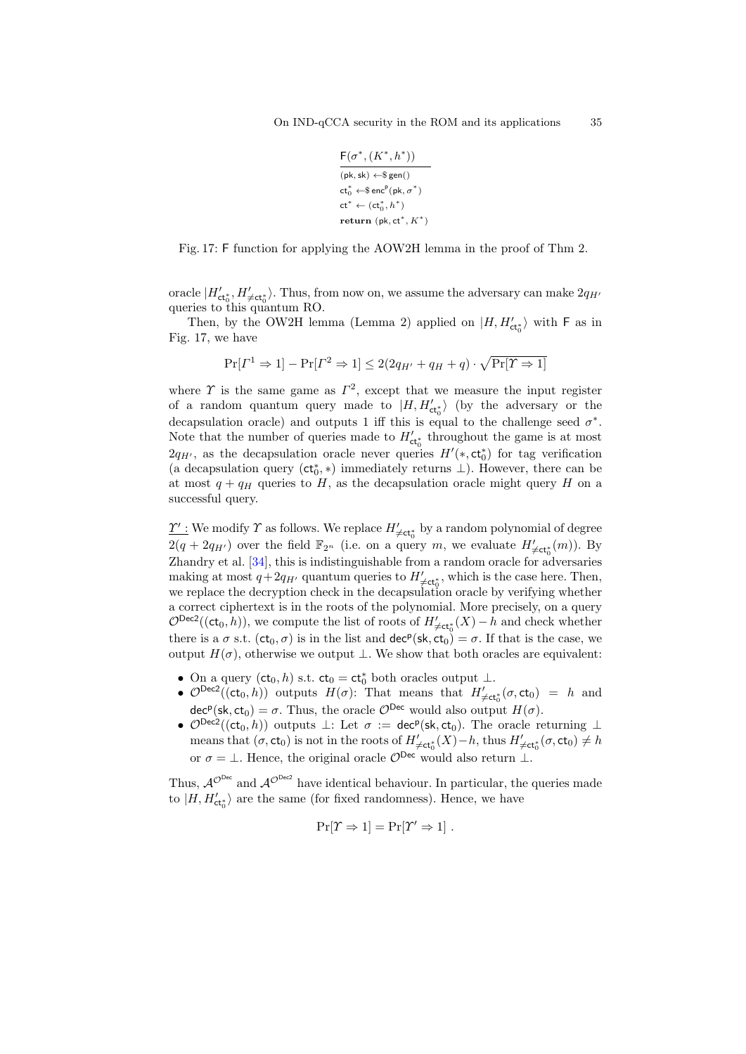```
F(σ*, (K*, h*))
─────────────────
(pk, sk) ←$ gen()
ct*_0 ←$ enc^p(pk, σ*)
ct* ← (ct*_0, h*)
return (pk, ct*, K*)
```

Fig. 17: $\mathsf{F}$ function for applying the AOW2H lemma in the proof of Thm 2.

oracle $|H'_{\mathsf{ct}_0^*}, H'_{\neq\mathsf{ct}_0^*}\rangle$. Thus, from now on, we assume the adversary can make $2q_{H'}$ queries to this quantum RO.

Then, by the OW2H lemma (Lemma 2) applied on $|H, H'_{\mathsf{ct}_0^*}\rangle$ with $\mathsf{F}$ as in Fig. 17, we have

$$\Pr[\Gamma^1 \Rightarrow 1] - \Pr[\Gamma^2 \Rightarrow 1] \leq 2(2q_{H'} + q_H + q) \cdot \sqrt{\Pr[\Upsilon \Rightarrow 1]}$$

where $\Upsilon$ is the same game as $\Gamma^2$, except that we measure the input register of a random quantum query made to $|H, H'_{\mathsf{ct}_0^*}\rangle$ (by the adversary or the decapsulation oracle) and outputs 1 iff this is equal to the challenge seed $\sigma^*$. Note that the number of queries made to $H'_{\mathsf{ct}_0^*}$ throughout the game is at most $2q_{H'}$, as the decapsulation oracle never queries $H'(*, \mathsf{ct}_0^*)$ for tag verification (a decapsulation query $(\mathsf{ct}_0^*, *)$ immediately returns $\perp$). However, there can be at most $q + q_H$ queries to $H$, as the decapsulation oracle might query $H$ on a successful query.

$\underline{\Upsilon'}$ : We modify $\Upsilon$ as follows. We replace $H'_{\neq\mathsf{ct}_0^*}$ by a random polynomial of degree $2(q + 2q_{H'})$ over the field $\mathbb{F}_{2^n}$ (i.e. on a query $m$, we evaluate $H'_{\neq\mathsf{ct}_0^*}(m)$). By Zhandry et al. [34], this is indistinguishable from a random oracle for adversaries making at most $q + 2q_{H'}$ quantum queries to $H'_{\neq\mathsf{ct}_0^*}$, which is the case here. Then, we replace the decryption check in the decapsulation oracle by verifying whether a correct ciphertext is in the roots of the polynomial. More precisely, on a query $\mathcal{O}^{\mathsf{Dec2}}((\mathsf{ct}_0, h))$, we compute the list of roots of $H'_{\neq\mathsf{ct}_0^*}(X) - h$ and check whether there is a $\sigma$ s.t. $(\mathsf{ct}_0, \sigma)$ is in the list and $\mathsf{dec}^{\mathsf{p}}(\mathsf{sk}, \mathsf{ct}_0) = \sigma$. If that is the case, we output $H(\sigma)$, otherwise we output $\perp$. We show that both oracles are equivalent:

- On a query $(\mathsf{ct}_0, h)$ s.t. $\mathsf{ct}_0 = \mathsf{ct}_0^*$ both oracles output $\perp$.
- $\mathcal{O}^{\mathsf{Dec2}}((\mathsf{ct}_0, h))$ outputs $H(\sigma)$: That means that $H'_{\neq\mathsf{ct}_0^*}(\sigma, \mathsf{ct}_0) = h$ and $\mathsf{dec}^{\mathsf{p}}(\mathsf{sk}, \mathsf{ct}_0) = \sigma$. Thus, the oracle $\mathcal{O}^{\mathsf{Dec}}$ would also output $H(\sigma)$.
- $\mathcal{O}^{\mathsf{Dec2}}((\mathsf{ct}_0, h))$ outputs $\perp$: Let $\sigma := \mathsf{dec}^{\mathsf{p}}(\mathsf{sk}, \mathsf{ct}_0)$. The oracle returning $\perp$ means that $(\sigma, \mathsf{ct}_0)$ is not in the roots of $H'_{\neq\mathsf{ct}_0^*}(X) - h$, thus $H'_{\neq\mathsf{ct}_0^*}(\sigma, \mathsf{ct}_0) \neq h$ or $\sigma = \perp$. Hence, the original oracle $\mathcal{O}^{\mathsf{Dec}}$ would also return $\perp$.

Thus, $\mathcal{A}^{\mathcal{O}^{\mathsf{Dec}}}$ and $\mathcal{A}^{\mathcal{O}^{\mathsf{Dec2}}}$ have identical behaviour. In particular, the queries made to $|H, H'_{\mathsf{ct}_0^*}\rangle$ are the same (for fixed randomness). Hence, we have

$$\Pr[\Upsilon \Rightarrow 1] = \Pr[\Upsilon' \Rightarrow 1] \ .$$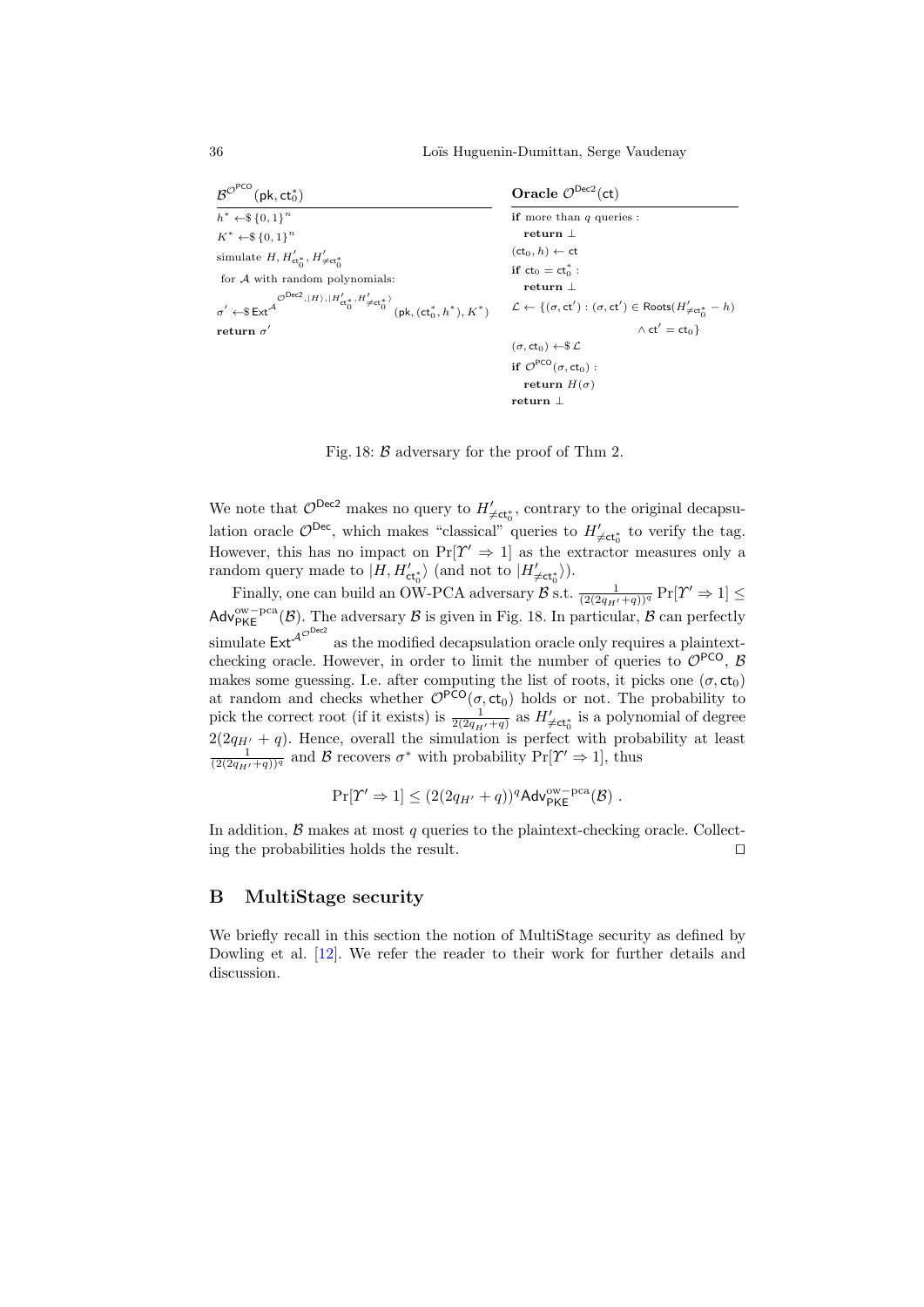$\mathcal{B}^{\mathcal{O}^{\mathsf{PCO}}}(\mathsf{pk}, \mathsf{ct}_0^*)$

```
h* ←$ {0,1}^n
K* ←$ {0,1}^n
simulate H, H'_{ct_0^*}, H'_{≠ct_0^*}
 for A with random polynomials:
σ' ←$ Ext^{A^{O^{Dec2}, |H⟩, |H'_{ct_0^*}, H'_{≠ct_0^*}⟩}}(pk, (ct_0^*, h*), K*)
return σ'
```

**Oracle** $\mathcal{O}^{\mathsf{Dec2}}(\mathsf{ct})$

```
if more than q queries :
  return ⊥
(ct_0, h) ← ct
if ct_0 = ct_0^* :
  return ⊥
L ← {(σ, ct') : (σ, ct') ∈ Roots(H'_{≠ct_0^*} − h)
                                   ∧ ct' = ct_0}
(σ, ct_0) ←$ L
if O^{PCO}(σ, ct_0) :
  return H(σ)
return ⊥
```

Fig. 18: $\mathcal{B}$ adversary for the proof of Thm 2.

We note that $\mathcal{O}^{\mathsf{Dec2}}$ makes no query to $H'_{\neq \mathsf{ct}_0^*}$, contrary to the original decapsulation oracle $\mathcal{O}^{\mathsf{Dec}}$, which makes "classical" queries to $H'_{\neq \mathsf{ct}_0^*}$ to verify the tag. However, this has no impact on $\Pr[\Upsilon' \Rightarrow 1]$ as the extractor measures only a random query made to $|H, H'_{\mathsf{ct}_0^*}\rangle$ (and not to $|H'_{\neq \mathsf{ct}_0^*}\rangle$).

Finally, one can build an OW-PCA adversary $\mathcal{B}$ s.t. $\frac{1}{(2(2q_{H'}+q))^q} \Pr[\Upsilon' \Rightarrow 1] \leq \mathsf{Adv}^{\mathrm{ow-pca}}_{\mathsf{PKE}}(\mathcal{B})$. The adversary $\mathcal{B}$ is given in Fig. 18. In particular, $\mathcal{B}$ can perfectly simulate $\mathsf{Ext}^{\mathcal{A}^{\mathcal{O}^{\mathsf{Dec2}}}}$ as the modified decapsulation oracle only requires a plaintext-checking oracle. However, in order to limit the number of queries to $\mathcal{O}^{\mathsf{PCO}}$, $\mathcal{B}$ makes some guessing. I.e. after computing the list of roots, it picks one $(\sigma, \mathsf{ct}_0)$ at random and checks whether $\mathcal{O}^{\mathsf{PCO}}(\sigma, \mathsf{ct}_0)$ holds or not. The probability to pick the correct root (if it exists) is $\frac{1}{2(2q_{H'}+q)}$ as $H'_{\neq \mathsf{ct}_0^*}$ is a polynomial of degree $2(2q_{H'}+q)$. Hence, overall the simulation is perfect with probability at least $\frac{1}{(2(2q_{H'}+q))^q}$ and $\mathcal{B}$ recovers $\sigma^*$ with probability $\Pr[\Upsilon' \Rightarrow 1]$, thus

$$\Pr[\Upsilon' \Rightarrow 1] \leq (2(2q_{H'}+q))^q \mathsf{Adv}^{\mathrm{ow-pca}}_{\mathsf{PKE}}(\mathcal{B}) .$$

In addition, $\mathcal{B}$ makes at most $q$ queries to the plaintext-checking oracle. Collecting the probabilities holds the result. ◻

## B MultiStage security

We briefly recall in this section the notion of MultiStage security as defined by Dowling et al. [12]. We refer the reader to their work for further details and discussion.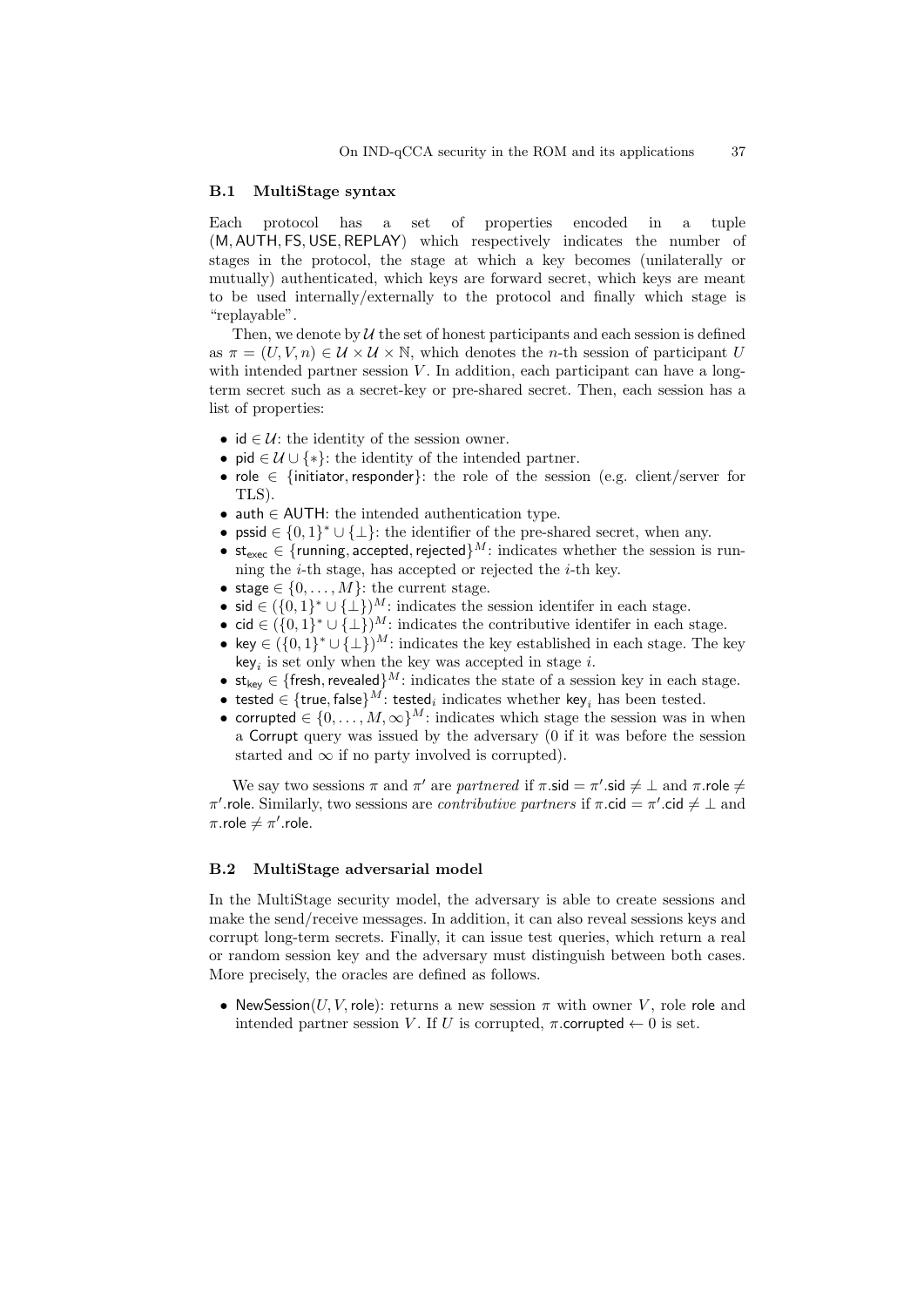### B.1 MultiStage syntax

Each protocol has a set of properties encoded in a tuple $(\mathsf{M}, \mathsf{AUTH}, \mathsf{FS}, \mathsf{USE}, \mathsf{REPLAY})$ which respectively indicates the number of stages in the protocol, the stage at which a key becomes (unilaterally or mutually) authenticated, which keys are forward secret, which keys are meant to be used internally/externally to the protocol and finally which stage is "replayable".

Then, we denote by $\mathcal{U}$ the set of honest participants and each session is defined as $\pi = (U, V, n) \in \mathcal{U} \times \mathcal{U} \times \mathbb{N}$, which denotes the $n$-th session of participant $U$ with intended partner session $V$. In addition, each participant can have a long-term secret such as a secret-key or pre-shared secret. Then, each session has a list of properties:

- $\mathsf{id} \in \mathcal{U}$: the identity of the session owner.
- $\mathsf{pid} \in \mathcal{U} \cup \{*\}$: the identity of the intended partner.
- $\mathsf{role} \in \{\mathsf{initiator}, \mathsf{responder}\}$: the role of the session (e.g. client/server for TLS).
- $\mathsf{auth} \in \mathsf{AUTH}$: the intended authentication type.
- $\mathsf{pssid} \in \{0,1\}^* \cup \{\bot\}$: the identifier of the pre-shared secret, when any.
- $\mathsf{st}_{\mathsf{exec}} \in \{\mathsf{running}, \mathsf{accepted}, \mathsf{rejected}\}^M$: indicates whether the session is running the $i$-th stage, has accepted or rejected the $i$-th key.
- $\mathsf{stage} \in \{0, \ldots, M\}$: the current stage.
- $\mathsf{sid} \in (\{0,1\}^* \cup \{\bot\})^M$: indicates the session identifer in each stage.
- $\mathsf{cid} \in (\{0,1\}^* \cup \{\bot\})^M$: indicates the contributive identifer in each stage.
- $\mathsf{key} \in (\{0,1\}^* \cup \{\bot\})^M$: indicates the key established in each stage. The key $\mathsf{key}_i$ is set only when the key was accepted in stage $i$.
- $\mathsf{st}_{\mathsf{key}} \in \{\mathsf{fresh}, \mathsf{revealed}\}^M$: indicates the state of a session key in each stage.
- $\mathsf{tested} \in \{\mathsf{true}, \mathsf{false}\}^M$: $\mathsf{tested}_i$ indicates whether $\mathsf{key}_i$ has been tested.
- $\mathsf{corrupted} \in \{0, \ldots, M, \infty\}^M$: indicates which stage the session was in when a $\mathsf{Corrupt}$ query was issued by the adversary (0 if it was before the session started and $\infty$ if no party involved is corrupted).

We say two sessions $\pi$ and $\pi'$ are *partnered* if $\pi.\mathsf{sid} = \pi'.\mathsf{sid} \neq \bot$ and $\pi.\mathsf{role} \neq \pi'.\mathsf{role}$. Similarly, two sessions are *contributive partners* if $\pi.\mathsf{cid} = \pi'.\mathsf{cid} \neq \bot$ and $\pi.\mathsf{role} \neq \pi'.\mathsf{role}$.

### B.2 MultiStage adversarial model

In the MultiStage security model, the adversary is able to create sessions and make the send/receive messages. In addition, it can also reveal sessions keys and corrupt long-term secrets. Finally, it can issue test queries, which return a real or random session key and the adversary must distinguish between both cases. More precisely, the oracles are defined as follows.

- $\mathsf{NewSession}(U, V, \mathsf{role})$: returns a new session $\pi$ with owner $V$, role $\mathsf{role}$ and intended partner session $V$. If $U$ is corrupted, $\pi.\mathsf{corrupted} \leftarrow 0$ is set.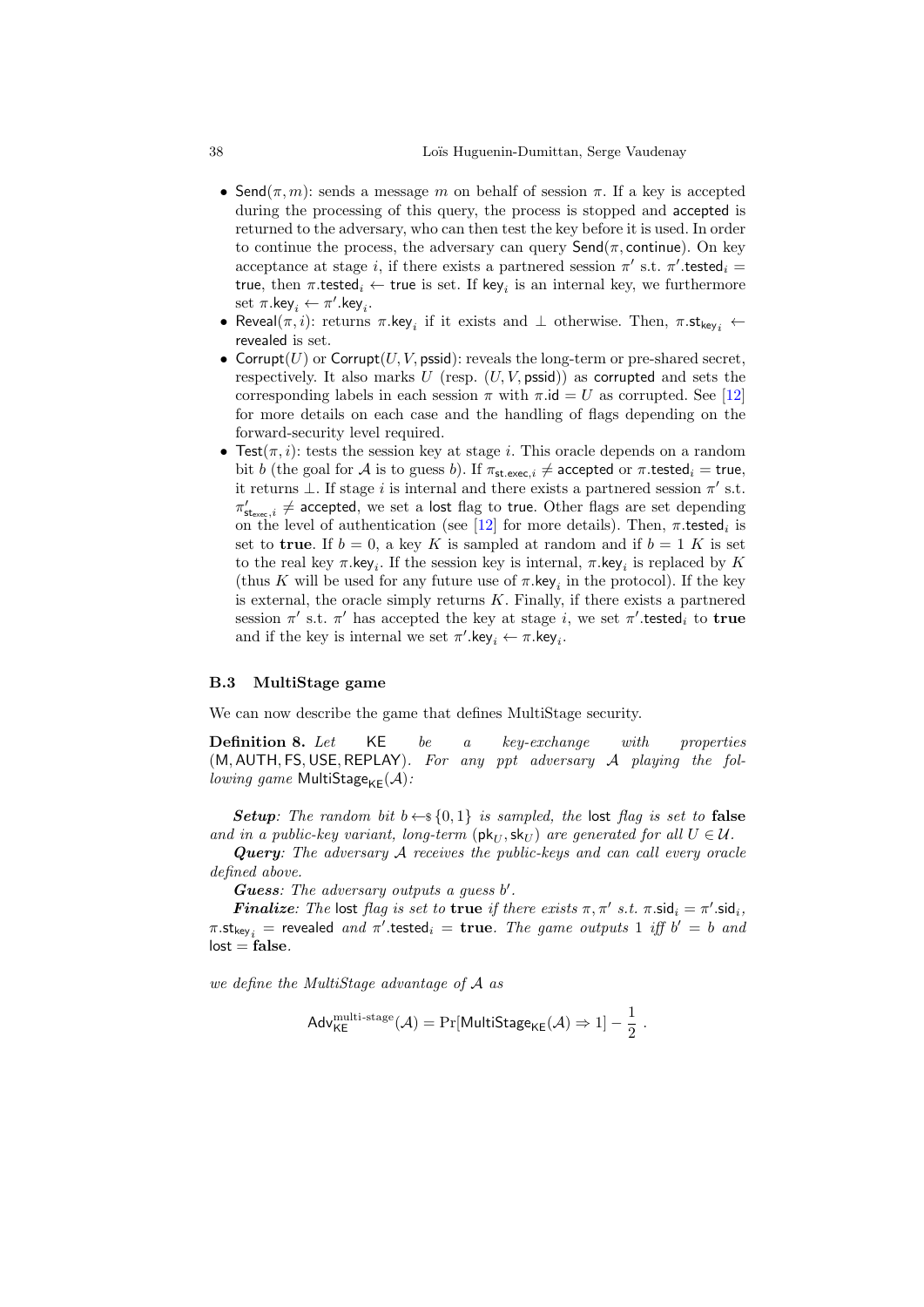- $\mathsf{Send}(\pi, m)$: sends a message $m$ on behalf of session $\pi$. If a key is accepted during the processing of this query, the process is stopped and $\mathsf{accepted}$ is returned to the adversary, who can then test the key before it is used. In order to continue the process, the adversary can query $\mathsf{Send}(\pi, \mathsf{continue})$. On key acceptance at stage $i$, if there exists a partnered session $\pi'$ s.t. $\pi'.\mathsf{tested}_i = \mathsf{true}$, then $\pi.\mathsf{tested}_i \leftarrow \mathsf{true}$ is set. If $\mathsf{key}_i$ is an internal key, we furthermore set $\pi.\mathsf{key}_i \leftarrow \pi'.\mathsf{key}_i$.
- $\mathsf{Reveal}(\pi, i)$: returns $\pi.\mathsf{key}_i$ if it exists and $\perp$ otherwise. Then, $\pi.\mathsf{st}_{\mathsf{key}_i} \leftarrow \mathsf{revealed}$ is set.
- $\mathsf{Corrupt}(U)$ or $\mathsf{Corrupt}(U, V, \mathsf{pssid})$: reveals the long-term or pre-shared secret, respectively. It also marks $U$ (resp. $(U, V, \mathsf{pssid})$) as $\mathsf{corrupted}$ and sets the corresponding labels in each session $\pi$ with $\pi.\mathsf{id} = U$ as corrupted. See [12] for more details on each case and the handling of flags depending on the forward-security level required.
- $\mathsf{Test}(\pi, i)$: tests the session key at stage $i$. This oracle depends on a random bit $b$ (the goal for $\mathcal{A}$ is to guess $b$). If $\pi_{\mathsf{st.exec},i} \neq \mathsf{accepted}$ or $\pi.\mathsf{tested}_i = \mathsf{true}$, it returns $\perp$. If stage $i$ is internal and there exists a partnered session $\pi'$ s.t. $\pi'_{\mathsf{st}_{\mathsf{exec}},i} \neq \mathsf{accepted}$, we set a $\mathsf{lost}$ flag to $\mathsf{true}$. Other flags are set depending on the level of authentication (see [12] for more details). Then, $\pi.\mathsf{tested}_i$ is set to **true**. If $b = 0$, a key $K$ is sampled at random and if $b = 1$ $K$ is set to the real key $\pi.\mathsf{key}_i$. If the session key is internal, $\pi.\mathsf{key}_i$ is replaced by $K$ (thus $K$ will be used for any future use of $\pi.\mathsf{key}_i$ in the protocol). If the key is external, the oracle simply returns $K$. Finally, if there exists a partnered session $\pi'$ s.t. $\pi'$ has accepted the key at stage $i$, we set $\pi'.\mathsf{tested}_i$ to **true** and if the key is internal we set $\pi'.\mathsf{key}_i \leftarrow \pi.\mathsf{key}_i$.

### B.3 MultiStage game

We can now describe the game that defines MultiStage security.

**Definition 8.** *Let* $\mathsf{KE}$ *be a key-exchange with properties* $(\mathsf{M}, \mathsf{AUTH}, \mathsf{FS}, \mathsf{USE}, \mathsf{REPLAY})$*. For any ppt adversary* $\mathcal{A}$ *playing the following game* $\mathsf{MultiStage}_{\mathsf{KE}}(\mathcal{A})$*:*

***Setup**: The random bit* $b \leftarrow\!\!\$\ \{0,1\}$ *is sampled, the* $\mathsf{lost}$ *flag is set to* **false** *and in a public-key variant, long-term* $(\mathsf{pk}_U, \mathsf{sk}_U)$ *are generated for all* $U \in \mathcal{U}$*.*

***Query**: The adversary* $\mathcal{A}$ *receives the public-keys and can call every oracle defined above.*

***Guess**: The adversary outputs a guess* $b'$*.*

***Finalize**: The* $\mathsf{lost}$ *flag is set to* **true** *if there exists* $\pi, \pi'$ *s.t.* $\pi.\mathsf{sid}_i = \pi'.\mathsf{sid}_i$*,* $\pi.\mathsf{st}_{\mathsf{key}_i} = \mathsf{revealed}$ *and* $\pi'.\mathsf{tested}_i = \mathbf{true}$*. The game outputs 1 iff* $b' = b$ *and* $\mathsf{lost} = \mathbf{false}$*.*

*we define the MultiStage advantage of* $\mathcal{A}$ *as*

$$\mathsf{Adv}_{\mathsf{KE}}^{\text{multi-stage}}(\mathcal{A}) = \Pr[\mathsf{MultiStage}_{\mathsf{KE}}(\mathcal{A}) \Rightarrow 1] - \frac{1}{2}\ .$$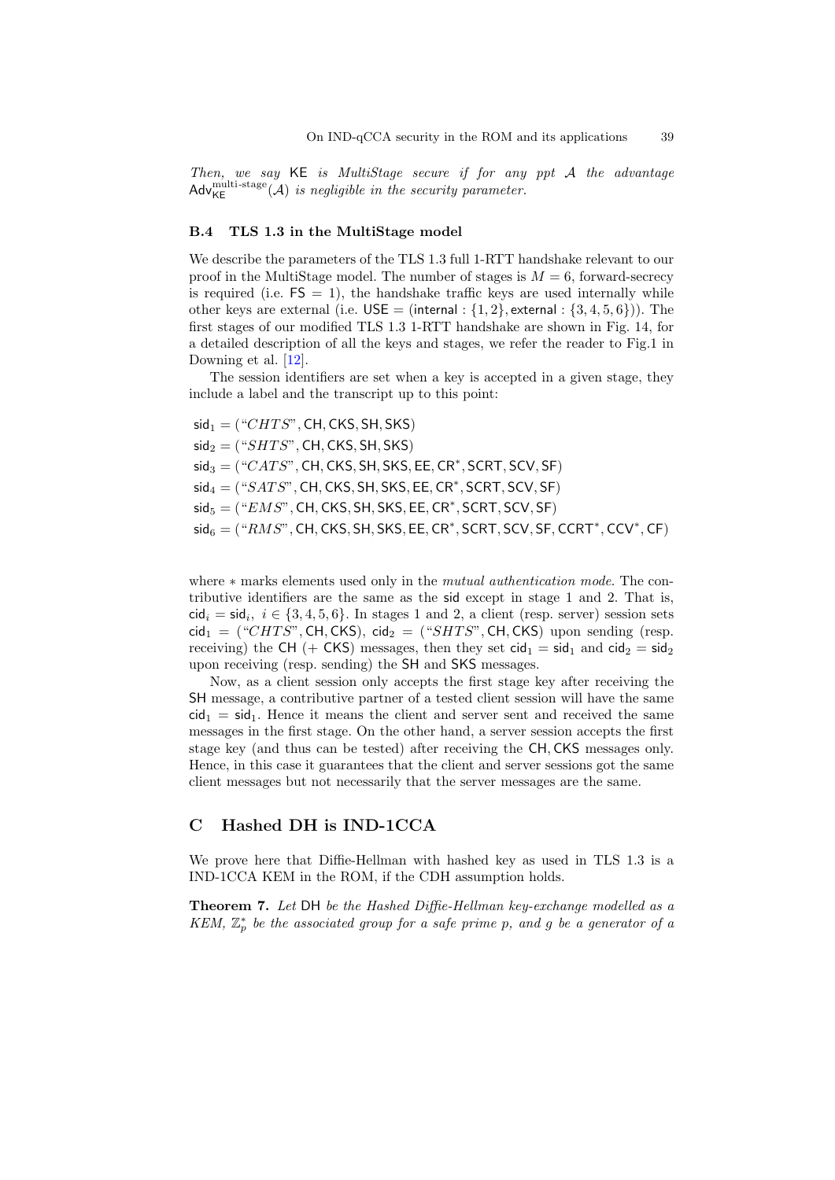*Then, we say* KE *is MultiStage secure if for any ppt $\mathcal{A}$ the advantage* $\mathsf{Adv}^{\text{multi-stage}}_{\mathsf{KE}}(\mathcal{A})$ *is negligible in the security parameter.*

### B.4 TLS 1.3 in the MultiStage model

We describe the parameters of the TLS 1.3 full 1-RTT handshake relevant to our proof in the MultiStage model. The number of stages is $M = 6$, forward-secrecy is required (i.e. $\mathsf{FS} = 1$), the handshake traffic keys are used internally while other keys are external (i.e. $\mathsf{USE} = (\mathsf{internal} : \{1, 2\}, \mathsf{external} : \{3, 4, 5, 6\})$). The first stages of our modified TLS 1.3 1-RTT handshake are shown in Fig. 14, for a detailed description of all the keys and stages, we refer the reader to Fig.1 in Downing et al. [12].

The session identifiers are set when a key is accepted in a given stage, they include a label and the transcript up to this point:

$$\mathsf{sid}_1 = (\text{“}CHTS\text{”}, \mathsf{CH}, \mathsf{CKS}, \mathsf{SH}, \mathsf{SKS})$$
$$\mathsf{sid}_2 = (\text{“}SHTS\text{”}, \mathsf{CH}, \mathsf{CKS}, \mathsf{SH}, \mathsf{SKS})$$
$$\mathsf{sid}_3 = (\text{“}CATS\text{”}, \mathsf{CH}, \mathsf{CKS}, \mathsf{SH}, \mathsf{SKS}, \mathsf{EE}, \mathsf{CR}^*, \mathsf{SCRT}, \mathsf{SCV}, \mathsf{SF})$$
$$\mathsf{sid}_4 = (\text{“}SATS\text{”}, \mathsf{CH}, \mathsf{CKS}, \mathsf{SH}, \mathsf{SKS}, \mathsf{EE}, \mathsf{CR}^*, \mathsf{SCRT}, \mathsf{SCV}, \mathsf{SF})$$
$$\mathsf{sid}_5 = (\text{“}EMS\text{”}, \mathsf{CH}, \mathsf{CKS}, \mathsf{SH}, \mathsf{SKS}, \mathsf{EE}, \mathsf{CR}^*, \mathsf{SCRT}, \mathsf{SCV}, \mathsf{SF})$$
$$\mathsf{sid}_6 = (\text{“}RMS\text{”}, \mathsf{CH}, \mathsf{CKS}, \mathsf{SH}, \mathsf{SKS}, \mathsf{EE}, \mathsf{CR}^*, \mathsf{SCRT}, \mathsf{SCV}, \mathsf{SF}, \mathsf{CCRT}^*, \mathsf{CCV}^*, \mathsf{CF})$$

where $*$ marks elements used only in the *mutual authentication mode*. The contributive identifiers are the same as the sid except in stage 1 and 2. That is, $\mathsf{cid}_i = \mathsf{sid}_i,\ i \in \{3, 4, 5, 6\}$. In stages 1 and 2, a client (resp. server) session sets $\mathsf{cid}_1 = (\text{“}CHTS\text{”}, \mathsf{CH}, \mathsf{CKS})$, $\mathsf{cid}_2 = (\text{“}SHTS\text{”}, \mathsf{CH}, \mathsf{CKS})$ upon sending (resp. receiving) the CH (+ CKS) messages, then they set $\mathsf{cid}_1 = \mathsf{sid}_1$ and $\mathsf{cid}_2 = \mathsf{sid}_2$ upon receiving (resp. sending) the SH and SKS messages.

Now, as a client session only accepts the first stage key after receiving the SH message, a contributive partner of a tested client session will have the same $\mathsf{cid}_1 = \mathsf{sid}_1$. Hence it means the client and server sent and received the same messages in the first stage. On the other hand, a server session accepts the first stage key (and thus can be tested) after receiving the CH, CKS messages only. Hence, in this case it guarantees that the client and server sessions got the same client messages but not necessarily that the server messages are the same.

## C Hashed DH is IND-1CCA

We prove here that Diffie-Hellman with hashed key as used in TLS 1.3 is a IND-1CCA KEM in the ROM, if the CDH assumption holds.

**Theorem 7.** *Let* DH *be the Hashed Diffie-Hellman key-exchange modelled as a KEM, $\mathbb{Z}_p^*$ be the associated group for a safe prime $p$, and $g$ be a generator of a*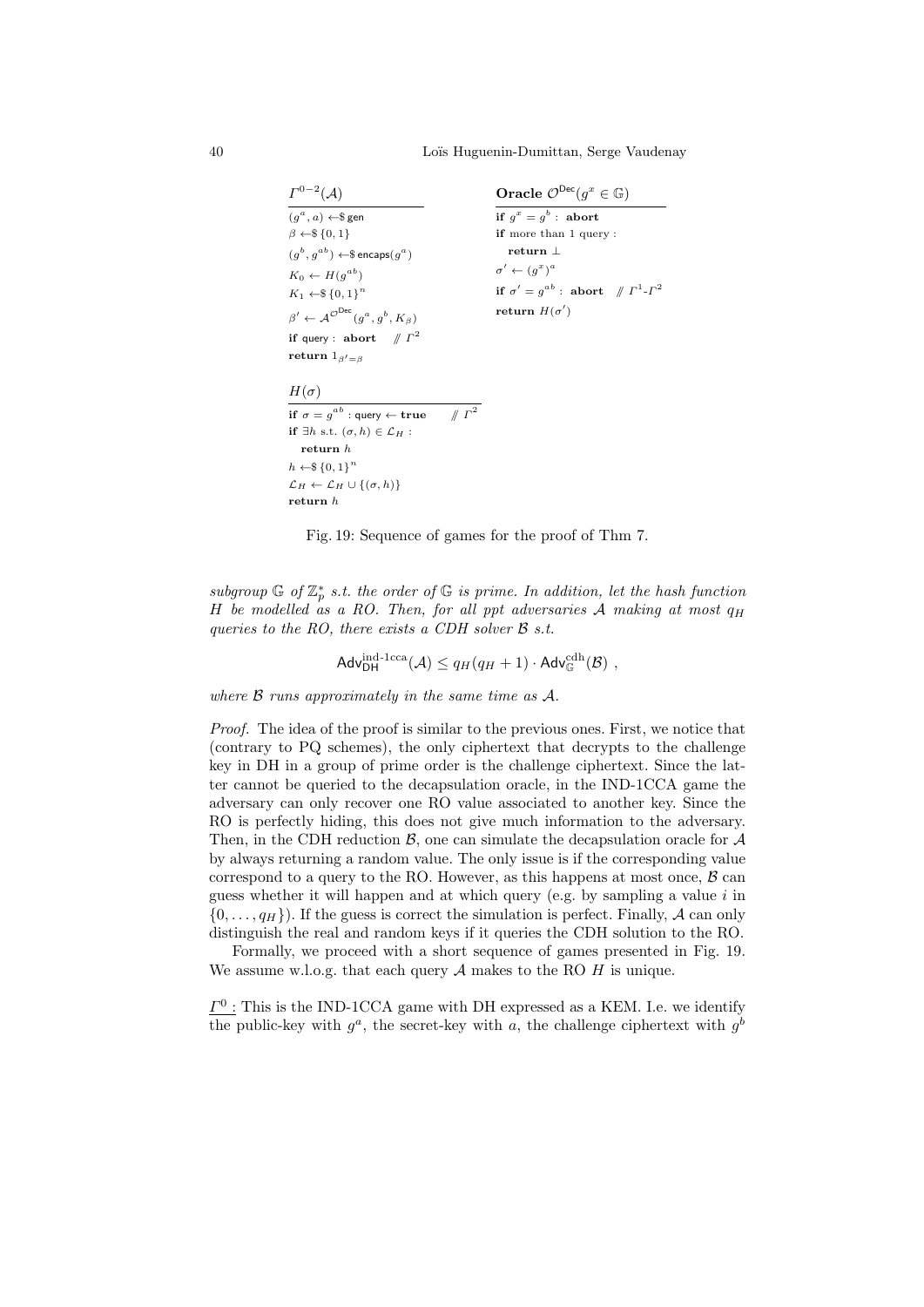```
Γ^{0-2}(A)
(g^a, a) ←$ gen
β ←$ {0, 1}
(g^b, g^{ab}) ←$ encaps(g^a)
K_0 ← H(g^{ab})
K_1 ←$ {0, 1}^n
β' ← A^{O^Dec}(g^a, g^b, K_β)
if query : abort      // Γ^2
return 1_{β'=β}

H(σ)
if σ = g^{ab} : query ← true      // Γ^2
if ∃h s.t. (σ, h) ∈ L_H :
  return h
h ←$ {0, 1}^n
L_H ← L_H ∪ {(σ, h)}
return h

Oracle O^Dec(g^x ∈ G)
if g^x = g^b : abort
if more than 1 query :
  return ⊥
σ' ← (g^x)^a
if σ' = g^{ab} : abort   // Γ^1-Γ^2
return H(σ')
```

Fig. 19: Sequence of games for the proof of Thm 7.

*subgroup $\mathbb{G}$ of $\mathbb{Z}_p^*$ s.t. the order of $\mathbb{G}$ is prime. In addition, let the hash function $H$ be modelled as a RO. Then, for all ppt adversaries $\mathcal{A}$ making at most $q_H$ queries to the RO, there exists a CDH solver $\mathcal{B}$ s.t.*

$$\mathsf{Adv}_{\mathsf{DH}}^{\text{ind-1cca}}(\mathcal{A}) \leq q_H(q_H+1) \cdot \mathsf{Adv}_{\mathbb{G}}^{\text{cdh}}(\mathcal{B}) ,$$

*where $\mathcal{B}$ runs approximately in the same time as $\mathcal{A}$.*

*Proof.* The idea of the proof is similar to the previous ones. First, we notice that (contrary to PQ schemes), the only ciphertext that decrypts to the challenge key in DH in a group of prime order is the challenge ciphertext. Since the latter cannot be queried to the decapsulation oracle, in the IND-1CCA game the adversary can only recover one RO value associated to another key. Since the RO is perfectly hiding, this does not give much information to the adversary. Then, in the CDH reduction $\mathcal{B}$, one can simulate the decapsulation oracle for $\mathcal{A}$ by always returning a random value. The only issue is if the corresponding value correspond to a query to the RO. However, as this happens at most once, $\mathcal{B}$ can guess whether it will happen and at which query (e.g. by sampling a value $i$ in $\{0, \ldots, q_H\}$). If the guess is correct the simulation is perfect. Finally, $\mathcal{A}$ can only distinguish the real and random keys if it queries the CDH solution to the RO.

Formally, we proceed with a short sequence of games presented in Fig. 19. We assume w.l.o.g. that each query $\mathcal{A}$ makes to the RO $H$ is unique.

$\underline{\Gamma^0}$ : This is the IND-1CCA game with DH expressed as a KEM. I.e. we identify the public-key with $g^a$, the secret-key with $a$, the challenge ciphertext with $g^b$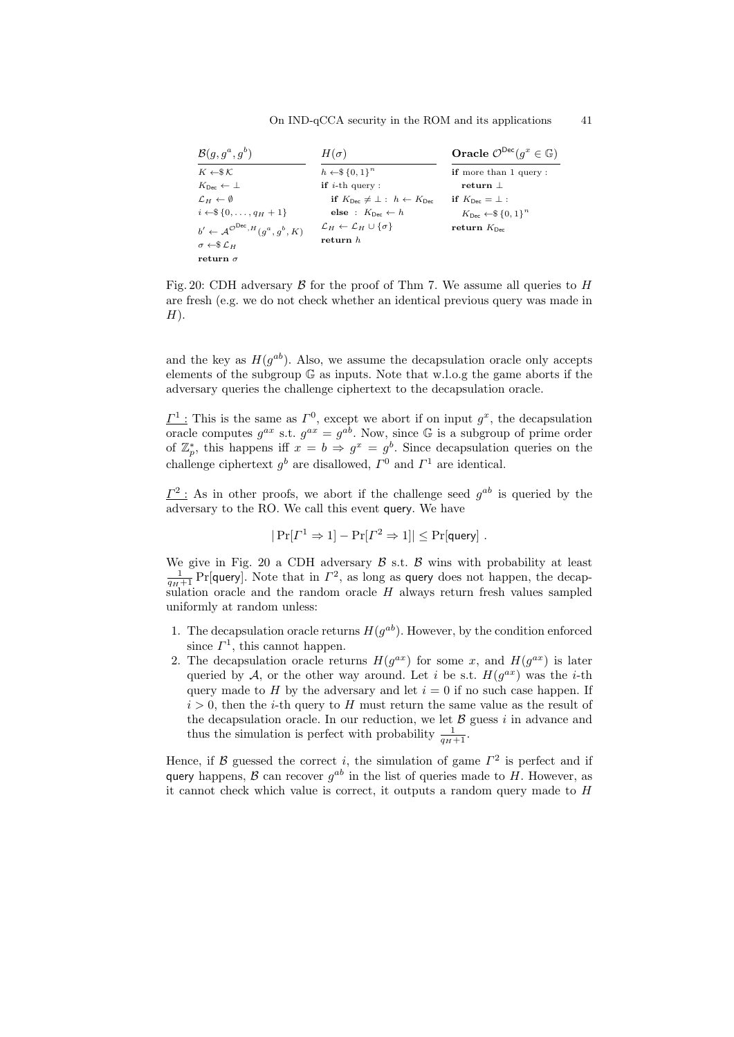| $\mathcal{B}(g, g^a, g^b)$ | $H(\sigma)$ | **Oracle** $\mathcal{O}^{\mathsf{Dec}}(g^x \in \mathbb{G})$ |
|---|---|---|
| $K \leftarrow\$ \mathcal{K}$ | $h \leftarrow\$ \{0,1\}^n$ | **if** more than 1 query : |
| $K_{\mathsf{Dec}} \leftarrow \bot$ | **if** $i$-th query : | **return** $\bot$ |
| $\mathcal{L}_H \leftarrow \emptyset$ | **if** $K_{\mathsf{Dec}} \neq \bot$ : $h \leftarrow K_{\mathsf{Dec}}$ | **if** $K_{\mathsf{Dec}} = \bot$ : |
| $i \leftarrow\$ \{0, \ldots, q_H + 1\}$ | **else** : $K_{\mathsf{Dec}} \leftarrow h$ | $K_{\mathsf{Dec}} \leftarrow\$ \{0,1\}^n$ |
| $b' \leftarrow \mathcal{A}^{\mathcal{O}^{\mathsf{Dec}}, H}(g^a, g^b, K)$ | $\mathcal{L}_H \leftarrow \mathcal{L}_H \cup \{\sigma\}$ | **return** $K_{\mathsf{Dec}}$ |
| $\sigma \leftarrow\$ \mathcal{L}_H$ | **return** $h$ | |
| **return** $\sigma$ | | |

Fig. 20: CDH adversary $\mathcal{B}$ for the proof of Thm 7. We assume all queries to $H$ are fresh (e.g. we do not check whether an identical previous query was made in $H$).

and the key as $H(g^{ab})$. Also, we assume the decapsulation oracle only accepts elements of the subgroup $\mathbb{G}$ as inputs. Note that w.l.o.g the game aborts if the adversary queries the challenge ciphertext to the decapsulation oracle.

$\underline{\Gamma^1}$ : This is the same as $\Gamma^0$, except we abort if on input $g^x$, the decapsulation oracle computes $g^{ax}$ s.t. $g^{ax} = g^{ab}$. Now, since $\mathbb{G}$ is a subgroup of prime order of $\mathbb{Z}_p^*$, this happens iff $x = b \Rightarrow g^x = g^b$. Since decapsulation queries on the challenge ciphertext $g^b$ are disallowed, $\Gamma^0$ and $\Gamma^1$ are identical.

$\underline{\Gamma^2}$ : As in other proofs, we abort if the challenge seed $g^{ab}$ is queried by the adversary to the RO. We call this event query. We have

$$|\Pr[\Gamma^1 \Rightarrow 1] - \Pr[\Gamma^2 \Rightarrow 1]| \leq \Pr[\mathsf{query}] \; .$$

We give in Fig. 20 a CDH adversary $\mathcal{B}$ s.t. $\mathcal{B}$ wins with probability at least $\frac{1}{q_H+1}\Pr[\mathsf{query}]$. Note that in $\Gamma^2$, as long as query does not happen, the decapsulation oracle and the random oracle $H$ always return fresh values sampled uniformly at random unless:

1. The decapsulation oracle returns $H(g^{ab})$. However, by the condition enforced since $\Gamma^1$, this cannot happen.
2. The decapsulation oracle returns $H(g^{ax})$ for some $x$, and $H(g^{ax})$ is later queried by $\mathcal{A}$, or the other way around. Let $i$ be s.t. $H(g^{ax})$ was the $i$-th query made to $H$ by the adversary and let $i = 0$ if no such case happen. If $i > 0$, then the $i$-th query to $H$ must return the same value as the result of the decapsulation oracle. In our reduction, we let $\mathcal{B}$ guess $i$ in advance and thus the simulation is perfect with probability $\frac{1}{q_H+1}$.

Hence, if $\mathcal{B}$ guessed the correct $i$, the simulation of game $\Gamma^2$ is perfect and if query happens, $\mathcal{B}$ can recover $g^{ab}$ in the list of queries made to $H$. However, as it cannot check which value is correct, it outputs a random query made to $H$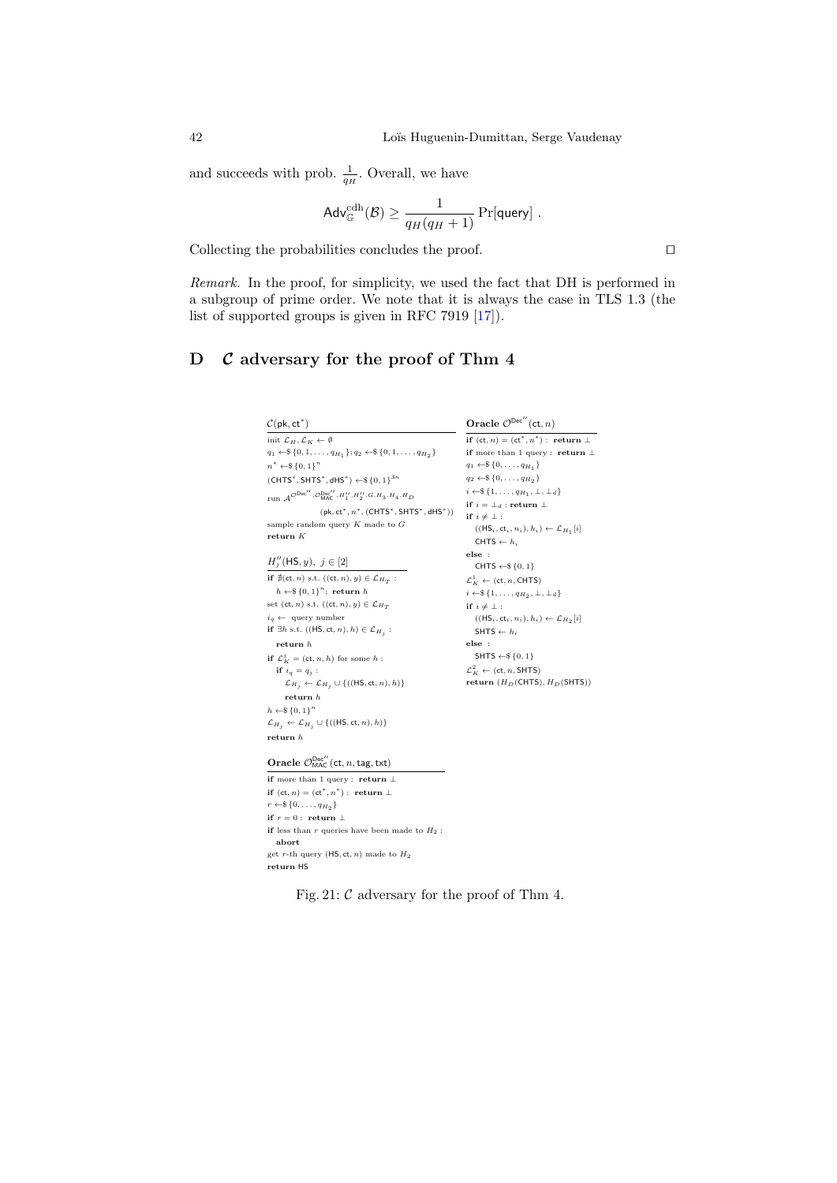and succeeds with prob. $\frac{1}{q_H}$. Overall, we have

$$\mathsf{Adv}^{\mathrm{cdh}}_{\mathbb{G}}(\mathcal{B}) \geq \frac{1}{q_H(q_H+1)} \Pr[\mathsf{query}] \; .$$

Collecting the probabilities concludes the proof. □

*Remark.* In the proof, for simplicity, we used the fact that DH is performed in a subgroup of prime order. We note that it is always the case in TLS 1.3 (the list of supported groups is given in RFC 7919 [17]).

## D $\mathcal{C}$ adversary for the proof of Thm 4

$\mathcal{C}(\mathsf{pk}, \mathsf{ct}^*)$

```
init L_H, L_K ← ∅
q_1 ←$ {0, 1, ..., q_{H_1}}; q_2 ←$ {0, 1, ..., q_{H_2}}
n* ←$ {0,1}^n
(CHTS*, SHTS*, dHS*) ←$ {0,1}^{3n}
run A^{O^{Dec''}, O^{Dec''}_{MAC}, H''_1, H''_2, G, H_3, H_4, H_D}
      (pk, ct*, n*, (CHTS*, SHTS*, dHS*))
sample random query K made to G
return K
```

$H''_j(\mathsf{HS}, y),\ j \in [2]$

```
if ∄(ct, n) s.t. ((ct, n), y) ∈ L_{H_T} :
   h ←$ {0,1}^n; return h
set (ct, n) s.t. ((ct, n), y) ∈ L_{H_T}
i_q ← query number
if ∃h s.t. ((HS, ct, n), h) ∈ L_{H_j} :
   return h
if L^j_K = (ct, n, h) for some h :
   if i_q = q_j :
      L_{H_j} ← L_{H_j} ∪ {((HS, ct, n), h)}
      return h
h ←$ {0,1}^n
L_{H_j} ← L_{H_j} ∪ {((HS, ct, n), h)}
return h
```

**Oracle** $\mathcal{O}^{\mathsf{Dec}''}_{\mathsf{MAC}}(\mathsf{ct}, n, \mathsf{tag}, \mathsf{txt})$

```
if more than 1 query : return ⊥
if (ct, n) = (ct*, n*) : return ⊥
r ←$ {0, ..., q_{H_2}}
if r = 0 : return ⊥
if less than r queries have been made to H_2 :
   abort
get r-th query (HS, ct, n) made to H_2
return HS
```

**Oracle** $\mathcal{O}^{\mathsf{Dec}''}(\mathsf{ct}, n)$

```
if (ct, n) = (ct*, n*) : return ⊥
if more than 1 query : return ⊥
q_1 ←$ {0, ..., q_{H_1}}
q_2 ←$ {0, ..., q_{H_2}}
i ←$ {1, ..., q_{H_1}, ⊥, ⊥_d}
if i = ⊥_d : return ⊥
if i ≠ ⊥ :
   ((HS_i, ct_i, n_i), h_i) ← L_{H_1}[i]
   CHTS ← h_i
else :
   CHTS ←$ {0,1}
L^1_K ← (ct, n, CHTS)
i ←$ {1, ..., q_{H_2}, ⊥, ⊥_d}
if i ≠ ⊥ :
   ((HS_i, ct_i, n_i), h_i) ← L_{H_2}[i]
   SHTS ← h_i
else :
   SHTS ←$ {0,1}
L^2_K ← (ct, n, SHTS)
return (H_D(CHTS), H_D(SHTS))
```

Fig. 21: $\mathcal{C}$ adversary for the proof of Thm 4.